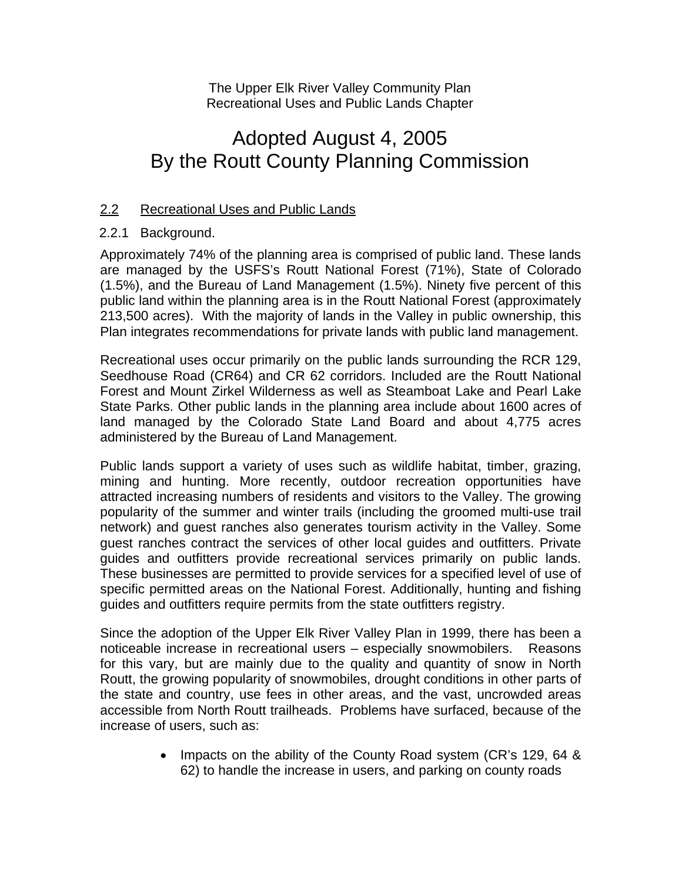The Upper Elk River Valley Community Plan
Recreational Uses and Public Lands Chapter

# Adopted August 4, 2005
# By the Routt County Planning Commission

## 2.2 Recreational Uses and Public Lands

### 2.2.1 Background.

Approximately 74% of the planning area is comprised of public land. These lands are managed by the USFS's Routt National Forest (71%), State of Colorado (1.5%), and the Bureau of Land Management (1.5%). Ninety five percent of this public land within the planning area is in the Routt National Forest (approximately 213,500 acres). With the majority of lands in the Valley in public ownership, this Plan integrates recommendations for private lands with public land management.

Recreational uses occur primarily on the public lands surrounding the RCR 129, Seedhouse Road (CR64) and CR 62 corridors. Included are the Routt National Forest and Mount Zirkel Wilderness as well as Steamboat Lake and Pearl Lake State Parks. Other public lands in the planning area include about 1600 acres of land managed by the Colorado State Land Board and about 4,775 acres administered by the Bureau of Land Management.

Public lands support a variety of uses such as wildlife habitat, timber, grazing, mining and hunting. More recently, outdoor recreation opportunities have attracted increasing numbers of residents and visitors to the Valley. The growing popularity of the summer and winter trails (including the groomed multi-use trail network) and guest ranches also generates tourism activity in the Valley. Some guest ranches contract the services of other local guides and outfitters. Private guides and outfitters provide recreational services primarily on public lands. These businesses are permitted to provide services for a specified level of use of specific permitted areas on the National Forest. Additionally, hunting and fishing guides and outfitters require permits from the state outfitters registry.

Since the adoption of the Upper Elk River Valley Plan in 1999, there has been a noticeable increase in recreational users – especially snowmobilers. Reasons for this vary, but are mainly due to the quality and quantity of snow in North Routt, the growing popularity of snowmobiles, drought conditions in other parts of the state and country, use fees in other areas, and the vast, uncrowded areas accessible from North Routt trailheads. Problems have surfaced, because of the increase of users, such as:

- Impacts on the ability of the County Road system (CR's 129, 64 & 62) to handle the increase in users, and parking on county roads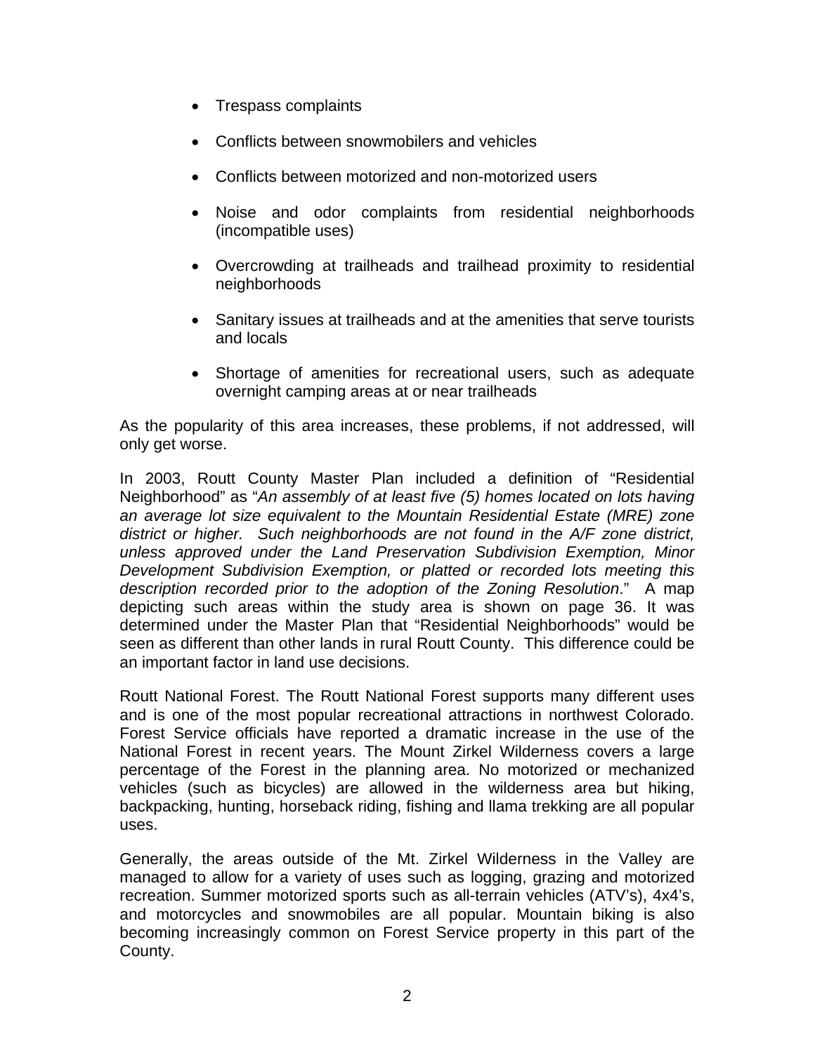- Trespass complaints
- Conflicts between snowmobilers and vehicles
- Conflicts between motorized and non-motorized users
- Noise and odor complaints from residential neighborhoods (incompatible uses)
- Overcrowding at trailheads and trailhead proximity to residential neighborhoods
- Sanitary issues at trailheads and at the amenities that serve tourists and locals
- Shortage of amenities for recreational users, such as adequate overnight camping areas at or near trailheads

As the popularity of this area increases, these problems, if not addressed, will only get worse.

In 2003, Routt County Master Plan included a definition of "Residential Neighborhood" as "*An assembly of at least five (5) homes located on lots having an average lot size equivalent to the Mountain Residential Estate (MRE) zone district or higher. Such neighborhoods are not found in the A/F zone district, unless approved under the Land Preservation Subdivision Exemption, Minor Development Subdivision Exemption, or platted or recorded lots meeting this description recorded prior to the adoption of the Zoning Resolution*." A map depicting such areas within the study area is shown on page 36. It was determined under the Master Plan that "Residential Neighborhoods" would be seen as different than other lands in rural Routt County. This difference could be an important factor in land use decisions.

Routt National Forest. The Routt National Forest supports many different uses and is one of the most popular recreational attractions in northwest Colorado. Forest Service officials have reported a dramatic increase in the use of the National Forest in recent years. The Mount Zirkel Wilderness covers a large percentage of the Forest in the planning area. No motorized or mechanized vehicles (such as bicycles) are allowed in the wilderness area but hiking, backpacking, hunting, horseback riding, fishing and llama trekking are all popular uses.

Generally, the areas outside of the Mt. Zirkel Wilderness in the Valley are managed to allow for a variety of uses such as logging, grazing and motorized recreation. Summer motorized sports such as all-terrain vehicles (ATV's), 4x4's, and motorcycles and snowmobiles are all popular. Mountain biking is also becoming increasingly common on Forest Service property in this part of the County.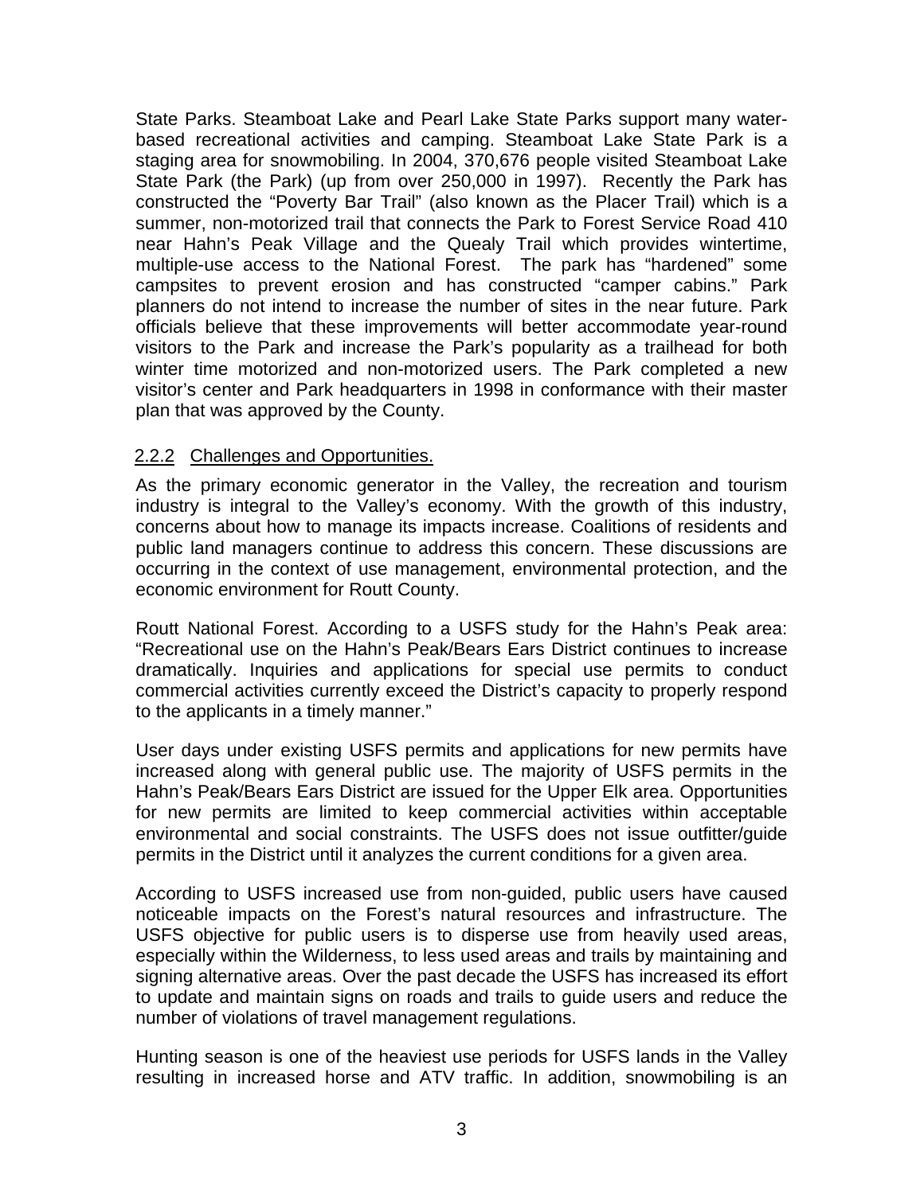State Parks. Steamboat Lake and Pearl Lake State Parks support many water-based recreational activities and camping. Steamboat Lake State Park is a staging area for snowmobiling. In 2004, 370,676 people visited Steamboat Lake State Park (the Park) (up from over 250,000 in 1997). Recently the Park has constructed the "Poverty Bar Trail" (also known as the Placer Trail) which is a summer, non-motorized trail that connects the Park to Forest Service Road 410 near Hahn's Peak Village and the Quealy Trail which provides wintertime, multiple-use access to the National Forest. The park has "hardened" some campsites to prevent erosion and has constructed "camper cabins." Park planners do not intend to increase the number of sites in the near future. Park officials believe that these improvements will better accommodate year-round visitors to the Park and increase the Park's popularity as a trailhead for both winter time motorized and non-motorized users. The Park completed a new visitor's center and Park headquarters in 1998 in conformance with their master plan that was approved by the County.

### 2.2.2 Challenges and Opportunities.

As the primary economic generator in the Valley, the recreation and tourism industry is integral to the Valley's economy. With the growth of this industry, concerns about how to manage its impacts increase. Coalitions of residents and public land managers continue to address this concern. These discussions are occurring in the context of use management, environmental protection, and the economic environment for Routt County.

Routt National Forest. According to a USFS study for the Hahn's Peak area: "Recreational use on the Hahn's Peak/Bears Ears District continues to increase dramatically. Inquiries and applications for special use permits to conduct commercial activities currently exceed the District's capacity to properly respond to the applicants in a timely manner."

User days under existing USFS permits and applications for new permits have increased along with general public use. The majority of USFS permits in the Hahn's Peak/Bears Ears District are issued for the Upper Elk area. Opportunities for new permits are limited to keep commercial activities within acceptable environmental and social constraints. The USFS does not issue outfitter/guide permits in the District until it analyzes the current conditions for a given area.

According to USFS increased use from non-guided, public users have caused noticeable impacts on the Forest's natural resources and infrastructure. The USFS objective for public users is to disperse use from heavily used areas, especially within the Wilderness, to less used areas and trails by maintaining and signing alternative areas. Over the past decade the USFS has increased its effort to update and maintain signs on roads and trails to guide users and reduce the number of violations of travel management regulations.

Hunting season is one of the heaviest use periods for USFS lands in the Valley resulting in increased horse and ATV traffic. In addition, snowmobiling is an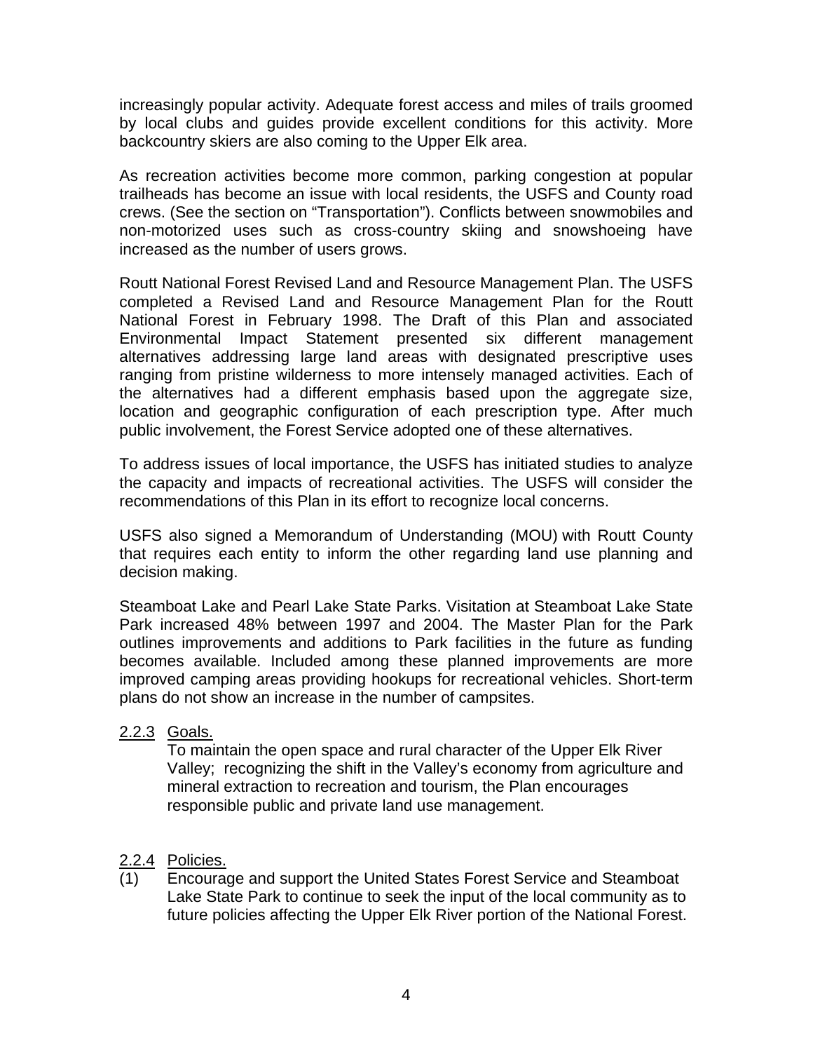increasingly popular activity. Adequate forest access and miles of trails groomed by local clubs and guides provide excellent conditions for this activity. More backcountry skiers are also coming to the Upper Elk area.

As recreation activities become more common, parking congestion at popular trailheads has become an issue with local residents, the USFS and County road crews. (See the section on "Transportation"). Conflicts between snowmobiles and non-motorized uses such as cross-country skiing and snowshoeing have increased as the number of users grows.

Routt National Forest Revised Land and Resource Management Plan. The USFS completed a Revised Land and Resource Management Plan for the Routt National Forest in February 1998. The Draft of this Plan and associated Environmental Impact Statement presented six different management alternatives addressing large land areas with designated prescriptive uses ranging from pristine wilderness to more intensely managed activities. Each of the alternatives had a different emphasis based upon the aggregate size, location and geographic configuration of each prescription type. After much public involvement, the Forest Service adopted one of these alternatives.

To address issues of local importance, the USFS has initiated studies to analyze the capacity and impacts of recreational activities. The USFS will consider the recommendations of this Plan in its effort to recognize local concerns.

USFS also signed a Memorandum of Understanding (MOU) with Routt County that requires each entity to inform the other regarding land use planning and decision making.

Steamboat Lake and Pearl Lake State Parks. Visitation at Steamboat Lake State Park increased 48% between 1997 and 2004. The Master Plan for the Park outlines improvements and additions to Park facilities in the future as funding becomes available. Included among these planned improvements are more improved camping areas providing hookups for recreational vehicles. Short-term plans do not show an increase in the number of campsites.

2.2.3 Goals.

To maintain the open space and rural character of the Upper Elk River Valley; recognizing the shift in the Valley's economy from agriculture and mineral extraction to recreation and tourism, the Plan encourages responsible public and private land use management.

2.2.4 Policies.

(1) Encourage and support the United States Forest Service and Steamboat Lake State Park to continue to seek the input of the local community as to future policies affecting the Upper Elk River portion of the National Forest.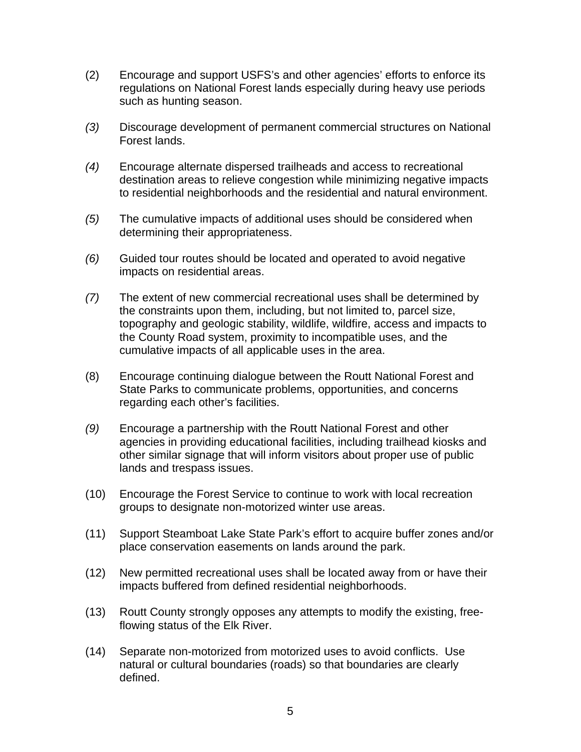(2) Encourage and support USFS's and other agencies' efforts to enforce its regulations on National Forest lands especially during heavy use periods such as hunting season.

*(3)* Discourage development of permanent commercial structures on National Forest lands.

*(4)* Encourage alternate dispersed trailheads and access to recreational destination areas to relieve congestion while minimizing negative impacts to residential neighborhoods and the residential and natural environment.

*(5)* The cumulative impacts of additional uses should be considered when determining their appropriateness.

*(6)* Guided tour routes should be located and operated to avoid negative impacts on residential areas.

*(7)* The extent of new commercial recreational uses shall be determined by the constraints upon them, including, but not limited to, parcel size, topography and geologic stability, wildlife, wildfire, access and impacts to the County Road system, proximity to incompatible uses, and the cumulative impacts of all applicable uses in the area.

(8) Encourage continuing dialogue between the Routt National Forest and State Parks to communicate problems, opportunities, and concerns regarding each other's facilities.

*(9)* Encourage a partnership with the Routt National Forest and other agencies in providing educational facilities, including trailhead kiosks and other similar signage that will inform visitors about proper use of public lands and trespass issues.

(10) Encourage the Forest Service to continue to work with local recreation groups to designate non-motorized winter use areas.

(11) Support Steamboat Lake State Park's effort to acquire buffer zones and/or place conservation easements on lands around the park.

(12) New permitted recreational uses shall be located away from or have their impacts buffered from defined residential neighborhoods.

(13) Routt County strongly opposes any attempts to modify the existing, free-flowing status of the Elk River.

(14) Separate non-motorized from motorized uses to avoid conflicts. Use natural or cultural boundaries (roads) so that boundaries are clearly defined.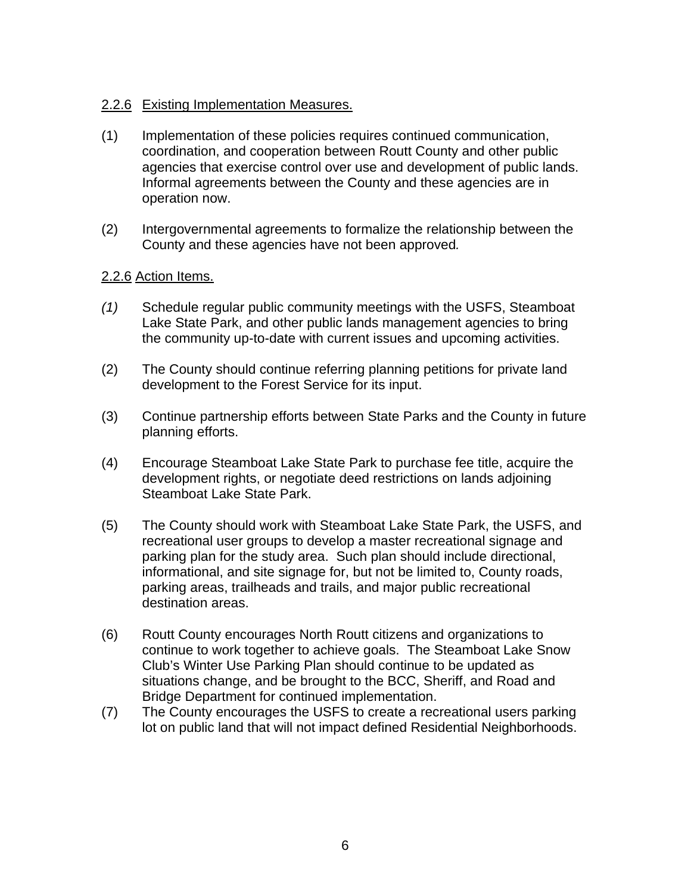### 2.2.6 Existing Implementation Measures.

(1) Implementation of these policies requires continued communication, coordination, and cooperation between Routt County and other public agencies that exercise control over use and development of public lands. Informal agreements between the County and these agencies are in operation now.

(2) Intergovernmental agreements to formalize the relationship between the County and these agencies have not been approved*.*

### 2.2.6 Action Items.

*(1)* Schedule regular public community meetings with the USFS, Steamboat Lake State Park, and other public lands management agencies to bring the community up-to-date with current issues and upcoming activities.

(2) The County should continue referring planning petitions for private land development to the Forest Service for its input.

(3) Continue partnership efforts between State Parks and the County in future planning efforts.

(4) Encourage Steamboat Lake State Park to purchase fee title, acquire the development rights, or negotiate deed restrictions on lands adjoining Steamboat Lake State Park.

(5) The County should work with Steamboat Lake State Park, the USFS, and recreational user groups to develop a master recreational signage and parking plan for the study area. Such plan should include directional, informational, and site signage for, but not be limited to, County roads, parking areas, trailheads and trails, and major public recreational destination areas.

(6) Routt County encourages North Routt citizens and organizations to continue to work together to achieve goals. The Steamboat Lake Snow Club's Winter Use Parking Plan should continue to be updated as situations change, and be brought to the BCC, Sheriff, and Road and Bridge Department for continued implementation.

(7) The County encourages the USFS to create a recreational users parking lot on public land that will not impact defined Residential Neighborhoods.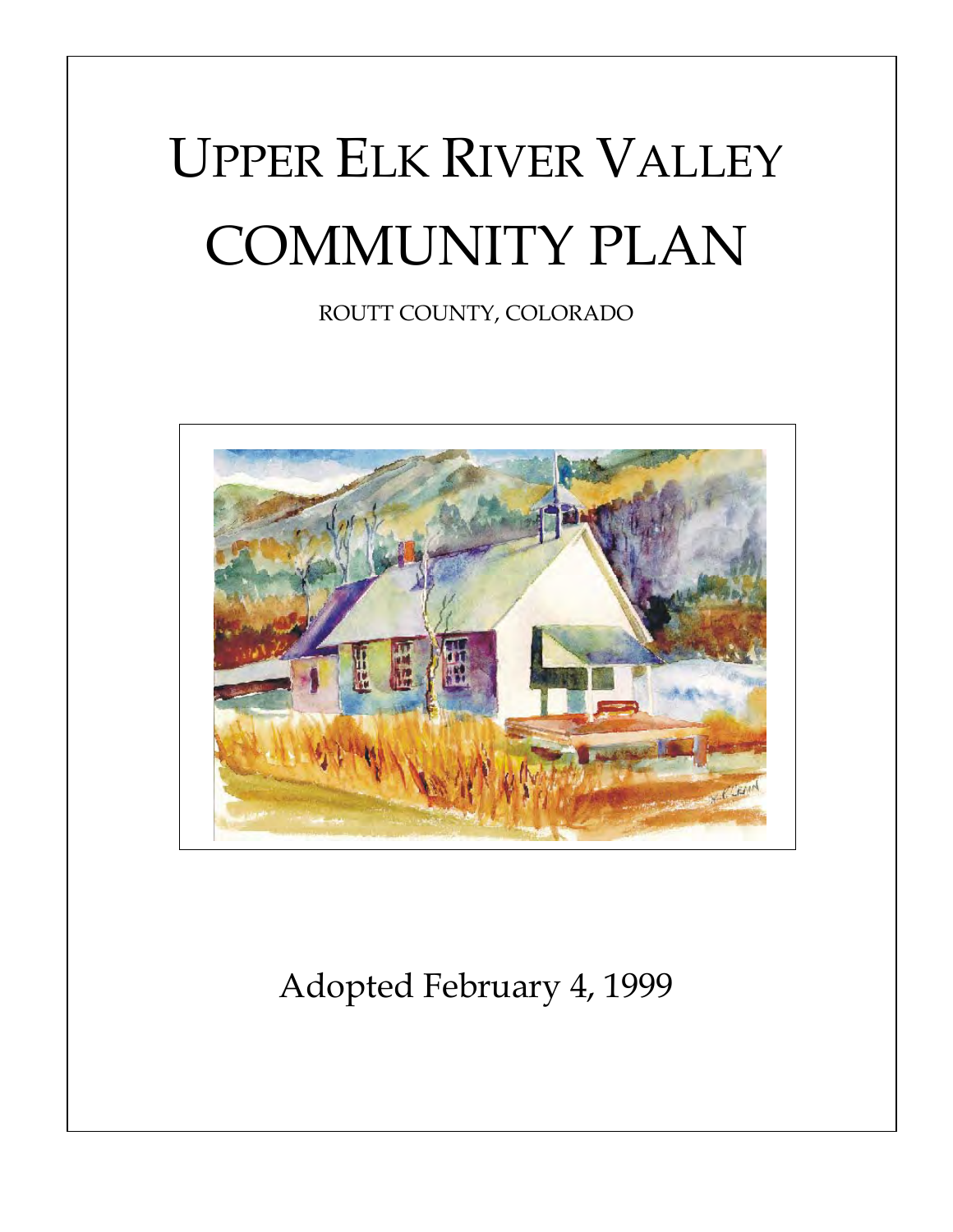# UPPER ELK RIVER VALLEY COMMUNITY PLAN

ROUTT COUNTY, COLORADO

Adopted February 4, 1999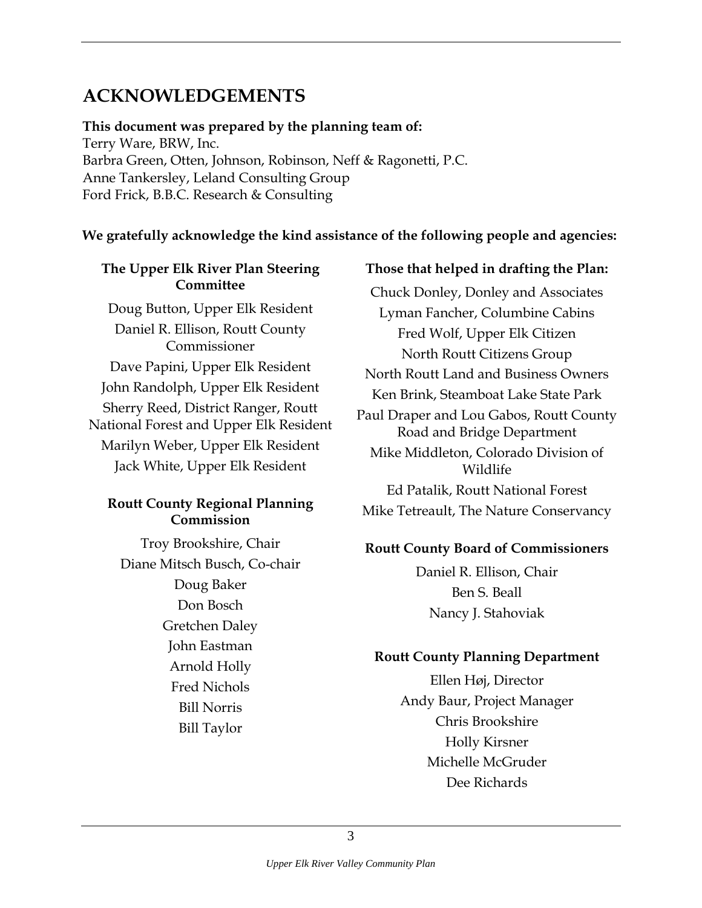# ACKNOWLEDGEMENTS

**This document was prepared by the planning team of:**
Terry Ware, BRW, Inc.
Barbra Green, Otten, Johnson, Robinson, Neff & Ragonetti, P.C.
Anne Tankersley, Leland Consulting Group
Ford Frick, B.B.C. Research & Consulting

**We gratefully acknowledge the kind assistance of the following people and agencies:**

**The Upper Elk River Plan Steering Committee**

Doug Button, Upper Elk Resident
Daniel R. Ellison, Routt County Commissioner
Dave Papini, Upper Elk Resident
John Randolph, Upper Elk Resident
Sherry Reed, District Ranger, Routt National Forest and Upper Elk Resident
Marilyn Weber, Upper Elk Resident
Jack White, Upper Elk Resident

**Routt County Regional Planning Commission**

Troy Brookshire, Chair
Diane Mitsch Busch, Co-chair
Doug Baker
Don Bosch
Gretchen Daley
John Eastman
Arnold Holly
Fred Nichols
Bill Norris
Bill Taylor

**Those that helped in drafting the Plan:**

Chuck Donley, Donley and Associates
Lyman Fancher, Columbine Cabins
Fred Wolf, Upper Elk Citizen
North Routt Citizens Group
North Routt Land and Business Owners
Ken Brink, Steamboat Lake State Park
Paul Draper and Lou Gabos, Routt County Road and Bridge Department
Mike Middleton, Colorado Division of Wildlife
Ed Patalik, Routt National Forest
Mike Tetreault, The Nature Conservancy

**Routt County Board of Commissioners**

Daniel R. Ellison, Chair
Ben S. Beall
Nancy J. Stahoviak

**Routt County Planning Department**

Ellen Høj, Director
Andy Baur, Project Manager
Chris Brookshire
Holly Kirsner
Michelle McGruder
Dee Richards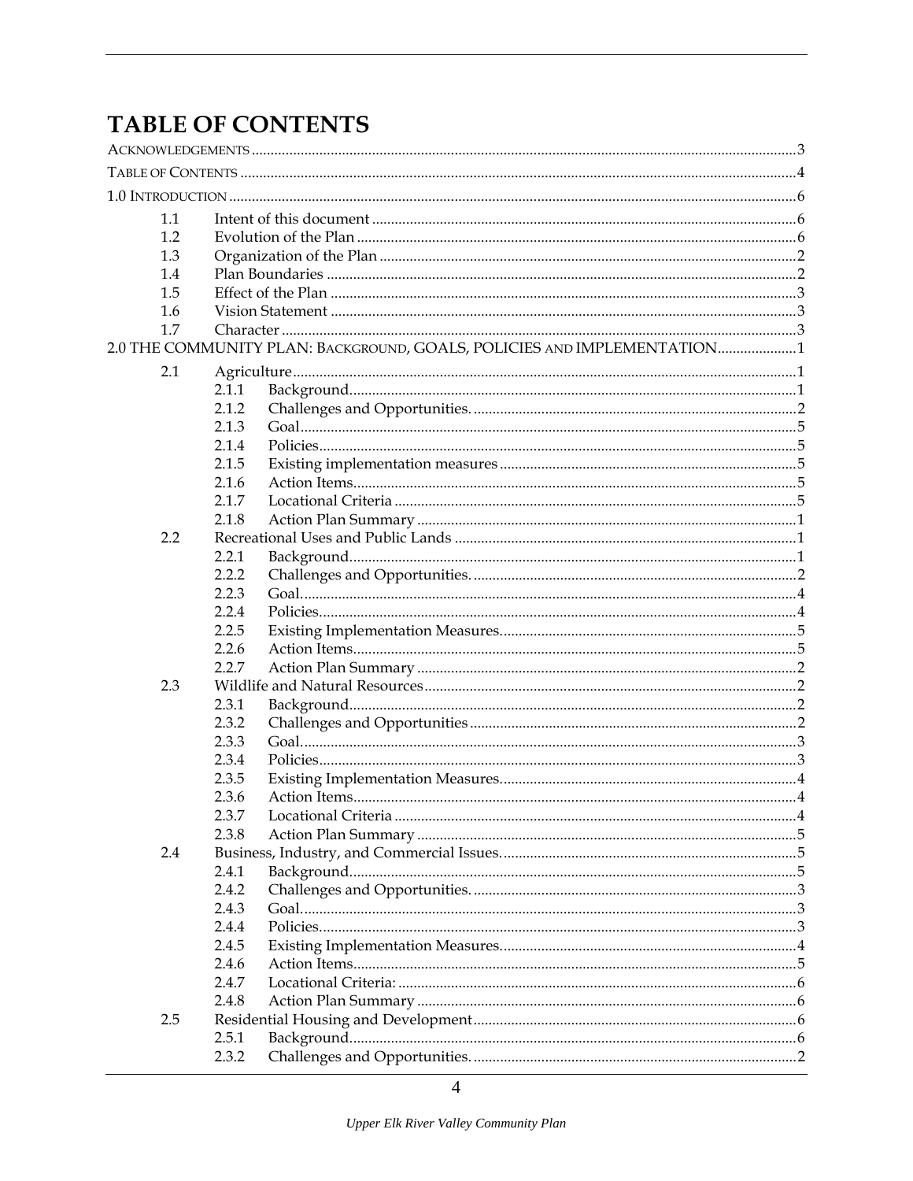# TABLE OF CONTENTS

ACKNOWLEDGEMENTS ............................................................................................................3

TABLE OF CONTENTS ............................................................................................................4

1.0 INTRODUCTION ............................................................................................................6

- 1.1 Intent of this document ............................................................................................6
- 1.2 Evolution of the Plan ...............................................................................................6
- 1.3 Organization of the Plan ..........................................................................................2
- 1.4 Plan Boundaries ......................................................................................................2
- 1.5 Effect of the Plan .....................................................................................................3
- 1.6 Vision Statement .....................................................................................................3
- 1.7 Character .................................................................................................................3

2.0 THE COMMUNITY PLAN: BACKGROUND, GOALS, POLICIES AND IMPLEMENTATION.....................1

- 2.1 Agriculture...............................................................................................................1
  - 2.1.1 Background.......................................................................................................1
  - 2.1.2 Challenges and Opportunities. ..........................................................................2
  - 2.1.3 Goal...................................................................................................................5
  - 2.1.4 Policies...............................................................................................................5
  - 2.1.5 Existing implementation measures ...................................................................5
  - 2.1.6 Action Items.......................................................................................................5
  - 2.1.7 Locational Criteria ..............................................................................................5
  - 2.1.8 Action Plan Summary ........................................................................................1
- 2.2 Recreational Uses and Public Lands ......................................................................1
  - 2.2.1 Background.......................................................................................................1
  - 2.2.2 Challenges and Opportunities. ..........................................................................2
  - 2.2.3 Goal...................................................................................................................4
  - 2.2.4 Policies...............................................................................................................4
  - 2.2.5 Existing Implementation Measures....................................................................5
  - 2.2.6 Action Items.......................................................................................................5
  - 2.2.7 Action Plan Summary ........................................................................................2
- 2.3 Wildlife and Natural Resources...............................................................................2
  - 2.3.1 Background.......................................................................................................2
  - 2.3.2 Challenges and Opportunities ...........................................................................2
  - 2.3.3 Goal...................................................................................................................3
  - 2.3.4 Policies...............................................................................................................3
  - 2.3.5 Existing Implementation Measures....................................................................4
  - 2.3.6 Action Items.......................................................................................................4
  - 2.3.7 Locational Criteria ..............................................................................................4
  - 2.3.8 Action Plan Summary ........................................................................................5
- 2.4 Business, Industry, and Commercial Issues...........................................................5
  - 2.4.1 Background.......................................................................................................5
  - 2.4.2 Challenges and Opportunities. ..........................................................................3
  - 2.4.3 Goal...................................................................................................................3
  - 2.4.4 Policies...............................................................................................................3
  - 2.4.5 Existing Implementation Measures....................................................................4
  - 2.4.6 Action Items.......................................................................................................5
  - 2.4.7 Locational Criteria: .............................................................................................6
  - 2.4.8 Action Plan Summary ........................................................................................6
- 2.5 Residential Housing and Development...................................................................6
  - 2.5.1 Background.......................................................................................................6
  - 2.3.2 Challenges and Opportunities. ..........................................................................2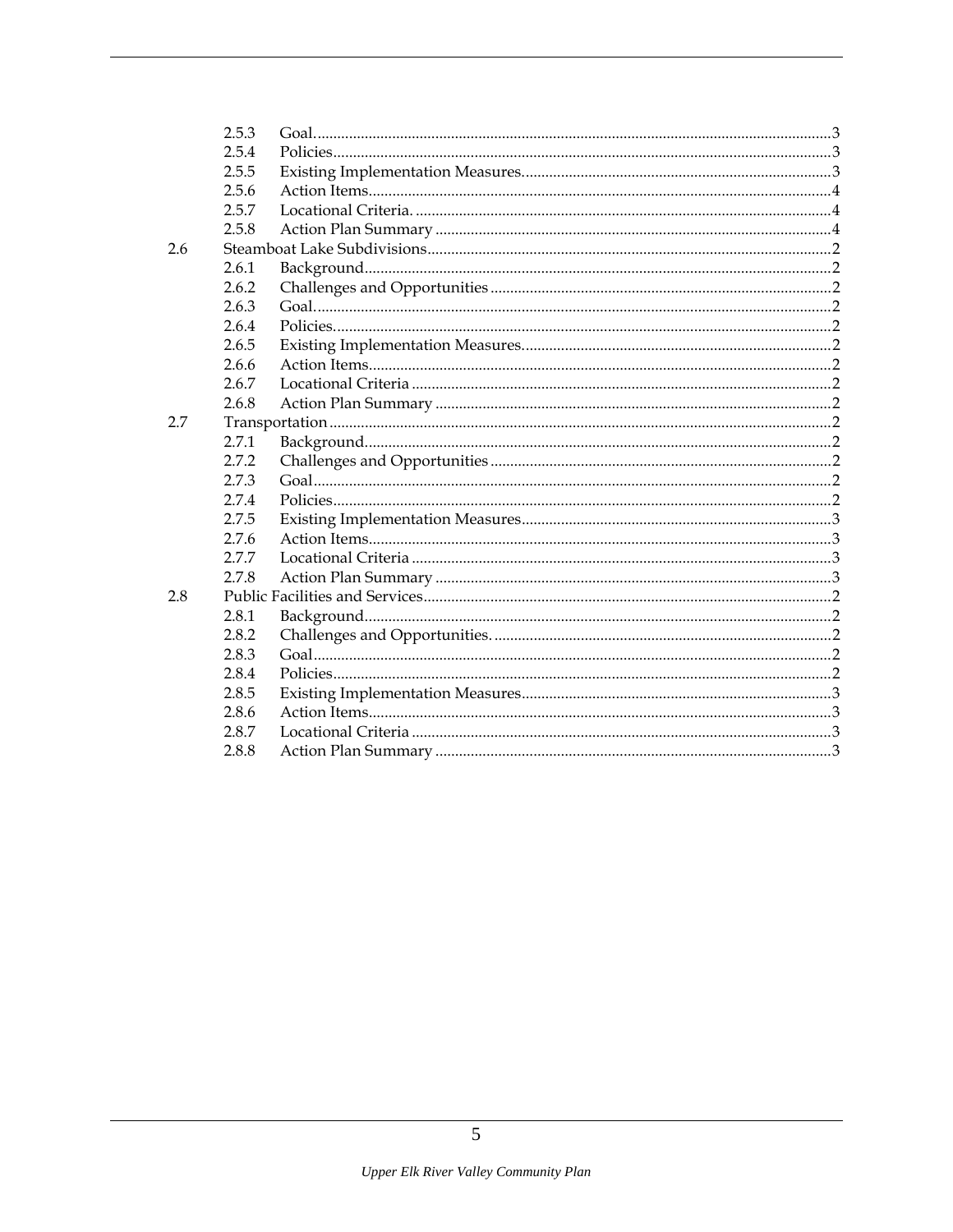| | | | |
|---|---|---|---|
| | 2.5.3 | Goal. | 3 |
| | 2.5.4 | Policies | 3 |
| | 2.5.5 | Existing Implementation Measures. | 3 |
| | 2.5.6 | Action Items | 4 |
| | 2.5.7 | Locational Criteria. | 4 |
| | 2.5.8 | Action Plan Summary | 4 |
| 2.6 | Steamboat Lake Subdivisions | | 2 |
| | 2.6.1 | Background | 2 |
| | 2.6.2 | Challenges and Opportunities | 2 |
| | 2.6.3 | Goal. | 2 |
| | 2.6.4 | Policies. | 2 |
| | 2.6.5 | Existing Implementation Measures. | 2 |
| | 2.6.6 | Action Items | 2 |
| | 2.6.7 | Locational Criteria | 2 |
| | 2.6.8 | Action Plan Summary | 2 |
| 2.7 | Transportation | | 2 |
| | 2.7.1 | Background | 2 |
| | 2.7.2 | Challenges and Opportunities | 2 |
| | 2.7.3 | Goal | 2 |
| | 2.7.4 | Policies | 2 |
| | 2.7.5 | Existing Implementation Measures | 3 |
| | 2.7.6 | Action Items | 3 |
| | 2.7.7 | Locational Criteria | 3 |
| | 2.7.8 | Action Plan Summary | 3 |
| 2.8 | Public Facilities and Services | | 2 |
| | 2.8.1 | Background | 2 |
| | 2.8.2 | Challenges and Opportunities. | 2 |
| | 2.8.3 | Goal | 2 |
| | 2.8.4 | Policies | 2 |
| | 2.8.5 | Existing Implementation Measures | 3 |
| | 2.8.6 | Action Items | 3 |
| | 2.8.7 | Locational Criteria | 3 |
| | 2.8.8 | Action Plan Summary | 3 |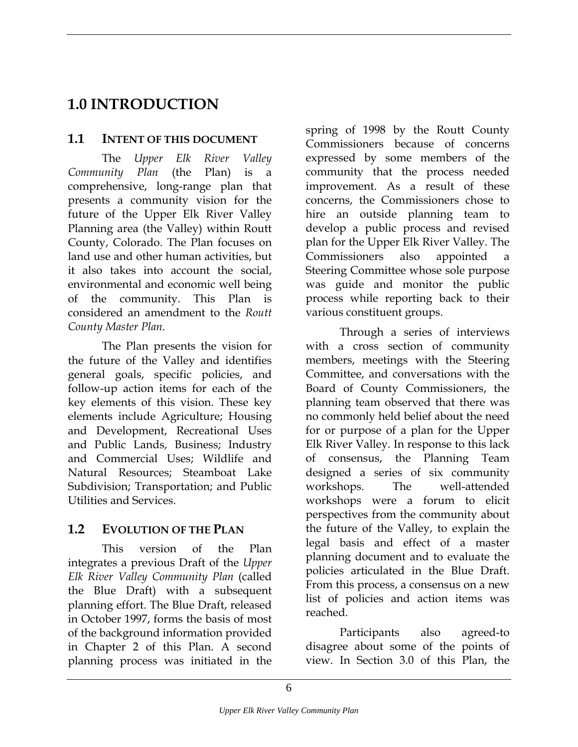# 1.0 INTRODUCTION

## 1.1 INTENT OF THIS DOCUMENT

The *Upper Elk River Valley Community Plan* (the Plan) is a comprehensive, long-range plan that presents a community vision for the future of the Upper Elk River Valley Planning area (the Valley) within Routt County, Colorado. The Plan focuses on land use and other human activities, but it also takes into account the social, environmental and economic well being of the community. This Plan is considered an amendment to the *Routt County Master Plan*.

The Plan presents the vision for the future of the Valley and identifies general goals, specific policies, and follow-up action items for each of the key elements of this vision. These key elements include Agriculture; Housing and Development, Recreational Uses and Public Lands, Business; Industry and Commercial Uses; Wildlife and Natural Resources; Steamboat Lake Subdivision; Transportation; and Public Utilities and Services.

## 1.2 EVOLUTION OF THE PLAN

This version of the Plan integrates a previous Draft of the *Upper Elk River Valley Community Plan* (called the Blue Draft) with a subsequent planning effort. The Blue Draft, released in October 1997, forms the basis of most of the background information provided in Chapter 2 of this Plan. A second planning process was initiated in the spring of 1998 by the Routt County Commissioners because of concerns expressed by some members of the community that the process needed improvement. As a result of these concerns, the Commissioners chose to hire an outside planning team to develop a public process and revised plan for the Upper Elk River Valley. The Commissioners also appointed a Steering Committee whose sole purpose was guide and monitor the public process while reporting back to their various constituent groups.

Through a series of interviews with a cross section of community members, meetings with the Steering Committee, and conversations with the Board of County Commissioners, the planning team observed that there was no commonly held belief about the need for or purpose of a plan for the Upper Elk River Valley. In response to this lack of consensus, the Planning Team designed a series of six community workshops. The well-attended workshops were a forum to elicit perspectives from the community about the future of the Valley, to explain the legal basis and effect of a master planning document and to evaluate the policies articulated in the Blue Draft. From this process, a consensus on a new list of policies and action items was reached.

Participants also agreed-to disagree about some of the points of view. In Section 3.0 of this Plan, the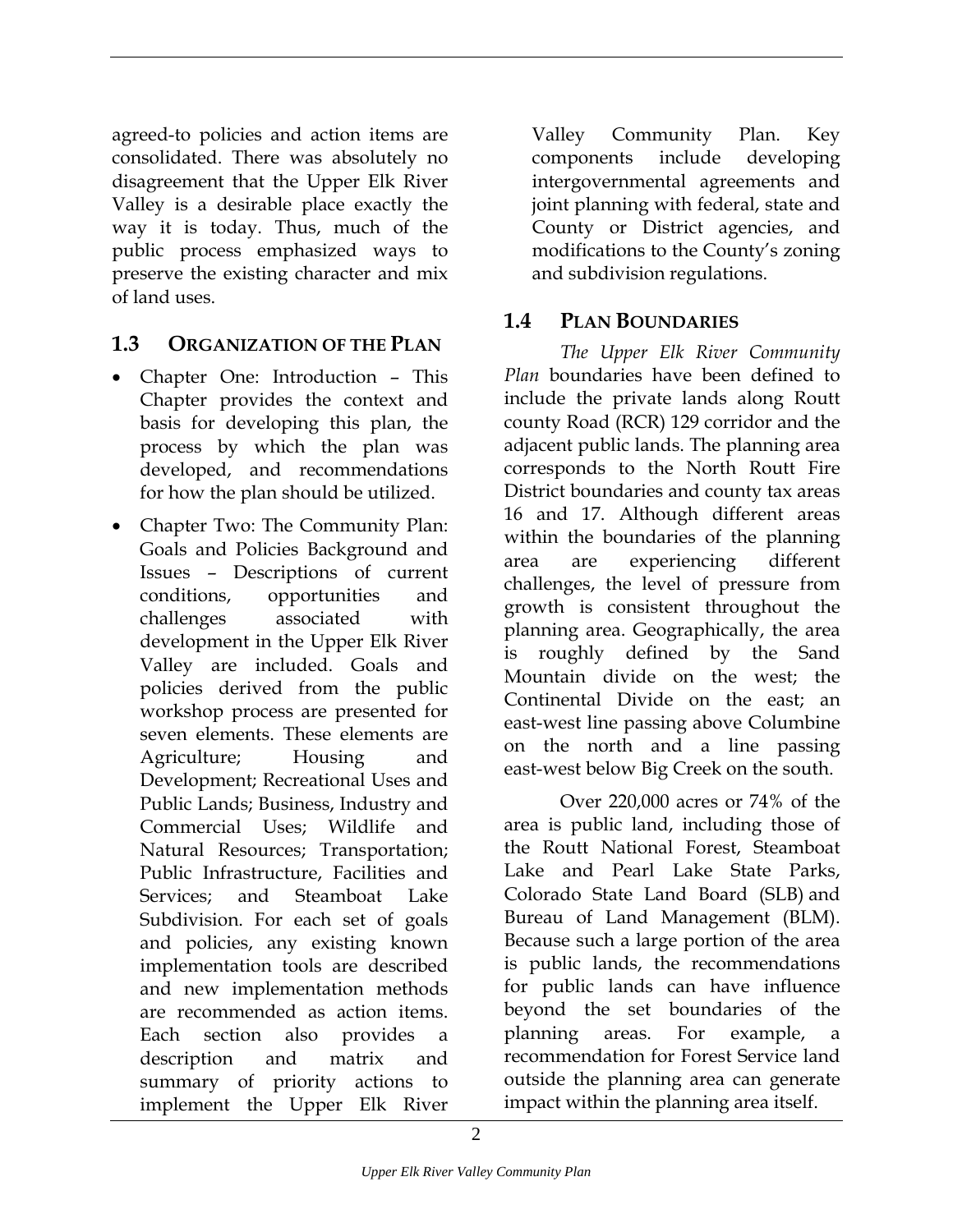agreed-to policies and action items are consolidated. There was absolutely no disagreement that the Upper Elk River Valley is a desirable place exactly the way it is today. Thus, much of the public process emphasized ways to preserve the existing character and mix of land uses.

## 1.3 ORGANIZATION OF THE PLAN

- Chapter One: Introduction – This Chapter provides the context and basis for developing this plan, the process by which the plan was developed, and recommendations for how the plan should be utilized.
- Chapter Two: The Community Plan: Goals and Policies Background and Issues – Descriptions of current conditions, opportunities and challenges associated with development in the Upper Elk River Valley are included. Goals and policies derived from the public workshop process are presented for seven elements. These elements are Agriculture; Housing and Development; Recreational Uses and Public Lands; Business, Industry and Commercial Uses; Wildlife and Natural Resources; Transportation; Public Infrastructure, Facilities and Services; and Steamboat Lake Subdivision. For each set of goals and policies, any existing known implementation tools are described and new implementation methods are recommended as action items. Each section also provides a description and matrix and summary of priority actions to implement the Upper Elk River Valley Community Plan. Key components include developing intergovernmental agreements and joint planning with federal, state and County or District agencies, and modifications to the County's zoning and subdivision regulations.

## 1.4 PLAN BOUNDARIES

*The Upper Elk River Community Plan* boundaries have been defined to include the private lands along Routt county Road (RCR) 129 corridor and the adjacent public lands. The planning area corresponds to the North Routt Fire District boundaries and county tax areas 16 and 17. Although different areas within the boundaries of the planning area are experiencing different challenges, the level of pressure from growth is consistent throughout the planning area. Geographically, the area is roughly defined by the Sand Mountain divide on the west; the Continental Divide on the east; an east-west line passing above Columbine on the north and a line passing east-west below Big Creek on the south.

Over 220,000 acres or 74% of the area is public land, including those of the Routt National Forest, Steamboat Lake and Pearl Lake State Parks, Colorado State Land Board (SLB) and Bureau of Land Management (BLM). Because such a large portion of the area is public lands, the recommendations for public lands can have influence beyond the set boundaries of the planning areas. For example, a recommendation for Forest Service land outside the planning area can generate impact within the planning area itself.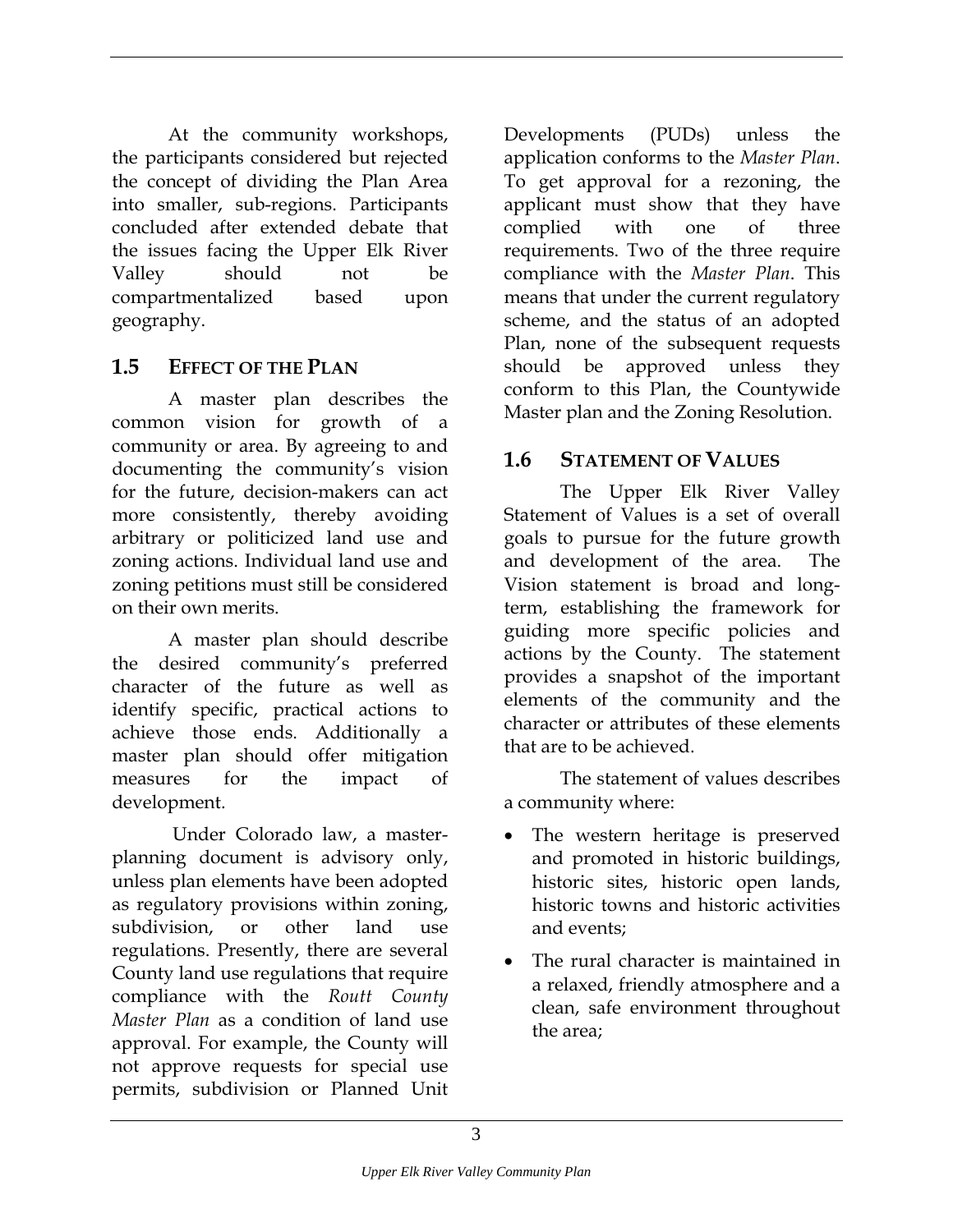At the community workshops, the participants considered but rejected the concept of dividing the Plan Area into smaller, sub-regions. Participants concluded after extended debate that the issues facing the Upper Elk River Valley should not be compartmentalized based upon geography.

## 1.5 EFFECT OF THE PLAN

A master plan describes the common vision for growth of a community or area. By agreeing to and documenting the community's vision for the future, decision-makers can act more consistently, thereby avoiding arbitrary or politicized land use and zoning actions. Individual land use and zoning petitions must still be considered on their own merits.

A master plan should describe the desired community's preferred character of the future as well as identify specific, practical actions to achieve those ends. Additionally a master plan should offer mitigation measures for the impact of development.

Under Colorado law, a master-planning document is advisory only, unless plan elements have been adopted as regulatory provisions within zoning, subdivision, or other land use regulations. Presently, there are several County land use regulations that require compliance with the *Routt County Master Plan* as a condition of land use approval. For example, the County will not approve requests for special use permits, subdivision or Planned Unit Developments (PUDs) unless the application conforms to the *Master Plan*. To get approval for a rezoning, the applicant must show that they have complied with one of three requirements. Two of the three require compliance with the *Master Plan*. This means that under the current regulatory scheme, and the status of an adopted Plan, none of the subsequent requests should be approved unless they conform to this Plan, the Countywide Master plan and the Zoning Resolution.

## 1.6 STATEMENT OF VALUES

The Upper Elk River Valley Statement of Values is a set of overall goals to pursue for the future growth and development of the area. The Vision statement is broad and long-term, establishing the framework for guiding more specific policies and actions by the County. The statement provides a snapshot of the important elements of the community and the character or attributes of these elements that are to be achieved.

The statement of values describes a community where:

- The western heritage is preserved and promoted in historic buildings, historic sites, historic open lands, historic towns and historic activities and events;
- The rural character is maintained in a relaxed, friendly atmosphere and a clean, safe environment throughout the area;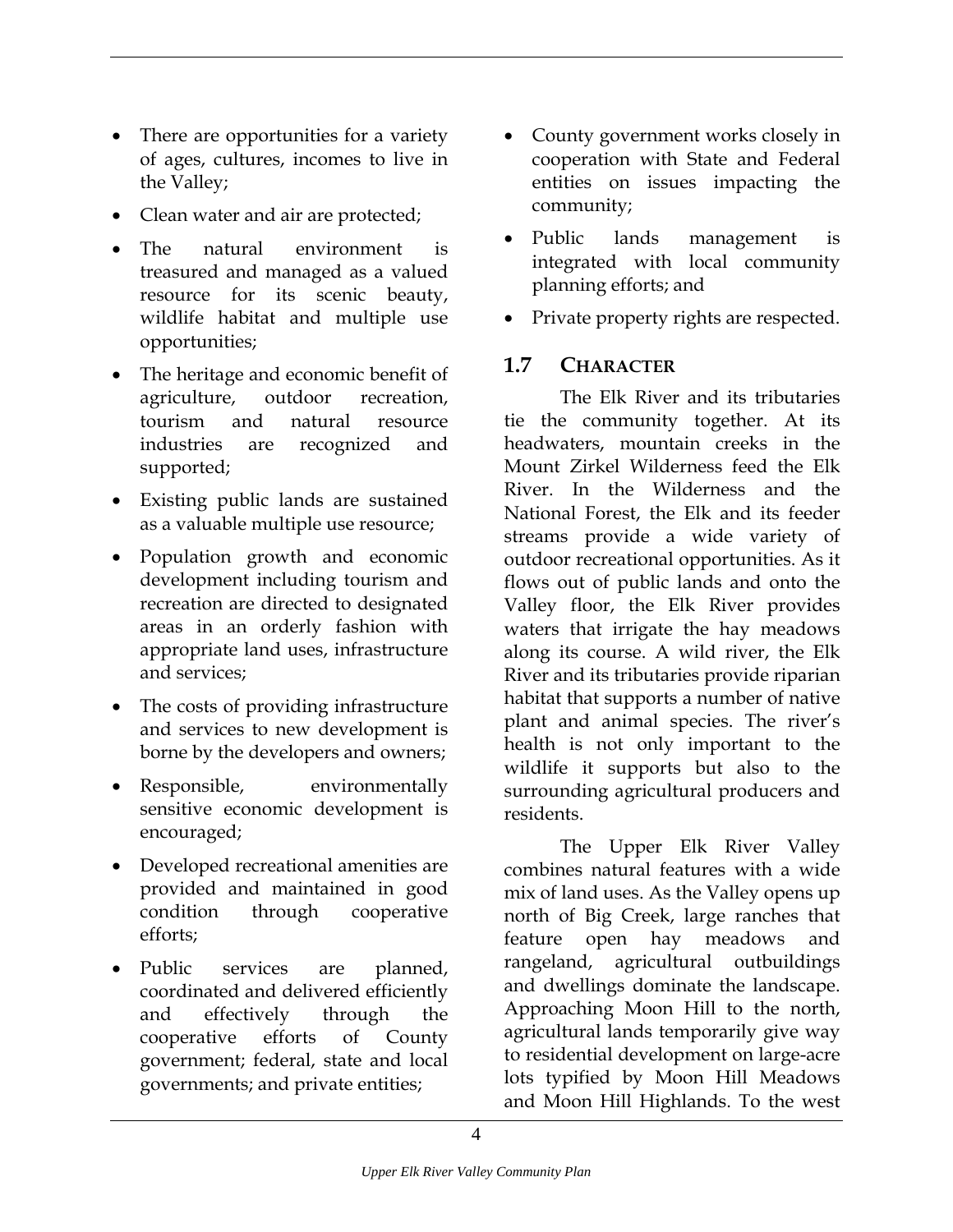- There are opportunities for a variety of ages, cultures, incomes to live in the Valley;
- Clean water and air are protected;
- The natural environment is treasured and managed as a valued resource for its scenic beauty, wildlife habitat and multiple use opportunities;
- The heritage and economic benefit of agriculture, outdoor recreation, tourism and natural resource industries are recognized and supported;
- Existing public lands are sustained as a valuable multiple use resource;
- Population growth and economic development including tourism and recreation are directed to designated areas in an orderly fashion with appropriate land uses, infrastructure and services;
- The costs of providing infrastructure and services to new development is borne by the developers and owners;
- Responsible, environmentally sensitive economic development is encouraged;
- Developed recreational amenities are provided and maintained in good condition through cooperative efforts;
- Public services are planned, coordinated and delivered efficiently and effectively through the cooperative efforts of County government; federal, state and local governments; and private entities;
- County government works closely in cooperation with State and Federal entities on issues impacting the community;
- Public lands management is integrated with local community planning efforts; and
- Private property rights are respected.

## 1.7 Character

The Elk River and its tributaries tie the community together. At its headwaters, mountain creeks in the Mount Zirkel Wilderness feed the Elk River. In the Wilderness and the National Forest, the Elk and its feeder streams provide a wide variety of outdoor recreational opportunities. As it flows out of public lands and onto the Valley floor, the Elk River provides waters that irrigate the hay meadows along its course. A wild river, the Elk River and its tributaries provide riparian habitat that supports a number of native plant and animal species. The river's health is not only important to the wildlife it supports but also to the surrounding agricultural producers and residents.

The Upper Elk River Valley combines natural features with a wide mix of land uses. As the Valley opens up north of Big Creek, large ranches that feature open hay meadows and rangeland, agricultural outbuildings and dwellings dominate the landscape. Approaching Moon Hill to the north, agricultural lands temporarily give way to residential development on large-acre lots typified by Moon Hill Meadows and Moon Hill Highlands. To the west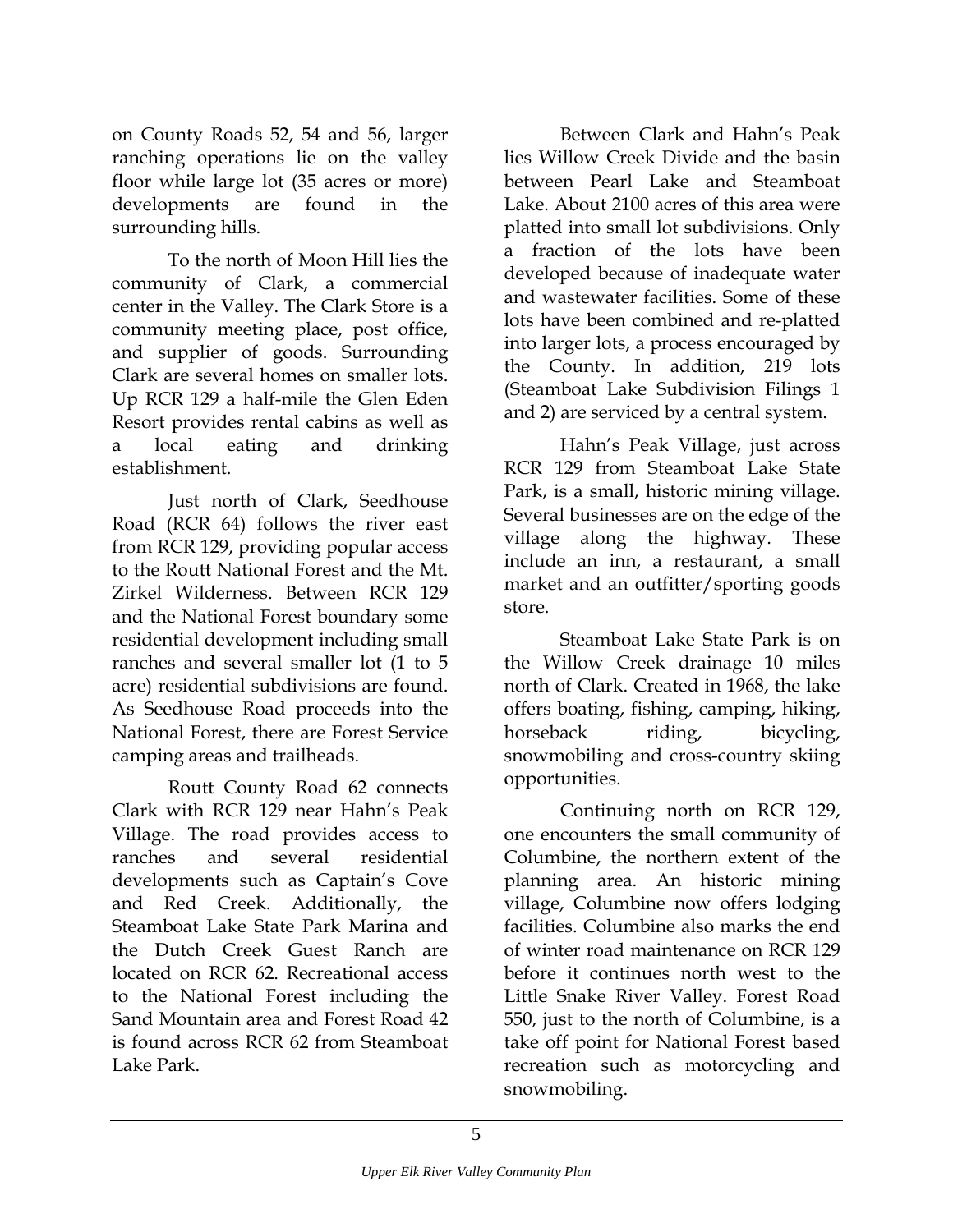on County Roads 52, 54 and 56, larger ranching operations lie on the valley floor while large lot (35 acres or more) developments are found in the surrounding hills.

To the north of Moon Hill lies the community of Clark, a commercial center in the Valley. The Clark Store is a community meeting place, post office, and supplier of goods. Surrounding Clark are several homes on smaller lots. Up RCR 129 a half-mile the Glen Eden Resort provides rental cabins as well as a local eating and drinking establishment.

Just north of Clark, Seedhouse Road (RCR 64) follows the river east from RCR 129, providing popular access to the Routt National Forest and the Mt. Zirkel Wilderness. Between RCR 129 and the National Forest boundary some residential development including small ranches and several smaller lot (1 to 5 acre) residential subdivisions are found. As Seedhouse Road proceeds into the National Forest, there are Forest Service camping areas and trailheads.

Routt County Road 62 connects Clark with RCR 129 near Hahn's Peak Village. The road provides access to ranches and several residential developments such as Captain's Cove and Red Creek. Additionally, the Steamboat Lake State Park Marina and the Dutch Creek Guest Ranch are located on RCR 62. Recreational access to the National Forest including the Sand Mountain area and Forest Road 42 is found across RCR 62 from Steamboat Lake Park.

Between Clark and Hahn's Peak lies Willow Creek Divide and the basin between Pearl Lake and Steamboat Lake. About 2100 acres of this area were platted into small lot subdivisions. Only a fraction of the lots have been developed because of inadequate water and wastewater facilities. Some of these lots have been combined and re-platted into larger lots, a process encouraged by the County. In addition, 219 lots (Steamboat Lake Subdivision Filings 1 and 2) are serviced by a central system.

Hahn's Peak Village, just across RCR 129 from Steamboat Lake State Park, is a small, historic mining village. Several businesses are on the edge of the village along the highway. These include an inn, a restaurant, a small market and an outfitter/sporting goods store.

Steamboat Lake State Park is on the Willow Creek drainage 10 miles north of Clark. Created in 1968, the lake offers boating, fishing, camping, hiking, horseback riding, bicycling, snowmobiling and cross-country skiing opportunities.

Continuing north on RCR 129, one encounters the small community of Columbine, the northern extent of the planning area. An historic mining village, Columbine now offers lodging facilities. Columbine also marks the end of winter road maintenance on RCR 129 before it continues north west to the Little Snake River Valley. Forest Road 550, just to the north of Columbine, is a take off point for National Forest based recreation such as motorcycling and snowmobiling.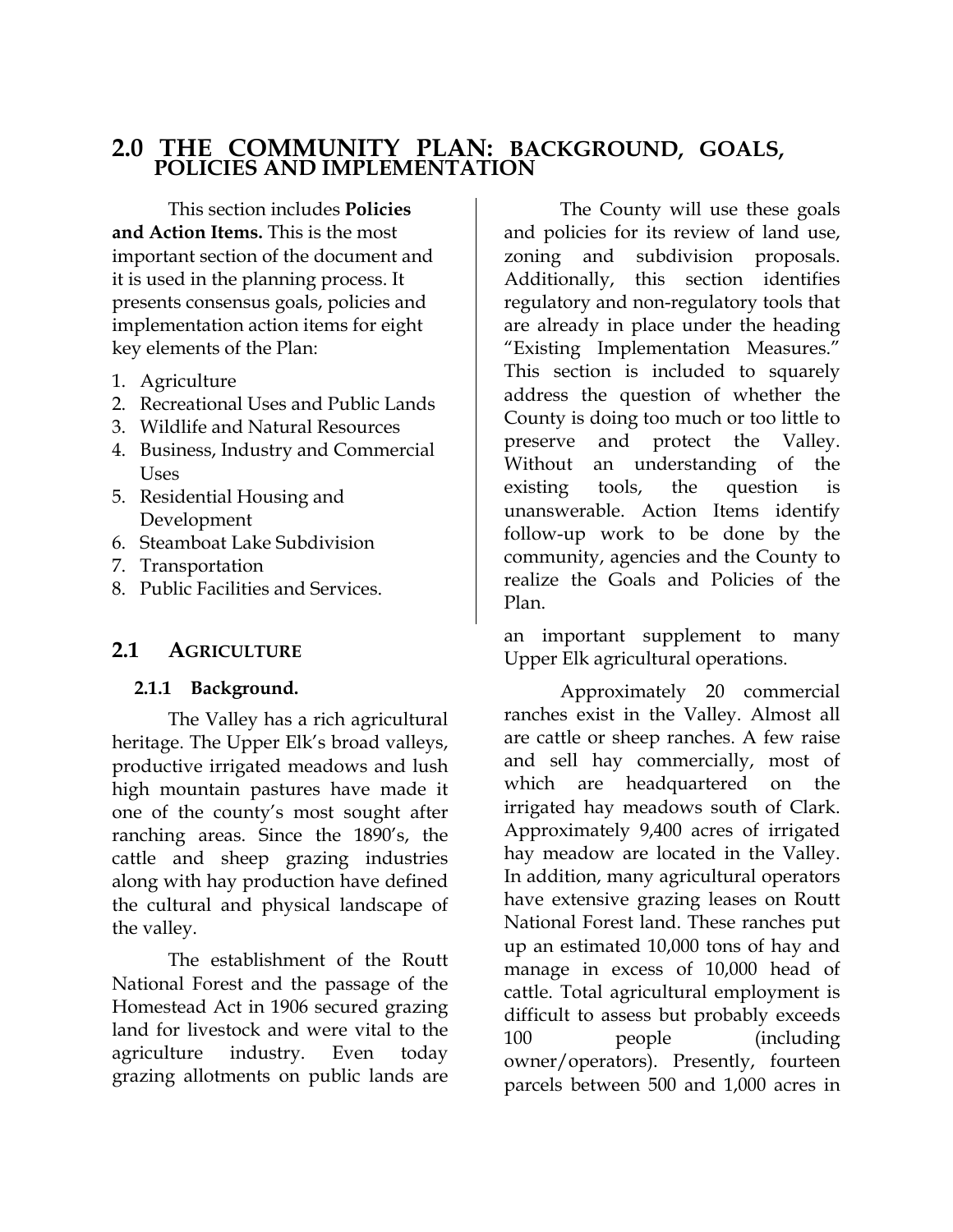# 2.0 THE COMMUNITY PLAN: BACKGROUND, GOALS, POLICIES AND IMPLEMENTATION

This section includes **Policies and Action Items.** This is the most important section of the document and it is used in the planning process. It presents consensus goals, policies and implementation action items for eight key elements of the Plan:

1. Agriculture
2. Recreational Uses and Public Lands
3. Wildlife and Natural Resources
4. Business, Industry and Commercial Uses
5. Residential Housing and Development
6. Steamboat Lake Subdivision
7. Transportation
8. Public Facilities and Services.

The County will use these goals and policies for its review of land use, zoning and subdivision proposals. Additionally, this section identifies regulatory and non-regulatory tools that are already in place under the heading "Existing Implementation Measures." This section is included to squarely address the question of whether the County is doing too much or too little to preserve and protect the Valley. Without an understanding of the existing tools, the question is unanswerable. Action Items identify follow-up work to be done by the community, agencies and the County to realize the Goals and Policies of the Plan.

## 2.1 AGRICULTURE

### 2.1.1 Background.

The Valley has a rich agricultural heritage. The Upper Elk's broad valleys, productive irrigated meadows and lush high mountain pastures have made it one of the county's most sought after ranching areas. Since the 1890's, the cattle and sheep grazing industries along with hay production have defined the cultural and physical landscape of the valley.

The establishment of the Routt National Forest and the passage of the Homestead Act in 1906 secured grazing land for livestock and were vital to the agriculture industry. Even today grazing allotments on public lands are an important supplement to many Upper Elk agricultural operations.

Approximately 20 commercial ranches exist in the Valley. Almost all are cattle or sheep ranches. A few raise and sell hay commercially, most of which are headquartered on the irrigated hay meadows south of Clark. Approximately 9,400 acres of irrigated hay meadow are located in the Valley. In addition, many agricultural operators have extensive grazing leases on Routt National Forest land. These ranches put up an estimated 10,000 tons of hay and manage in excess of 10,000 head of cattle. Total agricultural employment is difficult to assess but probably exceeds 100 people (including owner/operators). Presently, fourteen parcels between 500 and 1,000 acres in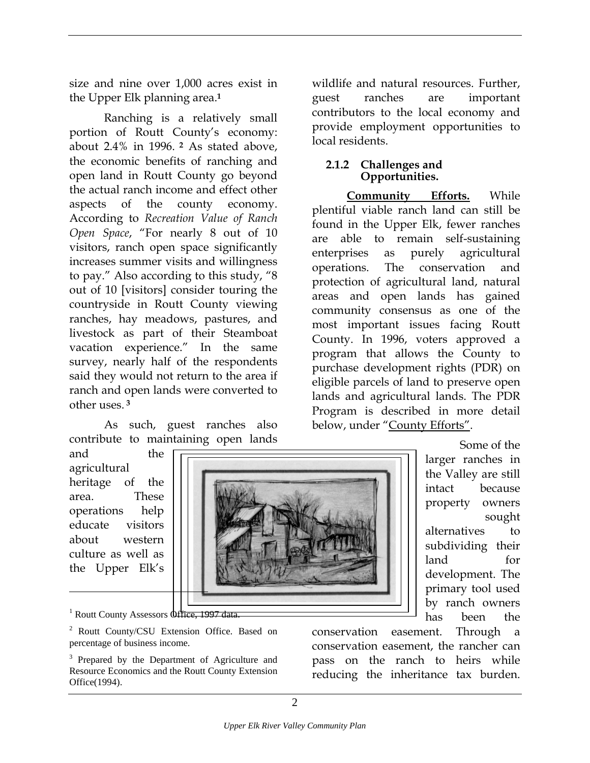size and nine over 1,000 acres exist in the Upper Elk planning area.[1]

Ranching is a relatively small portion of Routt County's economy: about 2.4% in 1996. [2] As stated above, the economic benefits of ranching and open land in Routt County go beyond the actual ranch income and effect other aspects of the county economy. According to *Recreation Value of Ranch Open Space*, "For nearly 8 out of 10 visitors, ranch open space significantly increases summer visits and willingness to pay." Also according to this study, "8 out of 10 [visitors] consider touring the countryside in Routt County viewing ranches, hay meadows, pastures, and livestock as part of their Steamboat vacation experience." In the same survey, nearly half of the respondents said they would not return to the area if ranch and open lands were converted to other uses. [3]

As such, guest ranches also contribute to maintaining open lands and the agricultural heritage of the area. These operations help educate visitors about western culture as well as the Upper Elk's wildlife and natural resources. Further, guest ranches are important contributors to the local economy and provide employment opportunities to local residents.

### 2.1.2 Challenges and Opportunities.

**Community Efforts.** While plentiful viable ranch land can still be found in the Upper Elk, fewer ranches are able to remain self-sustaining enterprises as purely agricultural operations. The conservation and protection of agricultural land, natural areas and open lands has gained community consensus as one of the most important issues facing Routt County. In 1996, voters approved a program that allows the County to purchase development rights (PDR) on eligible parcels of land to preserve open lands and agricultural lands. The PDR Program is described in more detail below, under "County Efforts".

Some of the larger ranches in the Valley are still intact because property owners sought alternatives to subdividing their land for development. The primary tool used by ranch owners has been the conservation easement. Through a conservation easement, the rancher can pass on the ranch to heirs while reducing the inheritance tax burden.

---

[1] Routt County Assessors Office, 1997 data.

[2] Routt County/CSU Extension Office. Based on percentage of business income.

[3] Prepared by the Department of Agriculture and Resource Economics and the Routt County Extension Office(1994).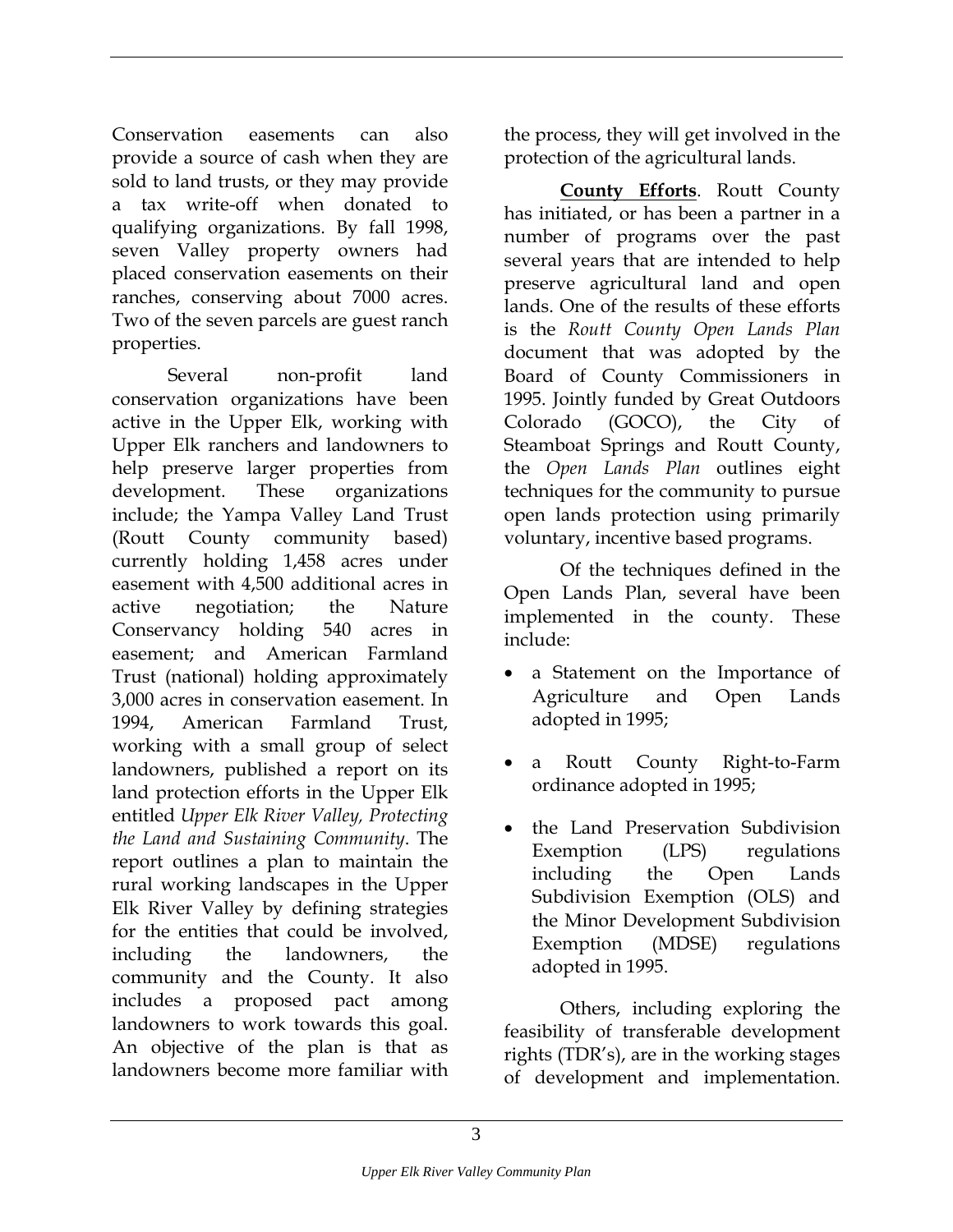Conservation easements can also provide a source of cash when they are sold to land trusts, or they may provide a tax write-off when donated to qualifying organizations. By fall 1998, seven Valley property owners had placed conservation easements on their ranches, conserving about 7000 acres. Two of the seven parcels are guest ranch properties.

Several non-profit land conservation organizations have been active in the Upper Elk, working with Upper Elk ranchers and landowners to help preserve larger properties from development. These organizations include; the Yampa Valley Land Trust (Routt County community based) currently holding 1,458 acres under easement with 4,500 additional acres in active negotiation; the Nature Conservancy holding 540 acres in easement; and American Farmland Trust (national) holding approximately 3,000 acres in conservation easement. In 1994, American Farmland Trust, working with a small group of select landowners, published a report on its land protection efforts in the Upper Elk entitled *Upper Elk River Valley, Protecting the Land and Sustaining Community*. The report outlines a plan to maintain the rural working landscapes in the Upper Elk River Valley by defining strategies for the entities that could be involved, including the landowners, the community and the County. It also includes a proposed pact among landowners to work towards this goal. An objective of the plan is that as landowners become more familiar with the process, they will get involved in the protection of the agricultural lands.

**County Efforts**. Routt County has initiated, or has been a partner in a number of programs over the past several years that are intended to help preserve agricultural land and open lands. One of the results of these efforts is the *Routt County Open Lands Plan* document that was adopted by the Board of County Commissioners in 1995. Jointly funded by Great Outdoors Colorado (GOCO), the City of Steamboat Springs and Routt County, the *Open Lands Plan* outlines eight techniques for the community to pursue open lands protection using primarily voluntary, incentive based programs.

Of the techniques defined in the Open Lands Plan, several have been implemented in the county. These include:

- a Statement on the Importance of Agriculture and Open Lands adopted in 1995;
- a Routt County Right-to-Farm ordinance adopted in 1995;
- the Land Preservation Subdivision Exemption (LPS) regulations including the Open Lands Subdivision Exemption (OLS) and the Minor Development Subdivision Exemption (MDSE) regulations adopted in 1995.

Others, including exploring the feasibility of transferable development rights (TDR's), are in the working stages of development and implementation.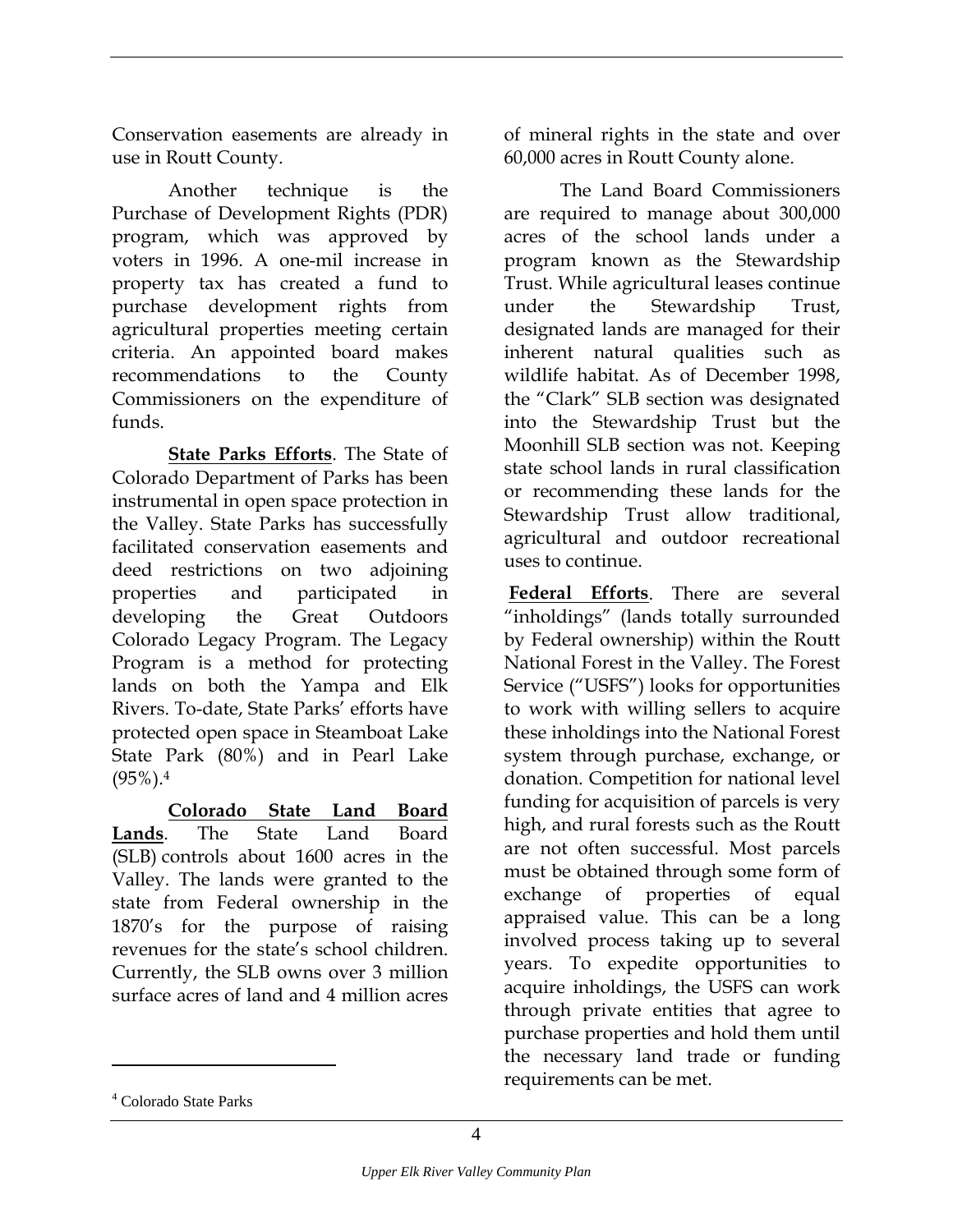Conservation easements are already in use in Routt County.

Another technique is the Purchase of Development Rights (PDR) program, which was approved by voters in 1996. A one-mil increase in property tax has created a fund to purchase development rights from agricultural properties meeting certain criteria. An appointed board makes recommendations to the County Commissioners on the expenditure of funds.

**State Parks Efforts**. The State of Colorado Department of Parks has been instrumental in open space protection in the Valley. State Parks has successfully facilitated conservation easements and deed restrictions on two adjoining properties and participated in developing the Great Outdoors Colorado Legacy Program. The Legacy Program is a method for protecting lands on both the Yampa and Elk Rivers. To-date, State Parks' efforts have protected open space in Steamboat Lake State Park (80%) and in Pearl Lake (95%).[4]

**Colorado State Land Board Lands**. The State Land Board (SLB) controls about 1600 acres in the Valley. The lands were granted to the state from Federal ownership in the 1870's for the purpose of raising revenues for the state's school children. Currently, the SLB owns over 3 million surface acres of land and 4 million acres of mineral rights in the state and over 60,000 acres in Routt County alone.

The Land Board Commissioners are required to manage about 300,000 acres of the school lands under a program known as the Stewardship Trust. While agricultural leases continue under the Stewardship Trust, designated lands are managed for their inherent natural qualities such as wildlife habitat. As of December 1998, the "Clark" SLB section was designated into the Stewardship Trust but the Moonhill SLB section was not. Keeping state school lands in rural classification or recommending these lands for the Stewardship Trust allow traditional, agricultural and outdoor recreational uses to continue.

**Federal Efforts**. There are several "inholdings" (lands totally surrounded by Federal ownership) within the Routt National Forest in the Valley. The Forest Service ("USFS") looks for opportunities to work with willing sellers to acquire these inholdings into the National Forest system through purchase, exchange, or donation. Competition for national level funding for acquisition of parcels is very high, and rural forests such as the Routt are not often successful. Most parcels must be obtained through some form of exchange of properties of equal appraised value. This can be a long involved process taking up to several years. To expedite opportunities to acquire inholdings, the USFS can work through private entities that agree to purchase properties and hold them until the necessary land trade or funding requirements can be met.

[4] Colorado State Parks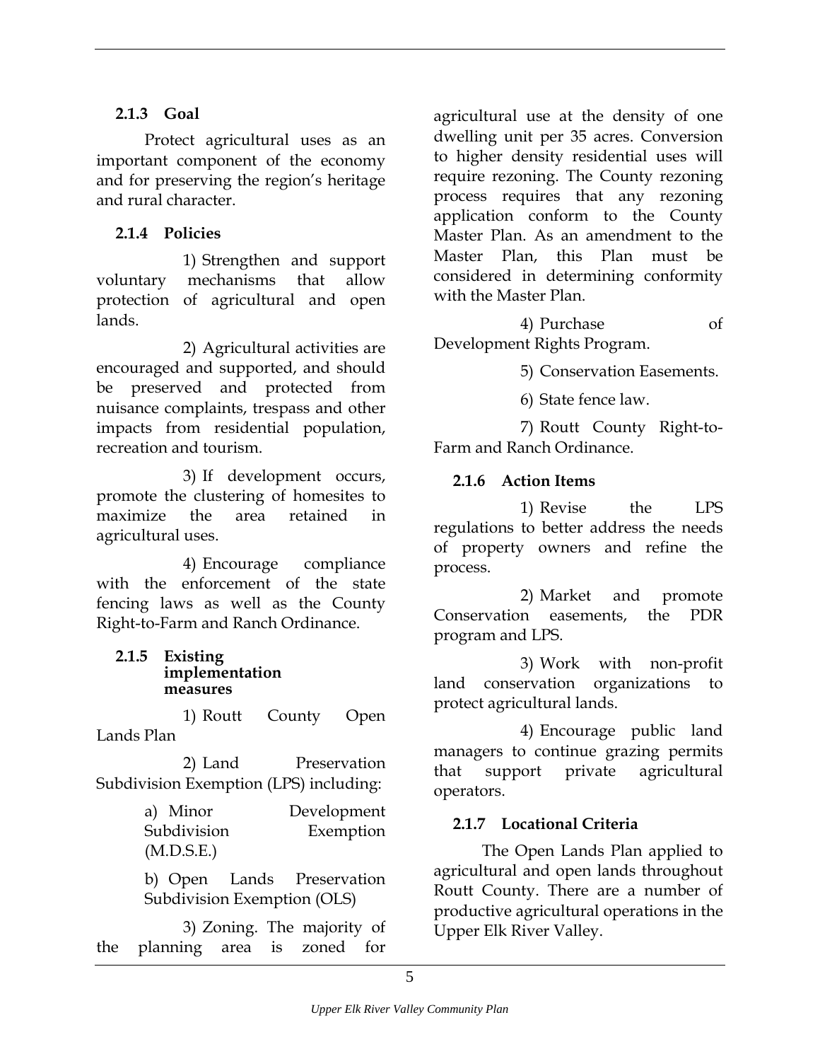### 2.1.3 Goal

Protect agricultural uses as an important component of the economy and for preserving the region's heritage and rural character.

### 2.1.4 Policies

1) Strengthen and support voluntary mechanisms that allow protection of agricultural and open lands.

2) Agricultural activities are encouraged and supported, and should be preserved and protected from nuisance complaints, trespass and other impacts from residential population, recreation and tourism.

3) If development occurs, promote the clustering of homesites to maximize the area retained in agricultural uses.

4) Encourage compliance with the enforcement of the state fencing laws as well as the County Right-to-Farm and Ranch Ordinance.

### 2.1.5 Existing implementation measures

1) Routt County Open Lands Plan

2) Land Preservation Subdivision Exemption (LPS) including:

a) Minor Development Subdivision Exemption (M.D.S.E.)

b) Open Lands Preservation Subdivision Exemption (OLS)

3) Zoning. The majority of the planning area is zoned for agricultural use at the density of one dwelling unit per 35 acres. Conversion to higher density residential uses will require rezoning. The County rezoning process requires that any rezoning application conform to the County Master Plan. As an amendment to the Master Plan, this Plan must be considered in determining conformity with the Master Plan.

4) Purchase of Development Rights Program.

5) Conservation Easements.

6) State fence law.

7) Routt County Right-to-Farm and Ranch Ordinance.

### 2.1.6 Action Items

1) Revise the LPS regulations to better address the needs of property owners and refine the process.

2) Market and promote Conservation easements, the PDR program and LPS.

3) Work with non-profit land conservation organizations to protect agricultural lands.

4) Encourage public land managers to continue grazing permits that support private agricultural operators.

### 2.1.7 Locational Criteria

The Open Lands Plan applied to agricultural and open lands throughout Routt County. There are a number of productive agricultural operations in the Upper Elk River Valley.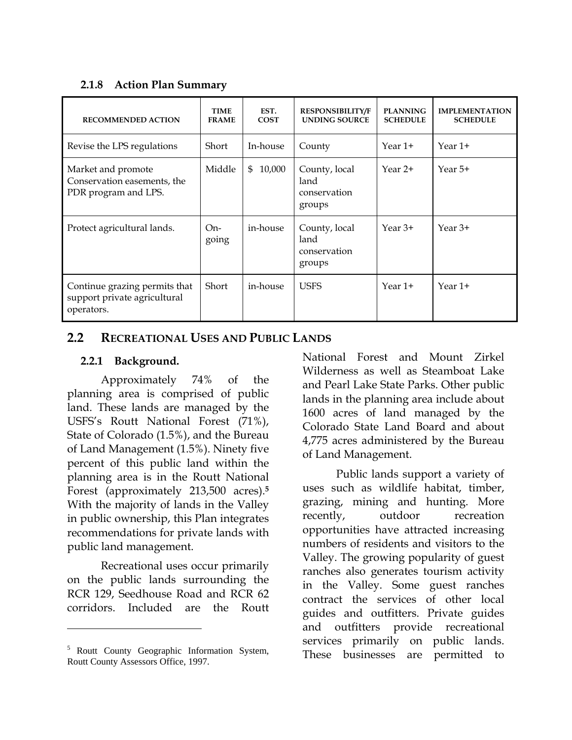### 2.1.8 Action Plan Summary

| RECOMMENDED ACTION | TIME FRAME | EST. COST | RESPONSIBILITY/FUNDING SOURCE | PLANNING SCHEDULE | IMPLEMENTATION SCHEDULE |
|---|---|---|---|---|---|
| Revise the LPS regulations | Short | In-house | County | Year 1+ | Year 1+ |
| Market and promote Conservation easements, the PDR program and LPS. | Middle | $ 10,000 | County, local land conservation groups | Year 2+ | Year 5+ |
| Protect agricultural lands. | On-going | in-house | County, local land conservation groups | Year 3+ | Year 3+ |
| Continue grazing permits that support private agricultural operators. | Short | in-house | USFS | Year 1+ | Year 1+ |

## 2.2 RECREATIONAL USES AND PUBLIC LANDS

### 2.2.1 Background.

Approximately 74% of the planning area is comprised of public land. These lands are managed by the USFS's Routt National Forest (71%), State of Colorado (1.5%), and the Bureau of Land Management (1.5%). Ninety five percent of this public land within the planning area is in the Routt National Forest (approximately 213,500 acres).[5] With the majority of lands in the Valley in public ownership, this Plan integrates recommendations for private lands with public land management.

Recreational uses occur primarily on the public lands surrounding the RCR 129, Seedhouse Road and RCR 62 corridors. Included are the Routt National Forest and Mount Zirkel Wilderness as well as Steamboat Lake and Pearl Lake State Parks. Other public lands in the planning area include about 1600 acres of land managed by the Colorado State Land Board and about 4,775 acres administered by the Bureau of Land Management.

Public lands support a variety of uses such as wildlife habitat, timber, grazing, mining and hunting. More recently, outdoor recreation opportunities have attracted increasing numbers of residents and visitors to the Valley. The growing popularity of guest ranches also generates tourism activity in the Valley. Some guest ranches contract the services of other local guides and outfitters. Private guides and outfitters provide recreational services primarily on public lands. These businesses are permitted to

[5] Routt County Geographic Information System, Routt County Assessors Office, 1997.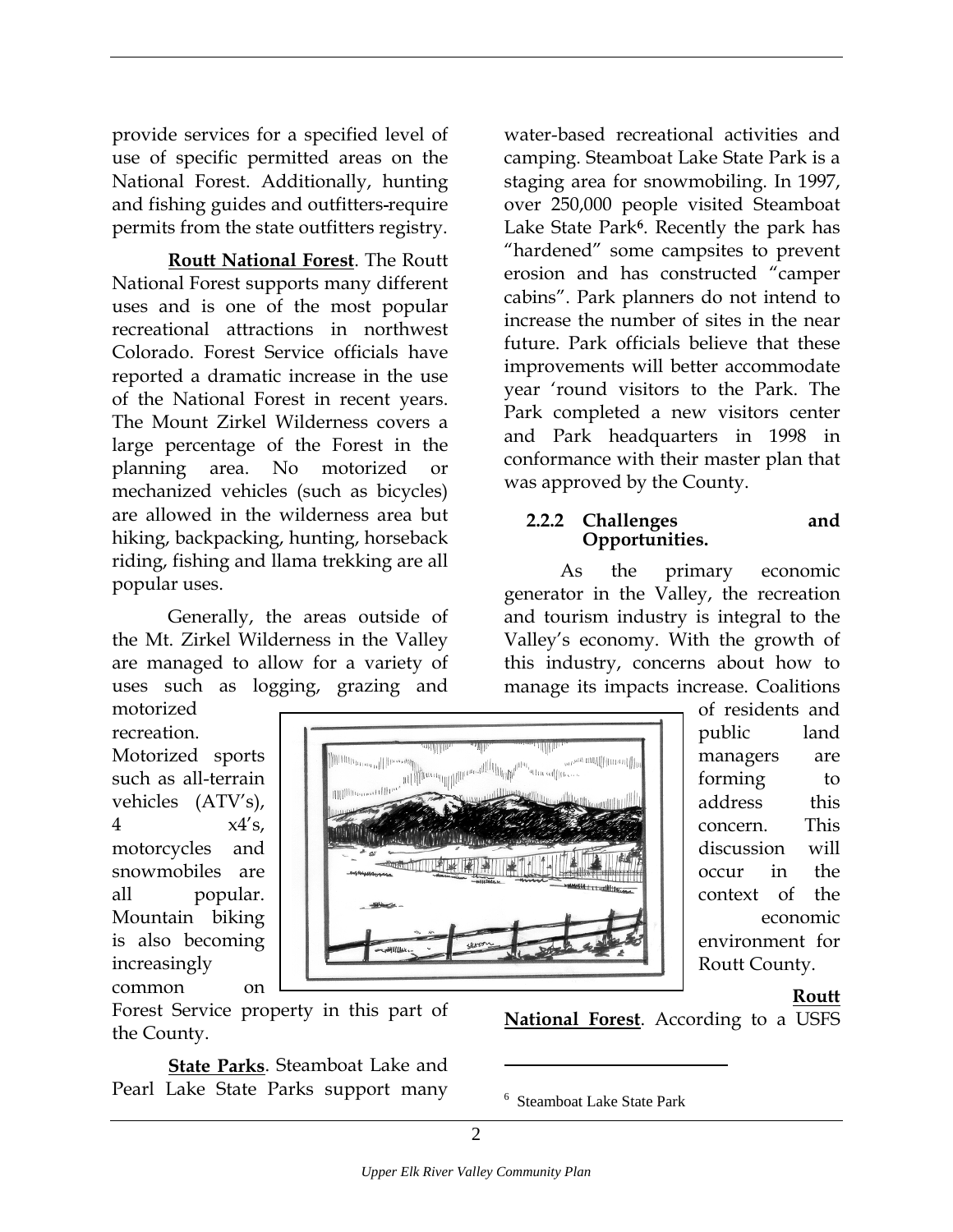provide services for a specified level of use of specific permitted areas on the National Forest. Additionally, hunting and fishing guides and outfitters-require permits from the state outfitters registry.

**Routt National Forest**. The Routt National Forest supports many different uses and is one of the most popular recreational attractions in northwest Colorado. Forest Service officials have reported a dramatic increase in the use of the National Forest in recent years. The Mount Zirkel Wilderness covers a large percentage of the Forest in the planning area. No motorized or mechanized vehicles (such as bicycles) are allowed in the wilderness area but hiking, backpacking, hunting, horseback riding, fishing and llama trekking are all popular uses.

Generally, the areas outside of the Mt. Zirkel Wilderness in the Valley are managed to allow for a variety of uses such as logging, grazing and motorized recreation. Motorized sports such as all-terrain vehicles (ATV's), 4 x4's, motorcycles and snowmobiles are all popular. Mountain biking is also becoming increasingly common on Forest Service property in this part of the County.

**State Parks**. Steamboat Lake and Pearl Lake State Parks support many water-based recreational activities and camping. Steamboat Lake State Park is a staging area for snowmobiling. In 1997, over 250,000 people visited Steamboat Lake State Park[6]. Recently the park has "hardened" some campsites to prevent erosion and has constructed "camper cabins". Park planners do not intend to increase the number of sites in the near future. Park officials believe that these improvements will better accommodate year 'round visitors to the Park. The Park completed a new visitors center and Park headquarters in 1998 in conformance with their master plan that was approved by the County.

### 2.2.2 Challenges and Opportunities.

As the primary economic generator in the Valley, the recreation and tourism industry is integral to the Valley's economy. With the growth of this industry, concerns about how to manage its impacts increase. Coalitions of residents and public land managers are forming to address this concern. This discussion will occur in the context of the economic environment for Routt County.

**Routt National Forest**. According to a USFS

[6] Steamboat Lake State Park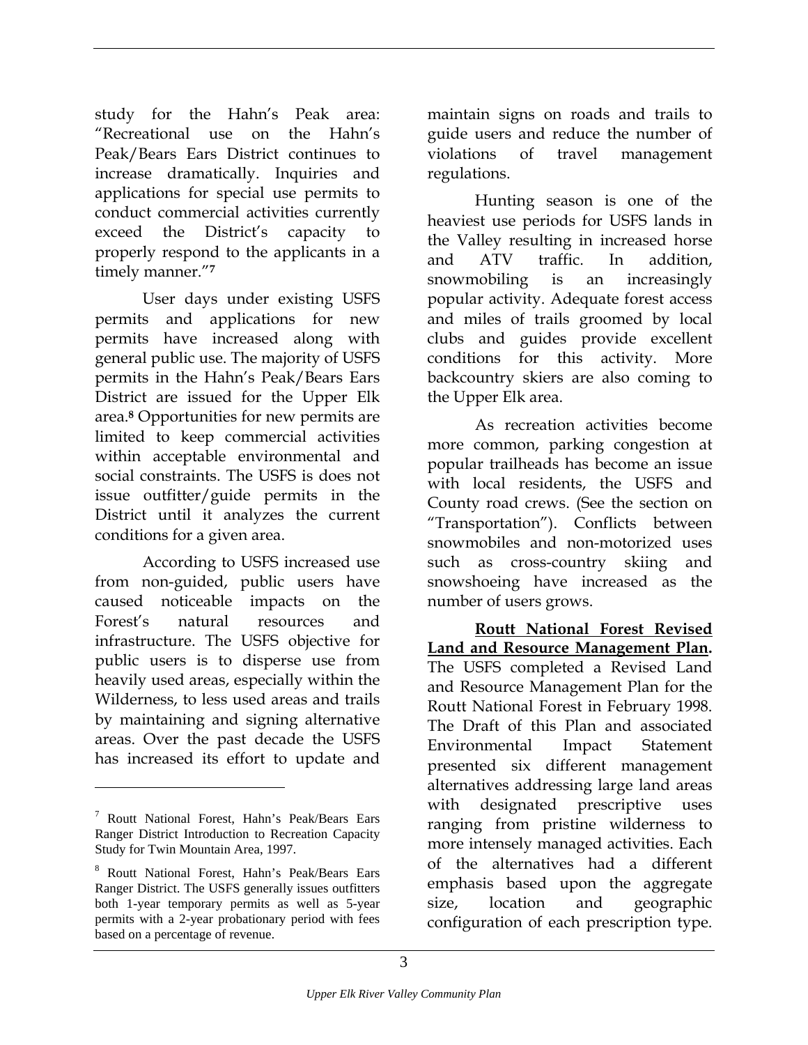study for the Hahn's Peak area: "Recreational use on the Hahn's Peak/Bears Ears District continues to increase dramatically. Inquiries and applications for special use permits to conduct commercial activities currently exceed the District's capacity to properly respond to the applicants in a timely manner."[7]

User days under existing USFS permits and applications for new permits have increased along with general public use. The majority of USFS permits in the Hahn's Peak/Bears Ears District are issued for the Upper Elk area.[8] Opportunities for new permits are limited to keep commercial activities within acceptable environmental and social constraints. The USFS is does not issue outfitter/guide permits in the District until it analyzes the current conditions for a given area.

According to USFS increased use from non-guided, public users have caused noticeable impacts on the Forest's natural resources and infrastructure. The USFS objective for public users is to disperse use from heavily used areas, especially within the Wilderness, to less used areas and trails by maintaining and signing alternative areas. Over the past decade the USFS has increased its effort to update and maintain signs on roads and trails to guide users and reduce the number of violations of travel management regulations.

Hunting season is one of the heaviest use periods for USFS lands in the Valley resulting in increased horse and ATV traffic. In addition, snowmobiling is an increasingly popular activity. Adequate forest access and miles of trails groomed by local clubs and guides provide excellent conditions for this activity. More backcountry skiers are also coming to the Upper Elk area.

As recreation activities become more common, parking congestion at popular trailheads has become an issue with local residents, the USFS and County road crews. (See the section on "Transportation"). Conflicts between snowmobiles and non-motorized uses such as cross-country skiing and snowshoeing have increased as the number of users grows.

**Routt National Forest Revised Land and Resource Management Plan.** The USFS completed a Revised Land and Resource Management Plan for the Routt National Forest in February 1998. The Draft of this Plan and associated Environmental Impact Statement presented six different management alternatives addressing large land areas with designated prescriptive uses ranging from pristine wilderness to more intensely managed activities. Each of the alternatives had a different emphasis based upon the aggregate size, location and geographic configuration of each prescription type.

---

[7] Routt National Forest, Hahn's Peak/Bears Ears Ranger District Introduction to Recreation Capacity Study for Twin Mountain Area, 1997.

[8] Routt National Forest, Hahn's Peak/Bears Ears Ranger District. The USFS generally issues outfitters both 1-year temporary permits as well as 5-year permits with a 2-year probationary period with fees based on a percentage of revenue.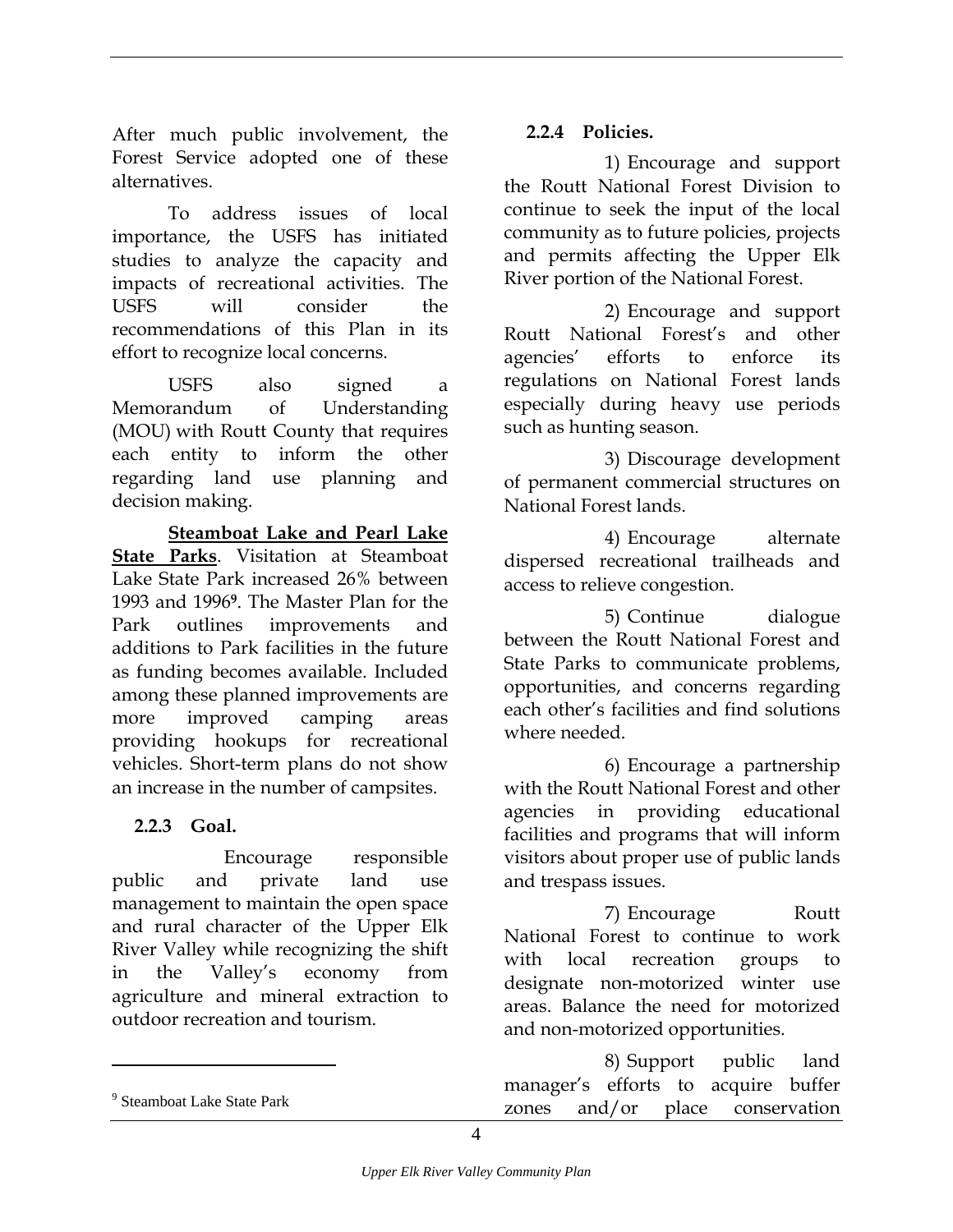After much public involvement, the Forest Service adopted one of these alternatives.

To address issues of local importance, the USFS has initiated studies to analyze the capacity and impacts of recreational activities. The USFS will consider the recommendations of this Plan in its effort to recognize local concerns.

USFS also signed a Memorandum of Understanding (MOU) with Routt County that requires each entity to inform the other regarding land use planning and decision making.

**Steamboat Lake and Pearl Lake State Parks**. Visitation at Steamboat Lake State Park increased 26% between 1993 and 1996[9]. The Master Plan for the Park outlines improvements and additions to Park facilities in the future as funding becomes available. Included among these planned improvements are more improved camping areas providing hookups for recreational vehicles. Short-term plans do not show an increase in the number of campsites.

### 2.2.3 Goal.

Encourage responsible public and private land use management to maintain the open space and rural character of the Upper Elk River Valley while recognizing the shift in the Valley's economy from agriculture and mineral extraction to outdoor recreation and tourism.

### 2.2.4 Policies.

1) Encourage and support the Routt National Forest Division to continue to seek the input of the local community as to future policies, projects and permits affecting the Upper Elk River portion of the National Forest.

2) Encourage and support Routt National Forest's and other agencies' efforts to enforce its regulations on National Forest lands especially during heavy use periods such as hunting season.

3) Discourage development of permanent commercial structures on National Forest lands.

4) Encourage alternate dispersed recreational trailheads and access to relieve congestion.

5) Continue dialogue between the Routt National Forest and State Parks to communicate problems, opportunities, and concerns regarding each other's facilities and find solutions where needed.

6) Encourage a partnership with the Routt National Forest and other agencies in providing educational facilities and programs that will inform visitors about proper use of public lands and trespass issues.

7) Encourage Routt National Forest to continue to work with local recreation groups to designate non-motorized winter use areas. Balance the need for motorized and non-motorized opportunities.

8) Support public land manager's efforts to acquire buffer zones and/or place conservation

[9] Steamboat Lake State Park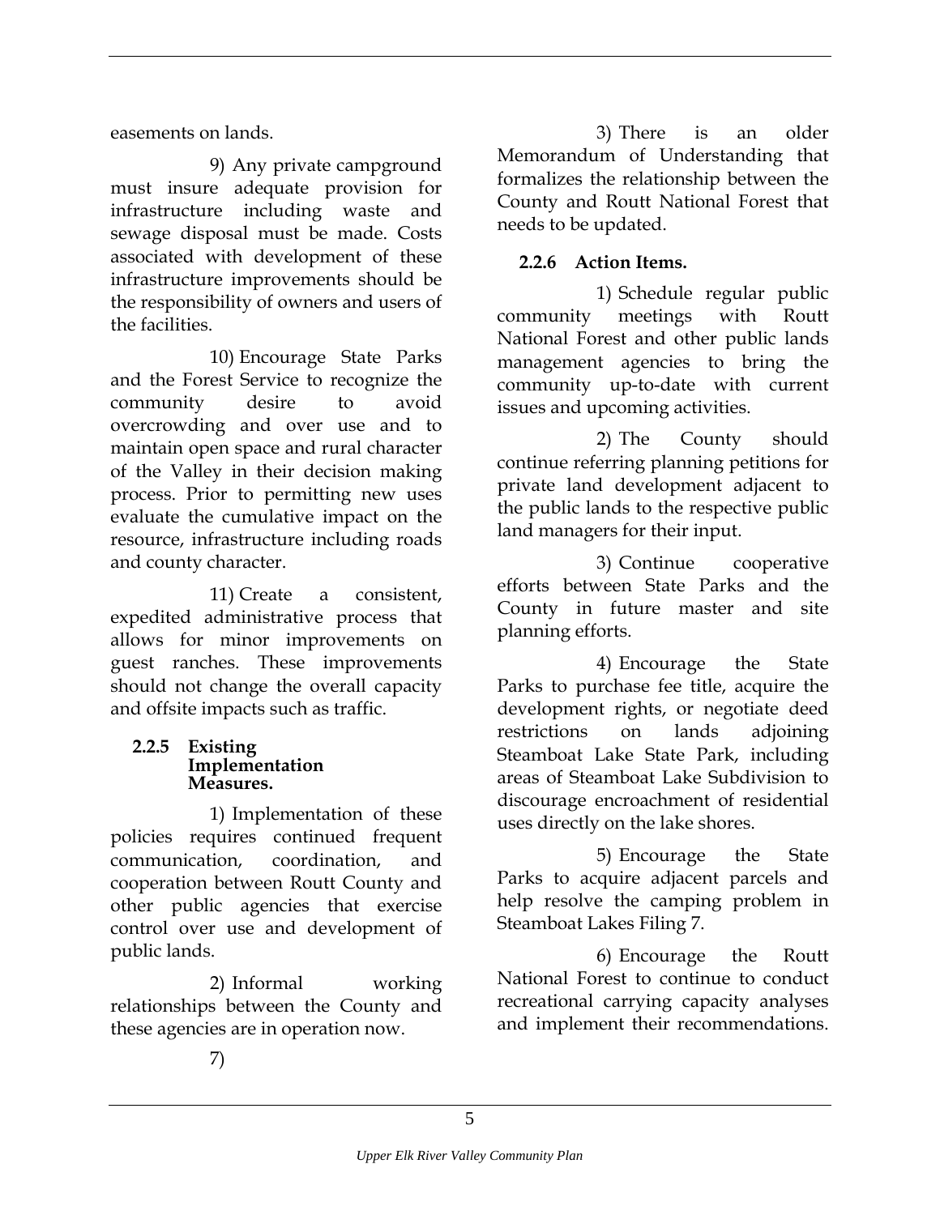easements on lands.

9) Any private campground must insure adequate provision for infrastructure including waste and sewage disposal must be made. Costs associated with development of these infrastructure improvements should be the responsibility of owners and users of the facilities.

10) Encourage State Parks and the Forest Service to recognize the community desire to avoid overcrowding and over use and to maintain open space and rural character of the Valley in their decision making process. Prior to permitting new uses evaluate the cumulative impact on the resource, infrastructure including roads and county character.

11) Create a consistent, expedited administrative process that allows for minor improvements on guest ranches. These improvements should not change the overall capacity and offsite impacts such as traffic.

### 2.2.5 Existing Implementation Measures.

1) Implementation of these policies requires continued frequent communication, coordination, and cooperation between Routt County and other public agencies that exercise control over use and development of public lands.

2) Informal working relationships between the County and these agencies are in operation now.

7)

3) There is an older Memorandum of Understanding that formalizes the relationship between the County and Routt National Forest that needs to be updated.

### 2.2.6 Action Items.

1) Schedule regular public community meetings with Routt National Forest and other public lands management agencies to bring the community up-to-date with current issues and upcoming activities.

2) The County should continue referring planning petitions for private land development adjacent to the public lands to the respective public land managers for their input.

3) Continue cooperative efforts between State Parks and the County in future master and site planning efforts.

4) Encourage the State Parks to purchase fee title, acquire the development rights, or negotiate deed restrictions on lands adjoining Steamboat Lake State Park, including areas of Steamboat Lake Subdivision to discourage encroachment of residential uses directly on the lake shores.

5) Encourage the State Parks to acquire adjacent parcels and help resolve the camping problem in Steamboat Lakes Filing 7.

6) Encourage the Routt National Forest to continue to conduct recreational carrying capacity analyses and implement their recommendations.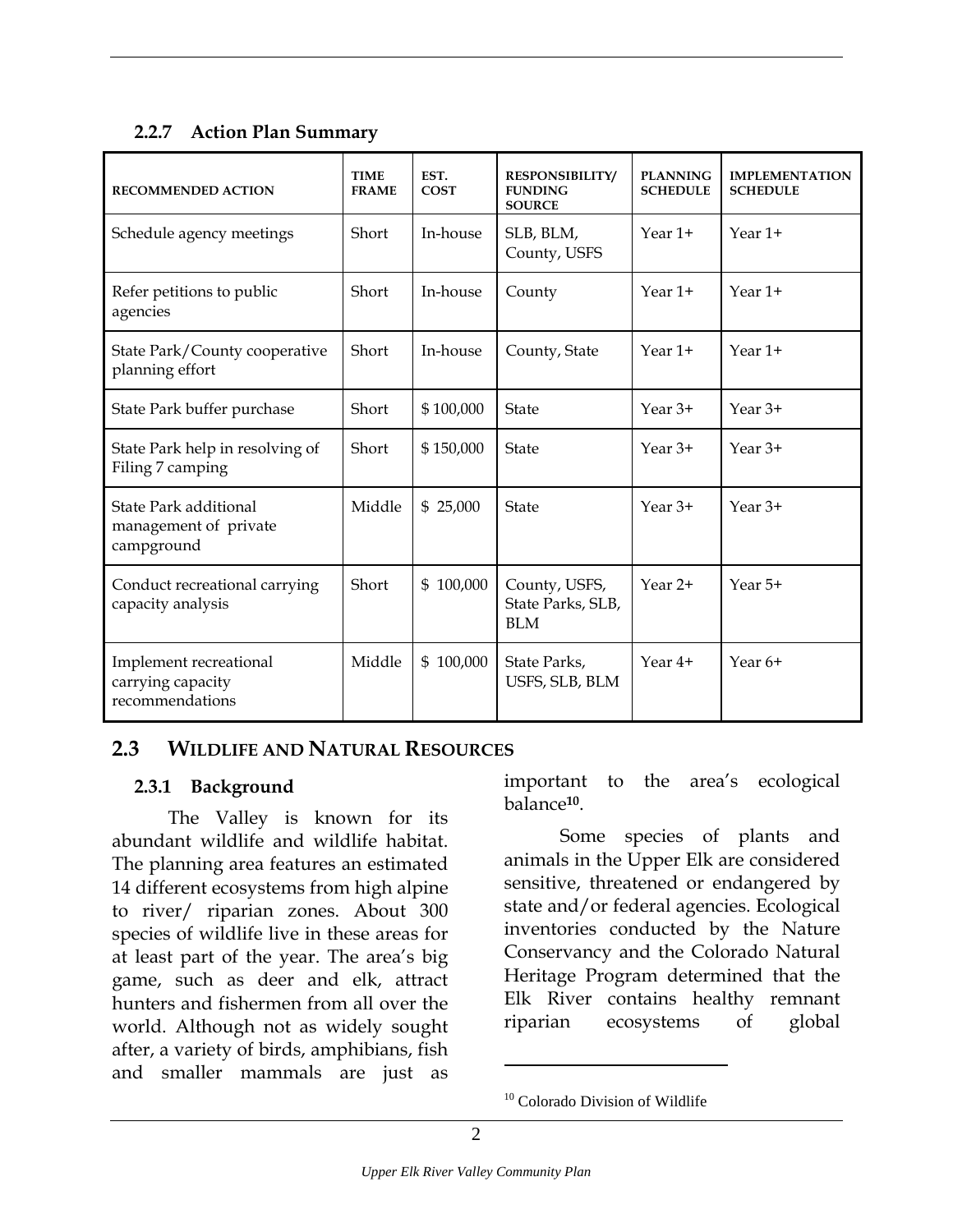### 2.2.7 Action Plan Summary

| RECOMMENDED ACTION | TIME FRAME | EST. COST | RESPONSIBILITY/ FUNDING SOURCE | PLANNING SCHEDULE | IMPLEMENTATION SCHEDULE |
|---|---|---|---|---|---|
| Schedule agency meetings | Short | In-house | SLB, BLM, County, USFS | Year 1+ | Year 1+ |
| Refer petitions to public agencies | Short | In-house | County | Year 1+ | Year 1+ |
| State Park/County cooperative planning effort | Short | In-house | County, State | Year 1+ | Year 1+ |
| State Park buffer purchase | Short | $ 100,000 | State | Year 3+ | Year 3+ |
| State Park help in resolving of Filing 7 camping | Short | $ 150,000 | State | Year 3+ | Year 3+ |
| State Park additional management of private campground | Middle | $ 25,000 | State | Year 3+ | Year 3+ |
| Conduct recreational carrying capacity analysis | Short | $ 100,000 | County, USFS, State Parks, SLB, BLM | Year 2+ | Year 5+ |
| Implement recreational carrying capacity recommendations | Middle | $ 100,000 | State Parks, USFS, SLB, BLM | Year 4+ | Year 6+ |

## 2.3 WILDLIFE AND NATURAL RESOURCES

### 2.3.1 Background

The Valley is known for its abundant wildlife and wildlife habitat. The planning area features an estimated 14 different ecosystems from high alpine to river/ riparian zones. About 300 species of wildlife live in these areas for at least part of the year. The area's big game, such as deer and elk, attract hunters and fishermen from all over the world. Although not as widely sought after, a variety of birds, amphibians, fish and smaller mammals are just as important to the area's ecological balance[10].

Some species of plants and animals in the Upper Elk are considered sensitive, threatened or endangered by state and/or federal agencies. Ecological inventories conducted by the Nature Conservancy and the Colorado Natural Heritage Program determined that the Elk River contains healthy remnant riparian ecosystems of global

[10] Colorado Division of Wildlife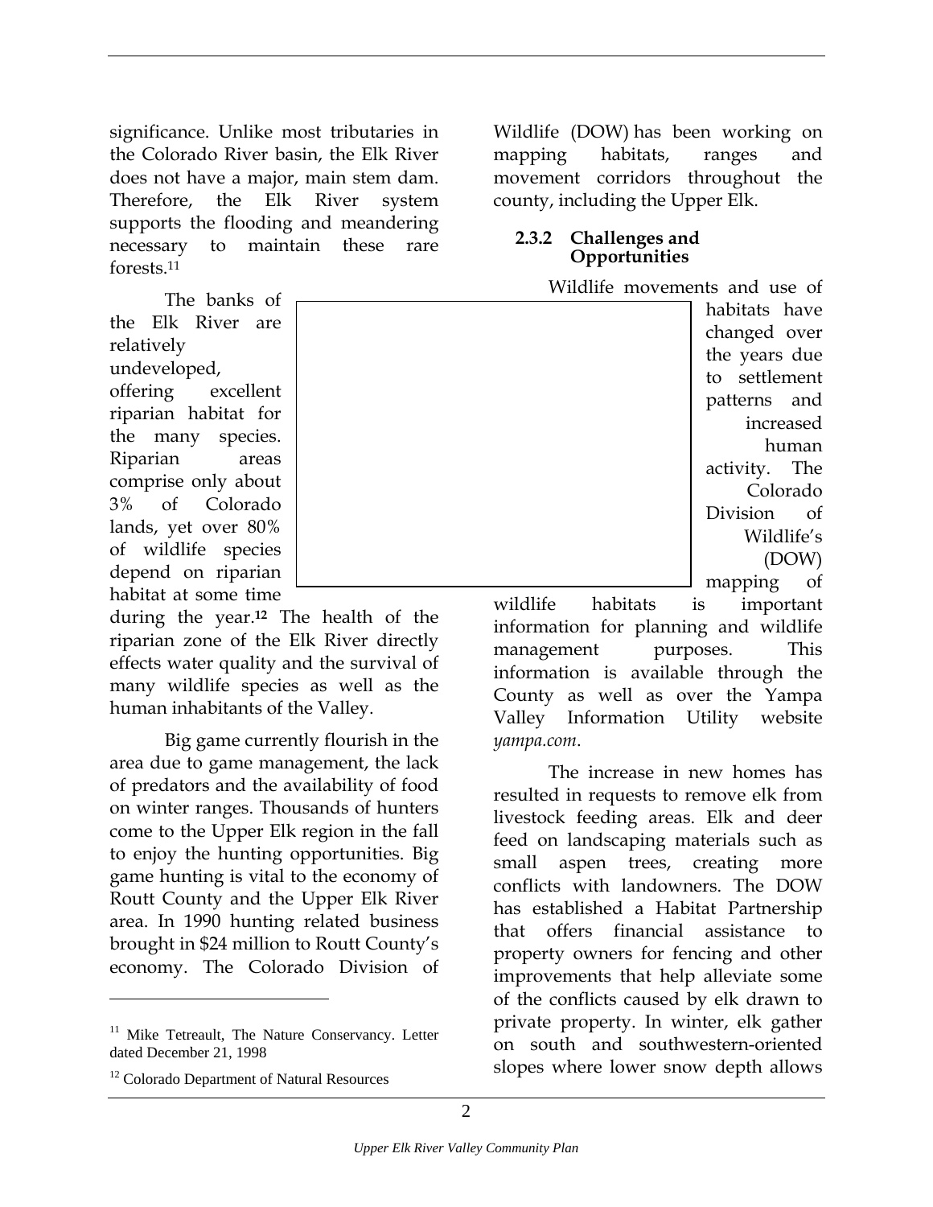significance. Unlike most tributaries in the Colorado River basin, the Elk River does not have a major, main stem dam. Therefore, the Elk River system supports the flooding and meandering necessary to maintain these rare forests.[11]

The banks of the Elk River are relatively undeveloped, offering excellent riparian habitat for the many species. Riparian areas comprise only about 3% of Colorado lands, yet over 80% of wildlife species depend on riparian habitat at some time during the year.[12] The health of the riparian zone of the Elk River directly effects water quality and the survival of many wildlife species as well as the human inhabitants of the Valley.

Big game currently flourish in the area due to game management, the lack of predators and the availability of food on winter ranges. Thousands of hunters come to the Upper Elk region in the fall to enjoy the hunting opportunities. Big game hunting is vital to the economy of Routt County and the Upper Elk River area. In 1990 hunting related business brought in $24 million to Routt County's economy. The Colorado Division of Wildlife (DOW) has been working on mapping habitats, ranges and movement corridors throughout the county, including the Upper Elk.

### 2.3.2 Challenges and Opportunities

Wildlife movements and use of habitats have changed over the years due to settlement patterns and increased human activity. The Colorado Division of Wildlife's (DOW) mapping of wildlife habitats is important information for planning and wildlife management purposes. This information is available through the County as well as over the Yampa Valley Information Utility website *yampa.com*.

The increase in new homes has resulted in requests to remove elk from livestock feeding areas. Elk and deer feed on landscaping materials such as small aspen trees, creating more conflicts with landowners. The DOW has established a Habitat Partnership that offers financial assistance to property owners for fencing and other improvements that help alleviate some of the conflicts caused by elk drawn to private property. In winter, elk gather on south and southwestern-oriented slopes where lower snow depth allows

---

[11] Mike Tetreault, The Nature Conservancy. Letter dated December 21, 1998

[12] Colorado Department of Natural Resources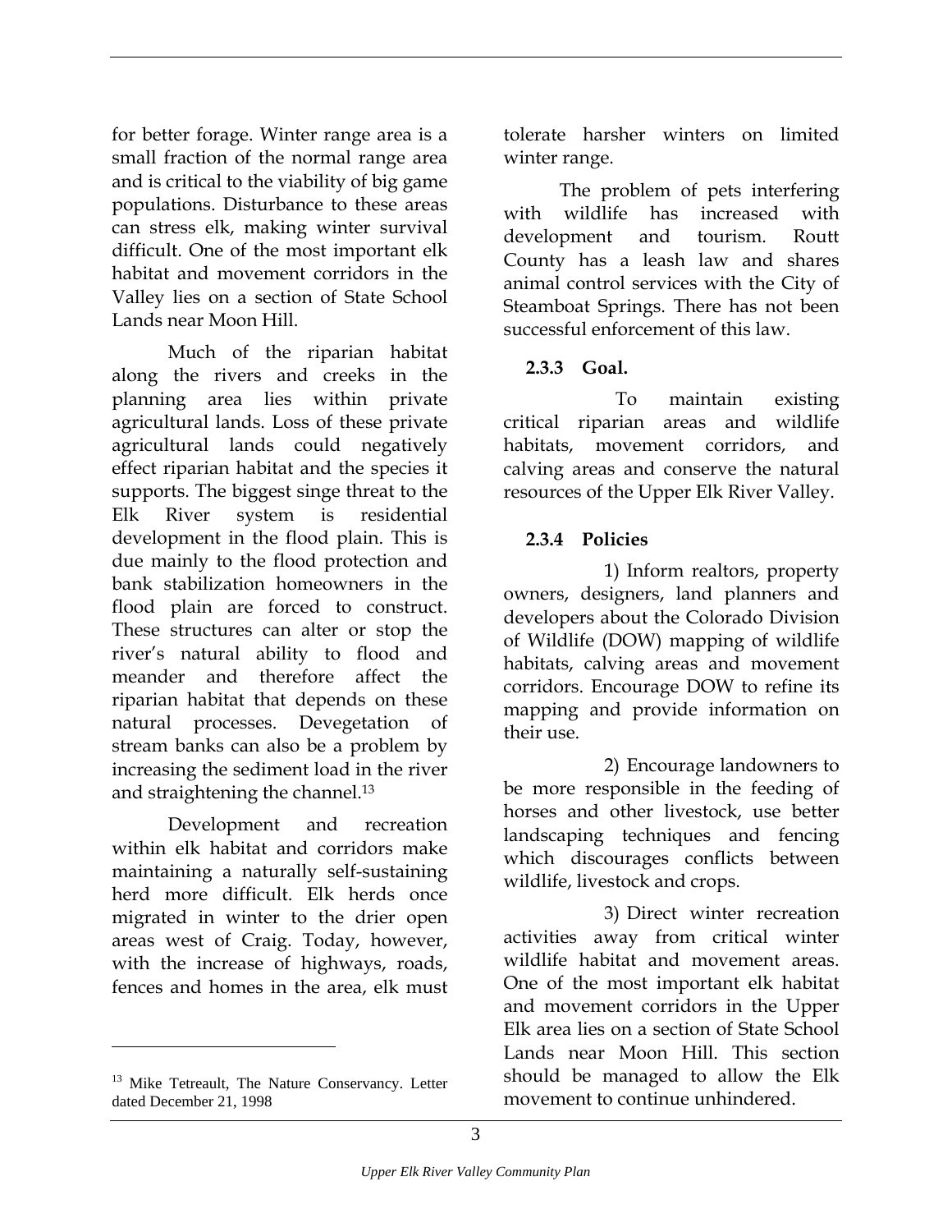for better forage. Winter range area is a small fraction of the normal range area and is critical to the viability of big game populations. Disturbance to these areas can stress elk, making winter survival difficult. One of the most important elk habitat and movement corridors in the Valley lies on a section of State School Lands near Moon Hill.

Much of the riparian habitat along the rivers and creeks in the planning area lies within private agricultural lands. Loss of these private agricultural lands could negatively effect riparian habitat and the species it supports. The biggest singe threat to the Elk River system is residential development in the flood plain. This is due mainly to the flood protection and bank stabilization homeowners in the flood plain are forced to construct. These structures can alter or stop the river's natural ability to flood and meander and therefore affect the riparian habitat that depends on these natural processes. Devegetation of stream banks can also be a problem by increasing the sediment load in the river and straightening the channel.[13]

Development and recreation within elk habitat and corridors make maintaining a naturally self-sustaining herd more difficult. Elk herds once migrated in winter to the drier open areas west of Craig. Today, however, with the increase of highways, roads, fences and homes in the area, elk must tolerate harsher winters on limited winter range.

The problem of pets interfering with wildlife has increased with development and tourism. Routt County has a leash law and shares animal control services with the City of Steamboat Springs. There has not been successful enforcement of this law.

### 2.3.3 Goal.

To maintain existing critical riparian areas and wildlife habitats, movement corridors, and calving areas and conserve the natural resources of the Upper Elk River Valley.

### 2.3.4 Policies

1) Inform realtors, property owners, designers, land planners and developers about the Colorado Division of Wildlife (DOW) mapping of wildlife habitats, calving areas and movement corridors. Encourage DOW to refine its mapping and provide information on their use.

2) Encourage landowners to be more responsible in the feeding of horses and other livestock, use better landscaping techniques and fencing which discourages conflicts between wildlife, livestock and crops.

3) Direct winter recreation activities away from critical winter wildlife habitat and movement areas. One of the most important elk habitat and movement corridors in the Upper Elk area lies on a section of State School Lands near Moon Hill. This section should be managed to allow the Elk movement to continue unhindered.

---

[13] Mike Tetreault, The Nature Conservancy. Letter dated December 21, 1998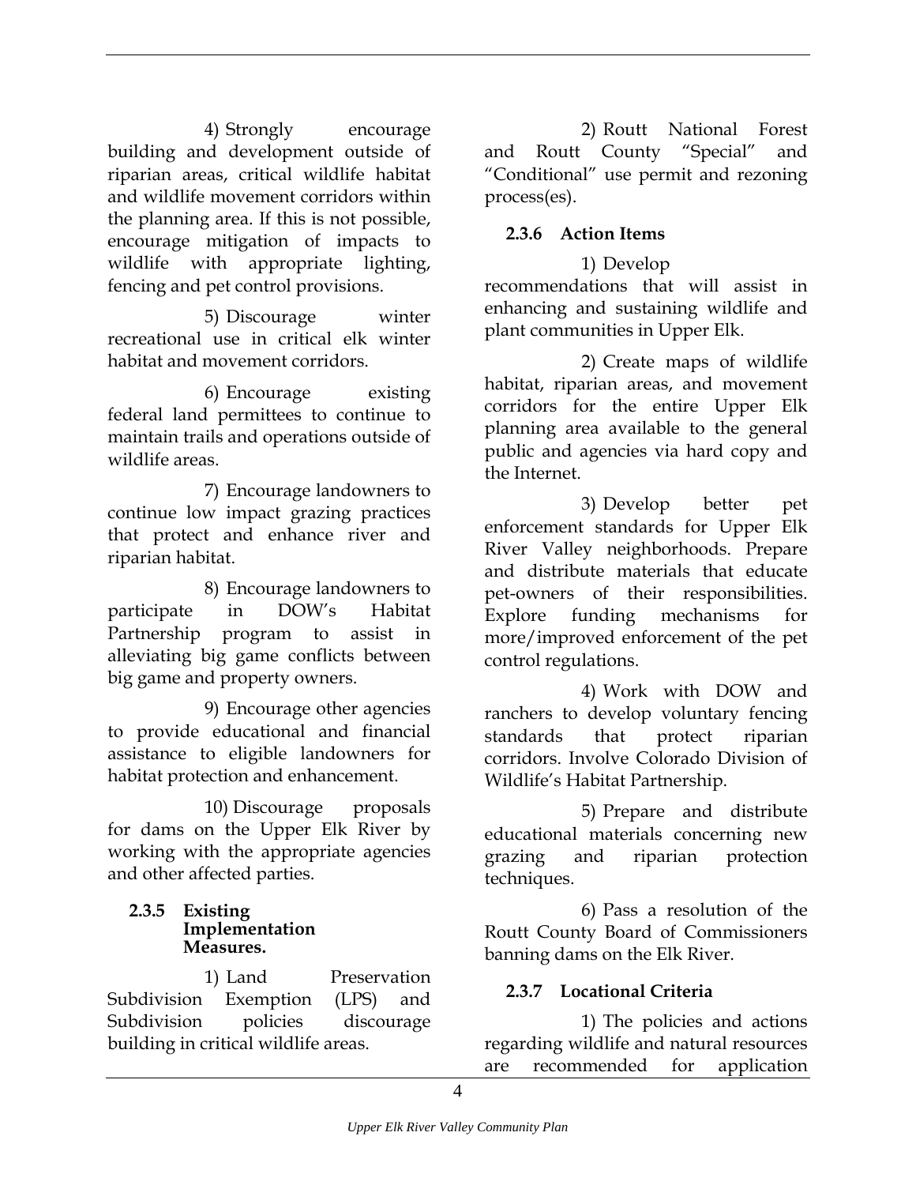4) Strongly encourage building and development outside of riparian areas, critical wildlife habitat and wildlife movement corridors within the planning area. If this is not possible, encourage mitigation of impacts to wildlife with appropriate lighting, fencing and pet control provisions.

5) Discourage winter recreational use in critical elk winter habitat and movement corridors.

6) Encourage existing federal land permittees to continue to maintain trails and operations outside of wildlife areas.

7) Encourage landowners to continue low impact grazing practices that protect and enhance river and riparian habitat.

8) Encourage landowners to participate in DOW's Habitat Partnership program to assist in alleviating big game conflicts between big game and property owners.

9) Encourage other agencies to provide educational and financial assistance to eligible landowners for habitat protection and enhancement.

10) Discourage proposals for dams on the Upper Elk River by working with the appropriate agencies and other affected parties.

### 2.3.5 Existing Implementation Measures.

1) Land Preservation Subdivision Exemption (LPS) and Subdivision policies discourage building in critical wildlife areas.

2) Routt National Forest and Routt County "Special" and "Conditional" use permit and rezoning process(es).

### 2.3.6 Action Items

1) Develop recommendations that will assist in enhancing and sustaining wildlife and plant communities in Upper Elk.

2) Create maps of wildlife habitat, riparian areas, and movement corridors for the entire Upper Elk planning area available to the general public and agencies via hard copy and the Internet.

3) Develop better pet enforcement standards for Upper Elk River Valley neighborhoods. Prepare and distribute materials that educate pet-owners of their responsibilities. Explore funding mechanisms for more/improved enforcement of the pet control regulations.

4) Work with DOW and ranchers to develop voluntary fencing standards that protect riparian corridors. Involve Colorado Division of Wildlife's Habitat Partnership.

5) Prepare and distribute educational materials concerning new grazing and riparian protection techniques.

6) Pass a resolution of the Routt County Board of Commissioners banning dams on the Elk River.

### 2.3.7 Locational Criteria

1) The policies and actions regarding wildlife and natural resources are recommended for application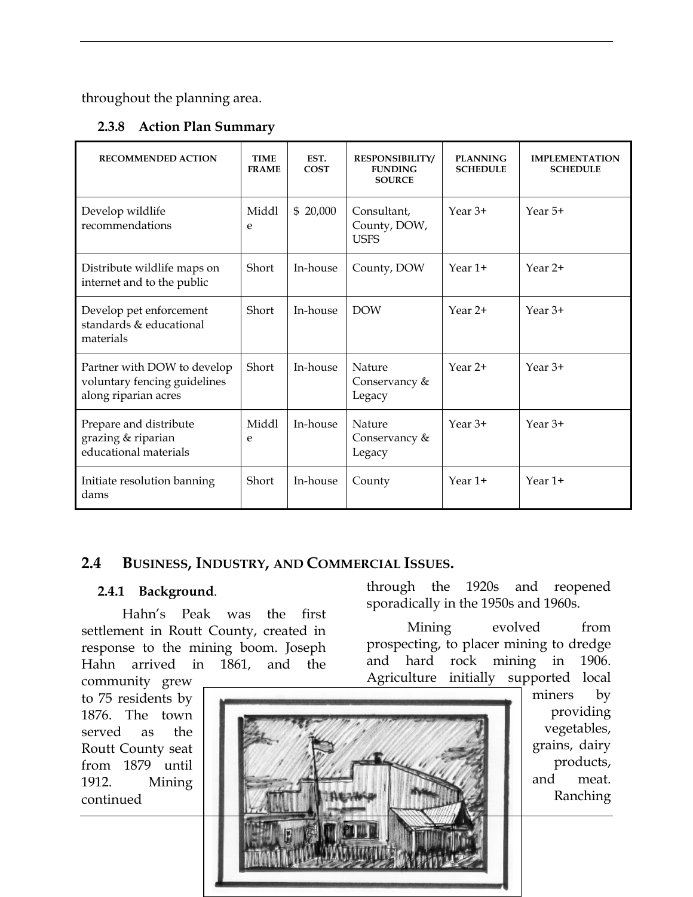throughout the planning area.

### 2.3.8 Action Plan Summary

| RECOMMENDED ACTION | TIME FRAME | EST. COST | RESPONSIBILITY/ FUNDING SOURCE | PLANNING SCHEDULE | IMPLEMENTATION SCHEDULE |
|---|---|---|---|---|---|
| Develop wildlife recommendations | Middle | $ 20,000 | Consultant, County, DOW, USFS | Year 3+ | Year 5+ |
| Distribute wildlife maps on internet and to the public | Short | In-house | County, DOW | Year 1+ | Year 2+ |
| Develop pet enforcement standards & educational materials | Short | In-house | DOW | Year 2+ | Year 3+ |
| Partner with DOW to develop voluntary fencing guidelines along riparian acres | Short | In-house | Nature Conservancy & Legacy | Year 2+ | Year 3+ |
| Prepare and distribute grazing & riparian educational materials | Middle | In-house | Nature Conservancy & Legacy | Year 3+ | Year 3+ |
| Initiate resolution banning dams | Short | In-house | County | Year 1+ | Year 1+ |

## 2.4 BUSINESS, INDUSTRY, AND COMMERCIAL ISSUES.

### 2.4.1 Background.

Hahn's Peak was the first settlement in Routt County, created in response to the mining boom. Joseph Hahn arrived in 1861, and the community grew to 75 residents by 1876. The town served as the Routt County seat from 1879 until 1912. Mining continued through the 1920s and reopened sporadically in the 1950s and 1960s.

Mining evolved from prospecting, to placer mining to dredge and hard rock mining in 1906. Agriculture initially supported local miners by providing vegetables, grains, dairy products, and meat. Ranching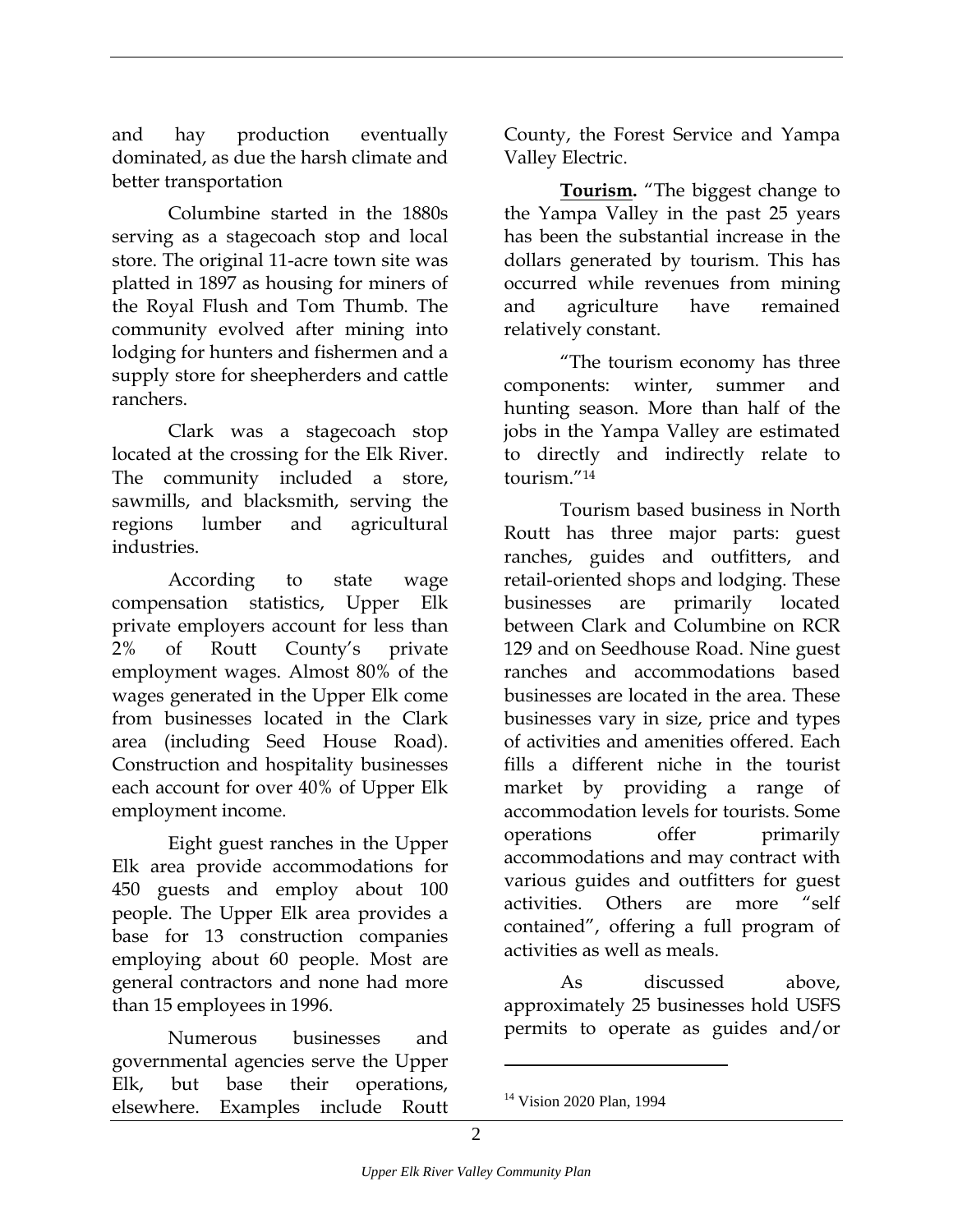and hay production eventually dominated, as due the harsh climate and better transportation

Columbine started in the 1880s serving as a stagecoach stop and local store. The original 11-acre town site was platted in 1897 as housing for miners of the Royal Flush and Tom Thumb. The community evolved after mining into lodging for hunters and fishermen and a supply store for sheepherders and cattle ranchers.

Clark was a stagecoach stop located at the crossing for the Elk River. The community included a store, sawmills, and blacksmith, serving the regions lumber and agricultural industries.

According to state wage compensation statistics, Upper Elk private employers account for less than 2% of Routt County's private employment wages. Almost 80% of the wages generated in the Upper Elk come from businesses located in the Clark area (including Seed House Road). Construction and hospitality businesses each account for over 40% of Upper Elk employment income.

Eight guest ranches in the Upper Elk area provide accommodations for 450 guests and employ about 100 people. The Upper Elk area provides a base for 13 construction companies employing about 60 people. Most are general contractors and none had more than 15 employees in 1996.

Numerous businesses and governmental agencies serve the Upper Elk, but base their operations, elsewhere. Examples include Routt County, the Forest Service and Yampa Valley Electric.

**Tourism.** "The biggest change to the Yampa Valley in the past 25 years has been the substantial increase in the dollars generated by tourism. This has occurred while revenues from mining and agriculture have remained relatively constant.

"The tourism economy has three components: winter, summer and hunting season. More than half of the jobs in the Yampa Valley are estimated to directly and indirectly relate to tourism."[14]

Tourism based business in North Routt has three major parts: guest ranches, guides and outfitters, and retail-oriented shops and lodging. These businesses are primarily located between Clark and Columbine on RCR 129 and on Seedhouse Road. Nine guest ranches and accommodations based businesses are located in the area. These businesses vary in size, price and types of activities and amenities offered. Each fills a different niche in the tourist market by providing a range of accommodation levels for tourists. Some operations offer primarily accommodations and may contract with various guides and outfitters for guest activities. Others are more "self contained", offering a full program of activities as well as meals.

As discussed above, approximately 25 businesses hold USFS permits to operate as guides and/or

[14] Vision 2020 Plan, 1994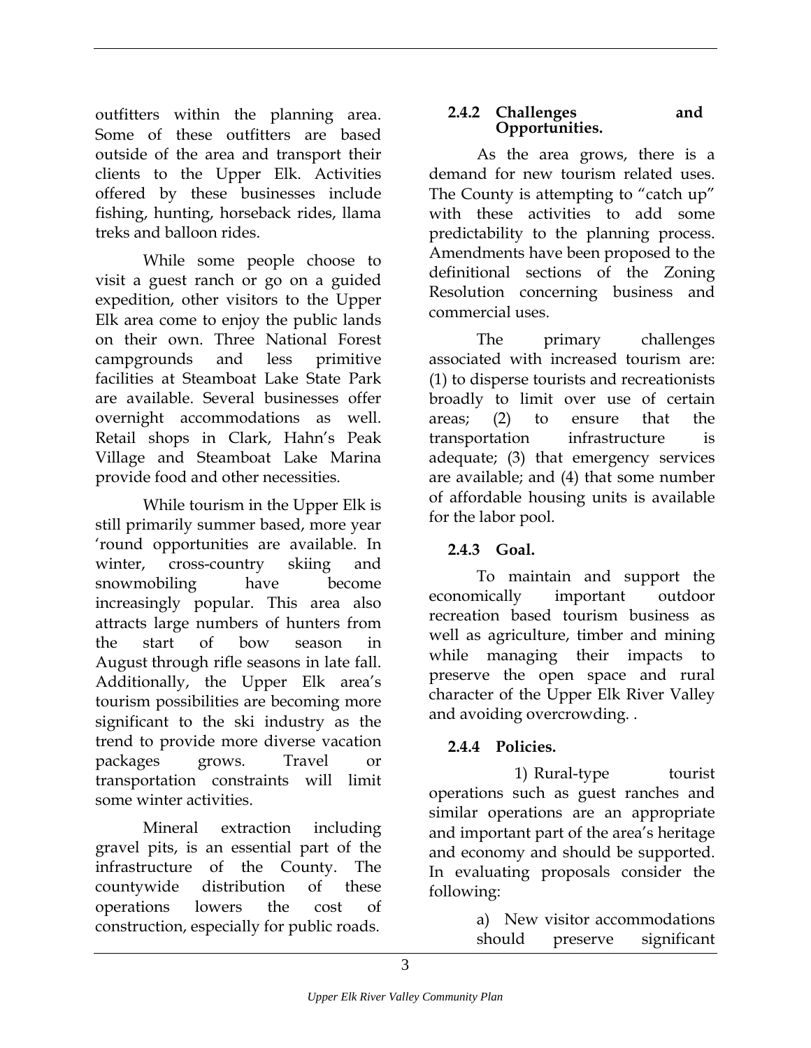outfitters within the planning area. Some of these outfitters are based outside of the area and transport their clients to the Upper Elk. Activities offered by these businesses include fishing, hunting, horseback rides, llama treks and balloon rides.

While some people choose to visit a guest ranch or go on a guided expedition, other visitors to the Upper Elk area come to enjoy the public lands on their own. Three National Forest campgrounds and less primitive facilities at Steamboat Lake State Park are available. Several businesses offer overnight accommodations as well. Retail shops in Clark, Hahn's Peak Village and Steamboat Lake Marina provide food and other necessities.

While tourism in the Upper Elk is still primarily summer based, more year 'round opportunities are available. In winter, cross-country skiing and snowmobiling have become increasingly popular. This area also attracts large numbers of hunters from the start of bow season in August through rifle seasons in late fall. Additionally, the Upper Elk area's tourism possibilities are becoming more significant to the ski industry as the trend to provide more diverse vacation packages grows. Travel or transportation constraints will limit some winter activities.

Mineral extraction including gravel pits, is an essential part of the infrastructure of the County. The countywide distribution of these operations lowers the cost of construction, especially for public roads.

### 2.4.2 Challenges and Opportunities.

As the area grows, there is a demand for new tourism related uses. The County is attempting to "catch up" with these activities to add some predictability to the planning process. Amendments have been proposed to the definitional sections of the Zoning Resolution concerning business and commercial uses.

The primary challenges associated with increased tourism are: (1) to disperse tourists and recreationists broadly to limit over use of certain areas; (2) to ensure that the transportation infrastructure is adequate; (3) that emergency services are available; and (4) that some number of affordable housing units is available for the labor pool.

### 2.4.3 Goal.

To maintain and support the economically important outdoor recreation based tourism business as well as agriculture, timber and mining while managing their impacts to preserve the open space and rural character of the Upper Elk River Valley and avoiding overcrowding. .

### 2.4.4 Policies.

1) Rural-type tourist operations such as guest ranches and similar operations are an appropriate and important part of the area's heritage and economy and should be supported. In evaluating proposals consider the following:

a) New visitor accommodations should preserve significant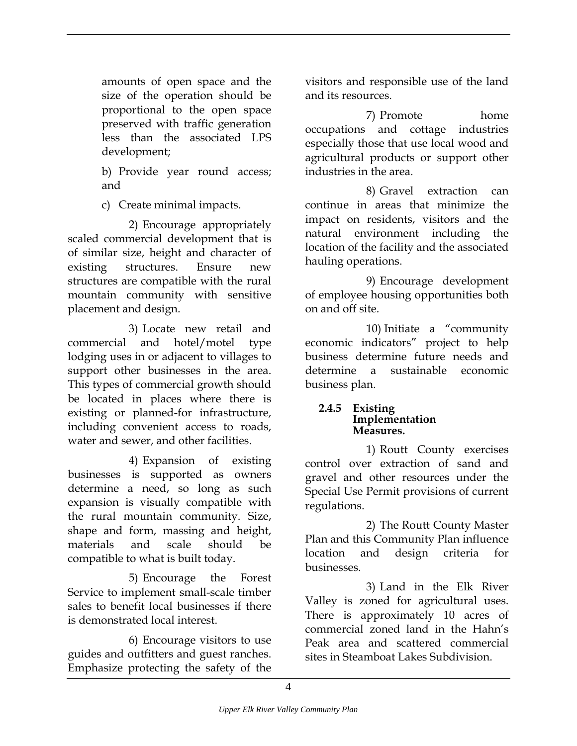amounts of open space and the size of the operation should be proportional to the open space preserved with traffic generation less than the associated LPS development;

b) Provide year round access; and

c) Create minimal impacts.

2) Encourage appropriately scaled commercial development that is of similar size, height and character of existing structures. Ensure new structures are compatible with the rural mountain community with sensitive placement and design.

3) Locate new retail and commercial and hotel/motel type lodging uses in or adjacent to villages to support other businesses in the area. This types of commercial growth should be located in places where there is existing or planned-for infrastructure, including convenient access to roads, water and sewer, and other facilities.

4) Expansion of existing businesses is supported as owners determine a need, so long as such expansion is visually compatible with the rural mountain community. Size, shape and form, massing and height, materials and scale should be compatible to what is built today.

5) Encourage the Forest Service to implement small-scale timber sales to benefit local businesses if there is demonstrated local interest.

6) Encourage visitors to use guides and outfitters and guest ranches. Emphasize protecting the safety of the visitors and responsible use of the land and its resources.

7) Promote home occupations and cottage industries especially those that use local wood and agricultural products or support other industries in the area.

8) Gravel extraction can continue in areas that minimize the impact on residents, visitors and the natural environment including the location of the facility and the associated hauling operations.

9) Encourage development of employee housing opportunities both on and off site.

10) Initiate a "community economic indicators" project to help business determine future needs and determine a sustainable economic business plan.

### 2.4.5 Existing Implementation Measures.

1) Routt County exercises control over extraction of sand and gravel and other resources under the Special Use Permit provisions of current regulations.

2) The Routt County Master Plan and this Community Plan influence location and design criteria for businesses.

3) Land in the Elk River Valley is zoned for agricultural uses. There is approximately 10 acres of commercial zoned land in the Hahn's Peak area and scattered commercial sites in Steamboat Lakes Subdivision.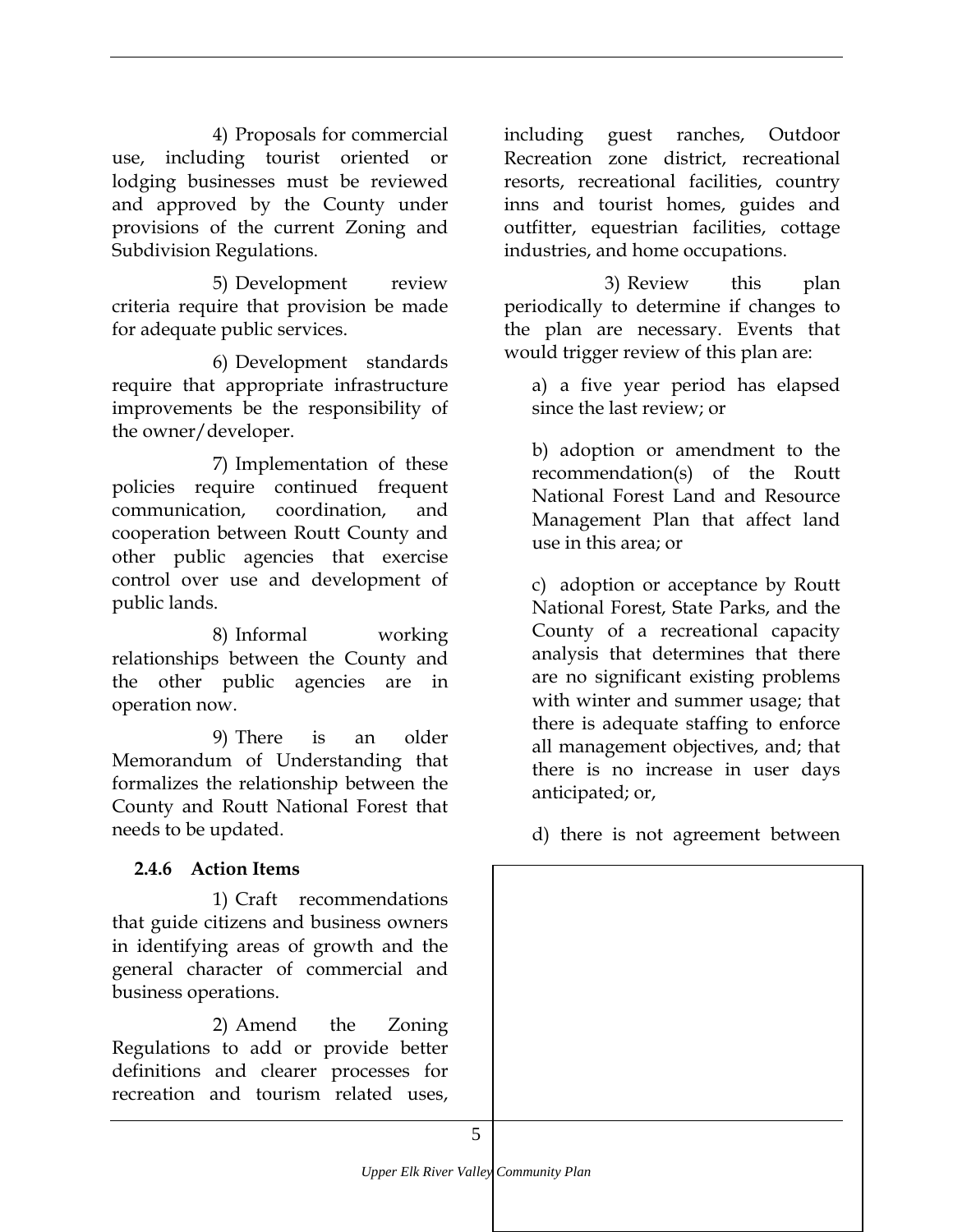4) Proposals for commercial use, including tourist oriented or lodging businesses must be reviewed and approved by the County under provisions of the current Zoning and Subdivision Regulations.

5) Development review criteria require that provision be made for adequate public services.

6) Development standards require that appropriate infrastructure improvements be the responsibility of the owner/developer.

7) Implementation of these policies require continued frequent communication, coordination, and cooperation between Routt County and other public agencies that exercise control over use and development of public lands.

8) Informal working relationships between the County and the other public agencies are in operation now.

9) There is an older Memorandum of Understanding that formalizes the relationship between the County and Routt National Forest that needs to be updated.

### 2.4.6 Action Items

1) Craft recommendations that guide citizens and business owners in identifying areas of growth and the general character of commercial and business operations.

2) Amend the Zoning Regulations to add or provide better definitions and clearer processes for recreation and tourism related uses, including guest ranches, Outdoor Recreation zone district, recreational resorts, recreational facilities, country inns and tourist homes, guides and outfitter, equestrian facilities, cottage industries, and home occupations.

3) Review this plan periodically to determine if changes to the plan are necessary. Events that would trigger review of this plan are:

a) a five year period has elapsed since the last review; or

b) adoption or amendment to the recommendation(s) of the Routt National Forest Land and Resource Management Plan that affect land use in this area; or

c) adoption or acceptance by Routt National Forest, State Parks, and the County of a recreational capacity analysis that determines that there are no significant existing problems with winter and summer usage; that there is adequate staffing to enforce all management objectives, and; that there is no increase in user days anticipated; or,

d) there is not agreement between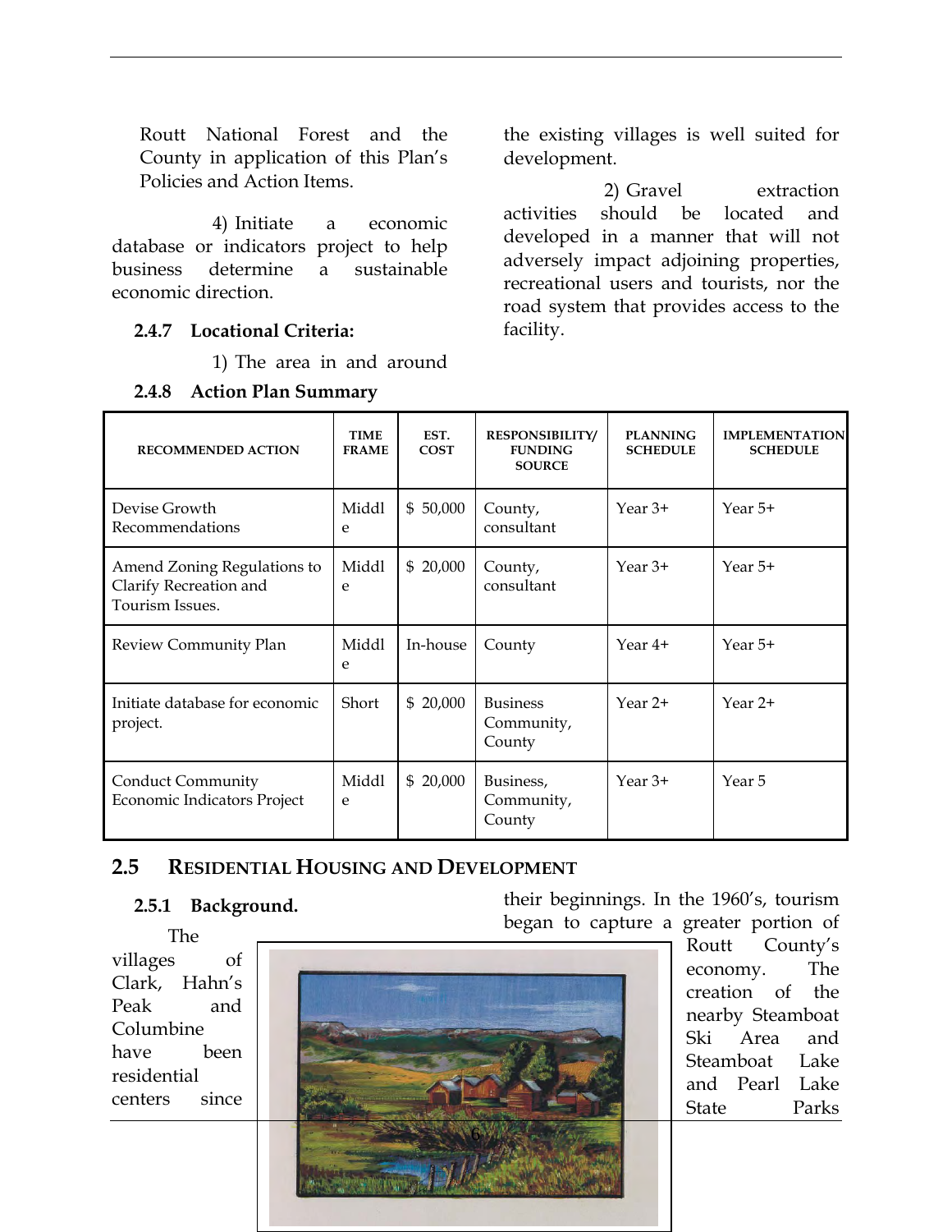Routt National Forest and the County in application of this Plan's Policies and Action Items.

4) Initiate a economic database or indicators project to help business determine a sustainable economic direction.

### 2.4.7 Locational Criteria:

1) The area in and around the existing villages is well suited for development.

2) Gravel extraction activities should be located and developed in a manner that will not adversely impact adjoining properties, recreational users and tourists, nor the road system that provides access to the facility.

### 2.4.8 Action Plan Summary

| RECOMMENDED ACTION | TIME FRAME | EST. COST | RESPONSIBILITY/ FUNDING SOURCE | PLANNING SCHEDULE | IMPLEMENTATION SCHEDULE |
|---|---|---|---|---|---|
| Devise Growth Recommendations | Middle | $ 50,000 | County, consultant | Year 3+ | Year 5+ |
| Amend Zoning Regulations to Clarify Recreation and Tourism Issues. | Middle | $ 20,000 | County, consultant | Year 3+ | Year 5+ |
| Review Community Plan | Middle | In-house | County | Year 4+ | Year 5+ |
| Initiate database for economic project. | Short | $ 20,000 | Business Community, County | Year 2+ | Year 2+ |
| Conduct Community Economic Indicators Project | Middle | $ 20,000 | Business, Community, County | Year 3+ | Year 5 |

## 2.5 RESIDENTIAL HOUSING AND DEVELOPMENT

### 2.5.1 Background.

The villages of Clark, Hahn's Peak and Columbine have been residential centers since their beginnings. In the 1960's, tourism began to capture a greater portion of Routt County's economy. The creation of the nearby Steamboat Ski Area and Steamboat Lake and Pearl Lake State Parks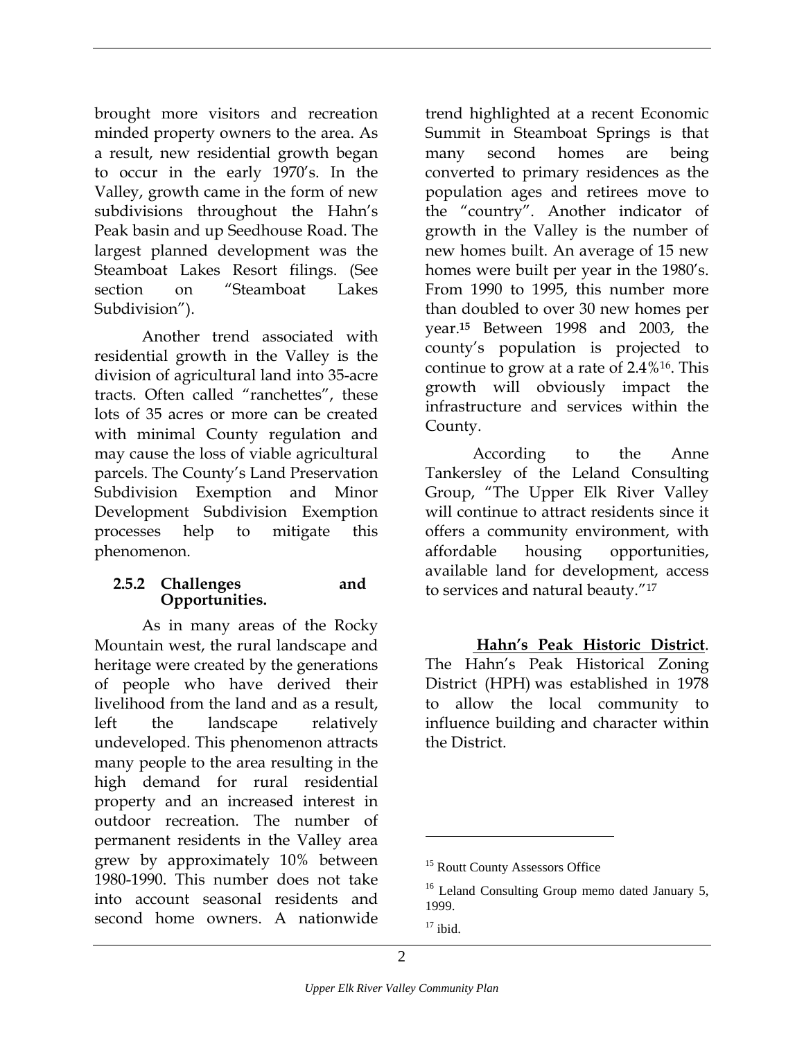brought more visitors and recreation minded property owners to the area. As a result, new residential growth began to occur in the early 1970's. In the Valley, growth came in the form of new subdivisions throughout the Hahn's Peak basin and up Seedhouse Road. The largest planned development was the Steamboat Lakes Resort filings. (See section on "Steamboat Lakes Subdivision").

Another trend associated with residential growth in the Valley is the division of agricultural land into 35-acre tracts. Often called "ranchettes", these lots of 35 acres or more can be created with minimal County regulation and may cause the loss of viable agricultural parcels. The County's Land Preservation Subdivision Exemption and Minor Development Subdivision Exemption processes help to mitigate this phenomenon.

### 2.5.2 Challenges and Opportunities.

As in many areas of the Rocky Mountain west, the rural landscape and heritage were created by the generations of people who have derived their livelihood from the land and as a result, left the landscape relatively undeveloped. This phenomenon attracts many people to the area resulting in the high demand for rural residential property and an increased interest in outdoor recreation. The number of permanent residents in the Valley area grew by approximately 10% between 1980-1990. This number does not take into account seasonal residents and second home owners. A nationwide trend highlighted at a recent Economic Summit in Steamboat Springs is that many second homes are being converted to primary residences as the population ages and retirees move to the "country". Another indicator of growth in the Valley is the number of new homes built. An average of 15 new homes were built per year in the 1980's. From 1990 to 1995, this number more than doubled to over 30 new homes per year.[15] Between 1998 and 2003, the county's population is projected to continue to grow at a rate of 2.4%[16]. This growth will obviously impact the infrastructure and services within the County.

According to the Anne Tankersley of the Leland Consulting Group, "The Upper Elk River Valley will continue to attract residents since it offers a community environment, with affordable housing opportunities, available land for development, access to services and natural beauty."[17]

**Hahn's Peak Historic District**. The Hahn's Peak Historical Zoning District (HPH) was established in 1978 to allow the local community to influence building and character within the District.

---

[15] Routt County Assessors Office

[16] Leland Consulting Group memo dated January 5, 1999.

[17] ibid.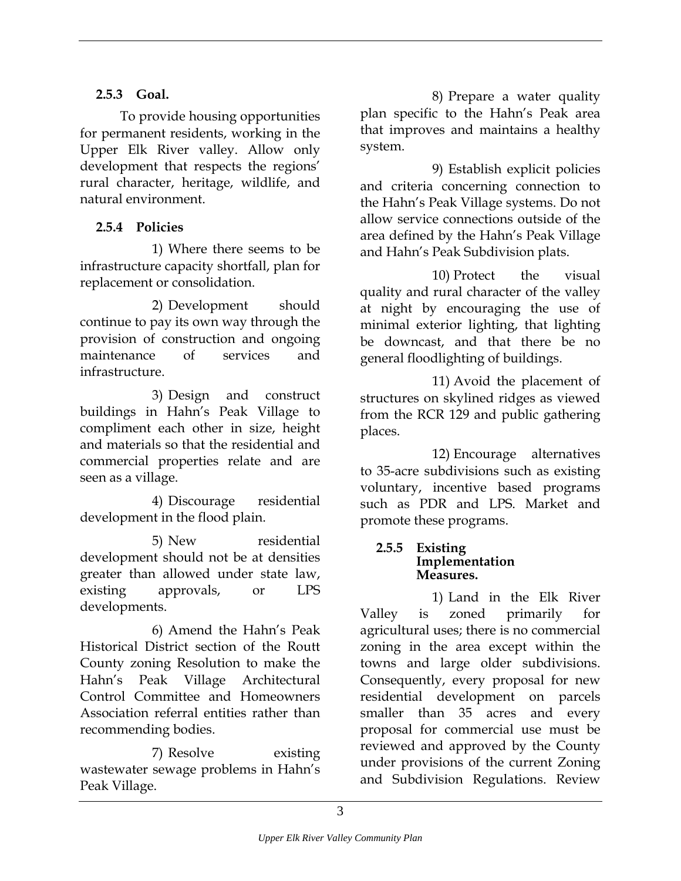### 2.5.3 Goal.

To provide housing opportunities for permanent residents, working in the Upper Elk River valley. Allow only development that respects the regions' rural character, heritage, wildlife, and natural environment.

### 2.5.4 Policies

1) Where there seems to be infrastructure capacity shortfall, plan for replacement or consolidation.

2) Development should continue to pay its own way through the provision of construction and ongoing maintenance of services and infrastructure.

3) Design and construct buildings in Hahn's Peak Village to compliment each other in size, height and materials so that the residential and commercial properties relate and are seen as a village.

4) Discourage residential development in the flood plain.

5) New residential development should not be at densities greater than allowed under state law, existing approvals, or LPS developments.

6) Amend the Hahn's Peak Historical District section of the Routt County zoning Resolution to make the Hahn's Peak Village Architectural Control Committee and Homeowners Association referral entities rather than recommending bodies.

7) Resolve existing wastewater sewage problems in Hahn's Peak Village.

8) Prepare a water quality plan specific to the Hahn's Peak area that improves and maintains a healthy system.

9) Establish explicit policies and criteria concerning connection to the Hahn's Peak Village systems. Do not allow service connections outside of the area defined by the Hahn's Peak Village and Hahn's Peak Subdivision plats.

10) Protect the visual quality and rural character of the valley at night by encouraging the use of minimal exterior lighting, that lighting be downcast, and that there be no general floodlighting of buildings.

11) Avoid the placement of structures on skylined ridges as viewed from the RCR 129 and public gathering places.

12) Encourage alternatives to 35-acre subdivisions such as existing voluntary, incentive based programs such as PDR and LPS. Market and promote these programs.

### 2.5.5 Existing Implementation Measures.

1) Land in the Elk River Valley is zoned primarily for agricultural uses; there is no commercial zoning in the area except within the towns and large older subdivisions. Consequently, every proposal for new residential development on parcels smaller than 35 acres and every proposal for commercial use must be reviewed and approved by the County under provisions of the current Zoning and Subdivision Regulations. Review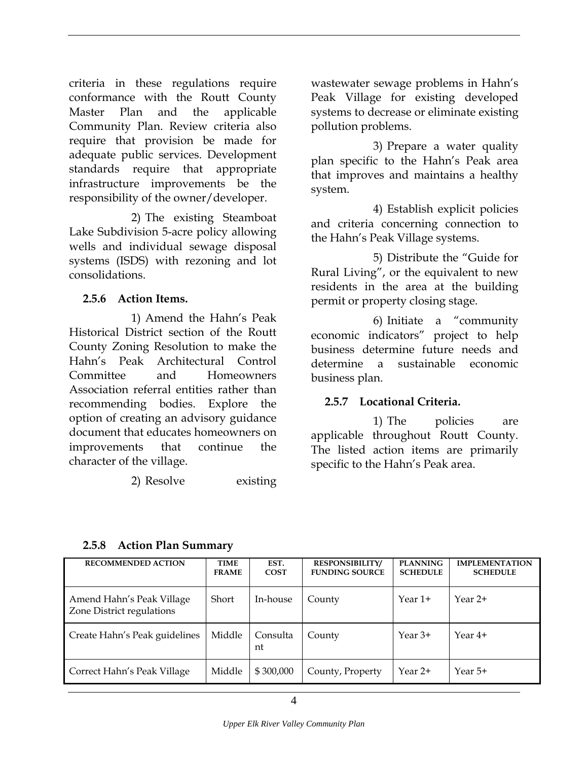criteria in these regulations require conformance with the Routt County Master Plan and the applicable Community Plan. Review criteria also require that provision be made for adequate public services. Development standards require that appropriate infrastructure improvements be the responsibility of the owner/developer.

2) The existing Steamboat Lake Subdivision 5-acre policy allowing wells and individual sewage disposal systems (ISDS) with rezoning and lot consolidations.

### 2.5.6 Action Items.

1) Amend the Hahn's Peak Historical District section of the Routt County Zoning Resolution to make the Hahn's Peak Architectural Control Committee and Homeowners Association referral entities rather than recommending bodies. Explore the option of creating an advisory guidance document that educates homeowners on improvements that continue the character of the village.

2) Resolve existing wastewater sewage problems in Hahn's Peak Village for existing developed systems to decrease or eliminate existing pollution problems.

3) Prepare a water quality plan specific to the Hahn's Peak area that improves and maintains a healthy system.

4) Establish explicit policies and criteria concerning connection to the Hahn's Peak Village systems.

5) Distribute the "Guide for Rural Living", or the equivalent to new residents in the area at the building permit or property closing stage.

6) Initiate a "community economic indicators" project to help business determine future needs and determine a sustainable economic business plan.

### 2.5.7 Locational Criteria.

1) The policies are applicable throughout Routt County. The listed action items are primarily specific to the Hahn's Peak area.

### 2.5.8 Action Plan Summary

| RECOMMENDED ACTION | TIME FRAME | EST. COST | RESPONSIBILITY/ FUNDING SOURCE | PLANNING SCHEDULE | IMPLEMENTATION SCHEDULE |
|---|---|---|---|---|---|
| Amend Hahn's Peak Village Zone District regulations | Short | In-house | County | Year 1+ | Year 2+ |
| Create Hahn's Peak guidelines | Middle | Consultant | County | Year 3+ | Year 4+ |
| Correct Hahn's Peak Village | Middle | $ 300,000 | County, Property | Year 2+ | Year 5+ |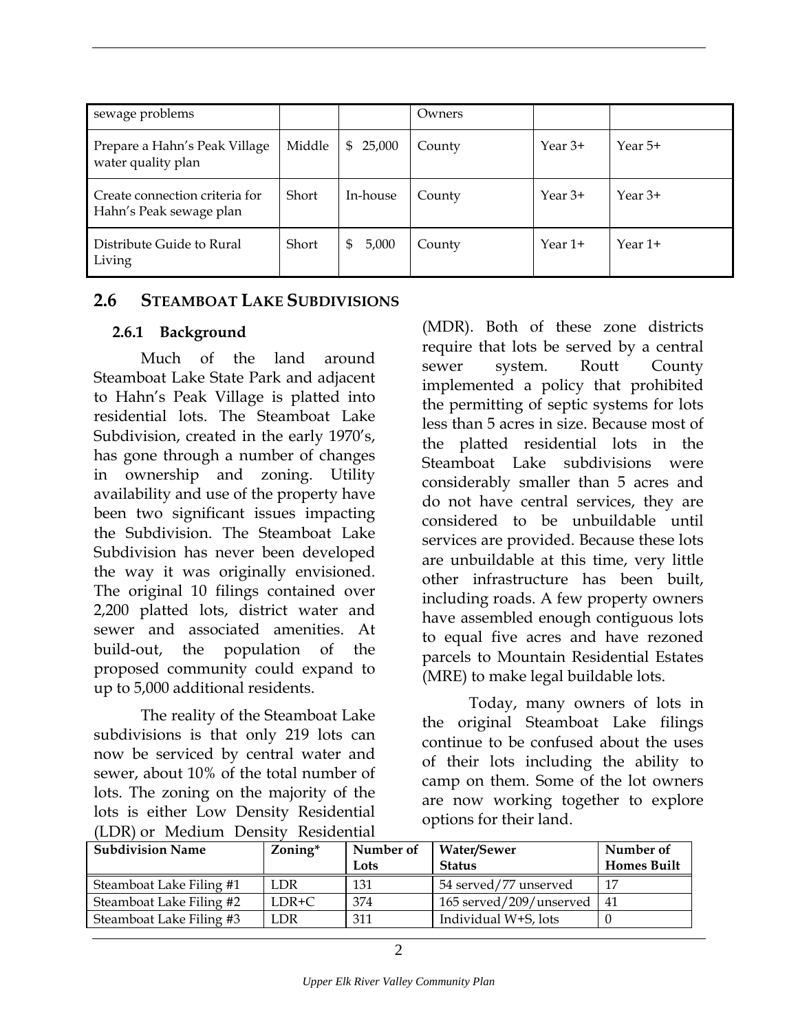| sewage problems | | | Owners | | |
|---|---|---|---|---|---|
| Prepare a Hahn's Peak Village water quality plan | Middle | $ 25,000 | County | Year 3+ | Year 5+ |
| Create connection criteria for Hahn's Peak sewage plan | Short | In-house | County | Year 3+ | Year 3+ |
| Distribute Guide to Rural Living | Short | $ 5,000 | County | Year 1+ | Year 1+ |

## 2.6 STEAMBOAT LAKE SUBDIVISIONS

### 2.6.1 Background

Much of the land around Steamboat Lake State Park and adjacent to Hahn's Peak Village is platted into residential lots. The Steamboat Lake Subdivision, created in the early 1970's, has gone through a number of changes in ownership and zoning. Utility availability and use of the property have been two significant issues impacting the Subdivision. The Steamboat Lake Subdivision has never been developed the way it was originally envisioned. The original 10 filings contained over 2,200 platted lots, district water and sewer and associated amenities. At build-out, the population of the proposed community could expand to up to 5,000 additional residents.

The reality of the Steamboat Lake subdivisions is that only 219 lots can now be serviced by central water and sewer, about 10% of the total number of lots. The zoning on the majority of the lots is either Low Density Residential (LDR) or Medium Density Residential (MDR). Both of these zone districts require that lots be served by a central sewer system. Routt County implemented a policy that prohibited the permitting of septic systems for lots less than 5 acres in size. Because most of the platted residential lots in the Steamboat Lake subdivisions were considerably smaller than 5 acres and do not have central services, they are considered to be unbuildable until services are provided. Because these lots are unbuildable at this time, very little other infrastructure has been built, including roads. A few property owners have assembled enough contiguous lots to equal five acres and have rezoned parcels to Mountain Residential Estates (MRE) to make legal buildable lots.

Today, many owners of lots in the original Steamboat Lake filings continue to be confused about the uses of their lots including the ability to camp on them. Some of the lot owners are now working together to explore options for their land.

| Subdivision Name | Zoning* | Number of Lots | Water/Sewer Status | Number of Homes Built |
|---|---|---|---|---|
| Steamboat Lake Filing #1 | LDR | 131 | 54 served/77 unserved | 17 |
| Steamboat Lake Filing #2 | LDR+C | 374 | 165 served/209/unserved | 41 |
| Steamboat Lake Filing #3 | LDR | 311 | Individual W+S, lots | 0 |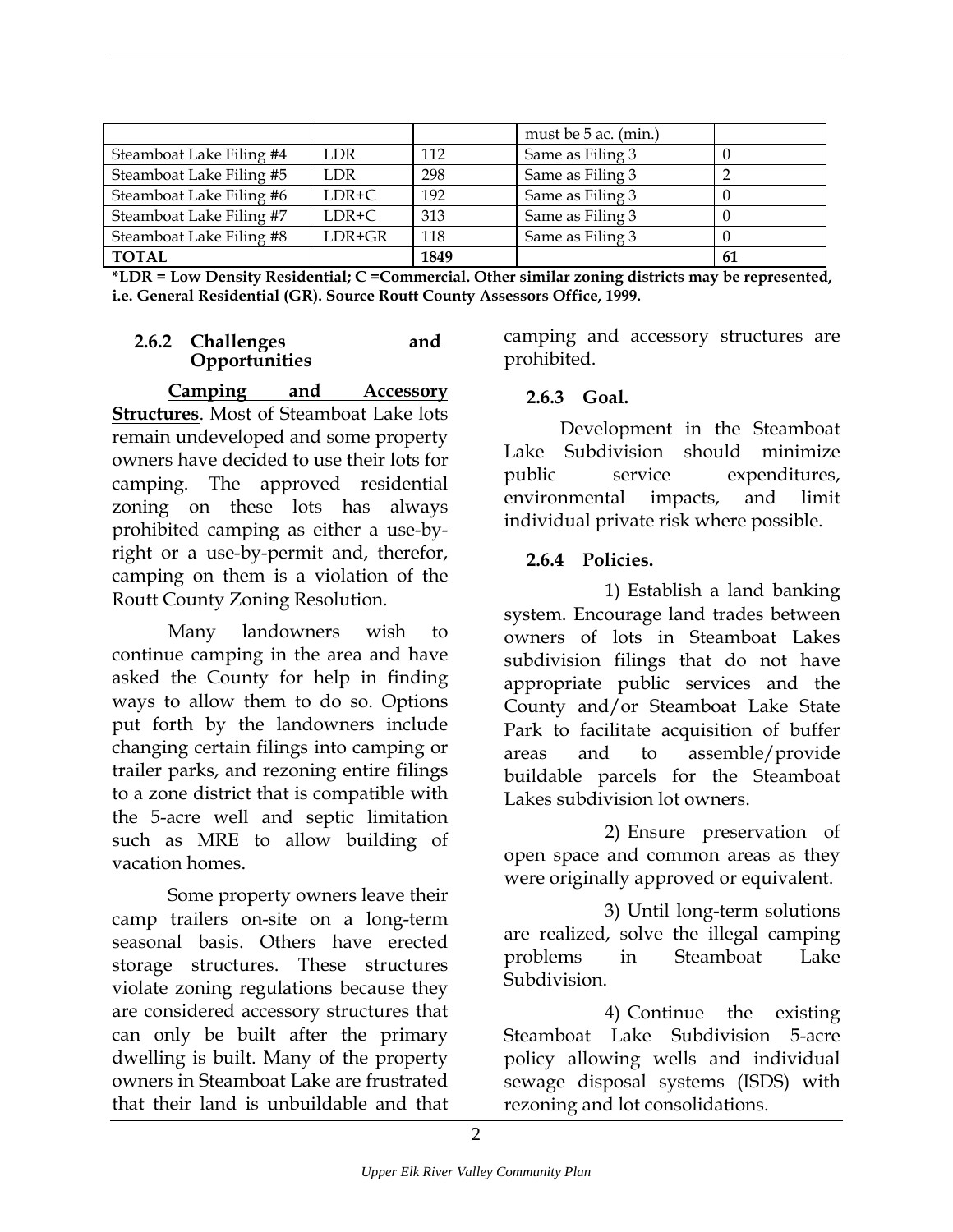| | | | must be 5 ac. (min.) | |
|---|---|---|---|---|
| Steamboat Lake Filing #4 | LDR | 112 | Same as Filing 3 | 0 |
| Steamboat Lake Filing #5 | LDR | 298 | Same as Filing 3 | 2 |
| Steamboat Lake Filing #6 | LDR+C | 192 | Same as Filing 3 | 0 |
| Steamboat Lake Filing #7 | LDR+C | 313 | Same as Filing 3 | 0 |
| Steamboat Lake Filing #8 | LDR+GR | 118 | Same as Filing 3 | 0 |
| **TOTAL** | | **1849** | | **61** |

**\*LDR = Low Density Residential; C =Commercial. Other similar zoning districts may be represented, i.e. General Residential (GR). Source Routt County Assessors Office, 1999.**

### 2.6.2 Challenges and Opportunities

**Camping and Accessory Structures**. Most of Steamboat Lake lots remain undeveloped and some property owners have decided to use their lots for camping. The approved residential zoning on these lots has always prohibited camping as either a use-by-right or a use-by-permit and, therefor, camping on them is a violation of the Routt County Zoning Resolution.

Many landowners wish to continue camping in the area and have asked the County for help in finding ways to allow them to do so. Options put forth by the landowners include changing certain filings into camping or trailer parks, and rezoning entire filings to a zone district that is compatible with the 5-acre well and septic limitation such as MRE to allow building of vacation homes.

Some property owners leave their camp trailers on-site on a long-term seasonal basis. Others have erected storage structures. These structures violate zoning regulations because they are considered accessory structures that can only be built after the primary dwelling is built. Many of the property owners in Steamboat Lake are frustrated that their land is unbuildable and that camping and accessory structures are prohibited.

### 2.6.3 Goal.

Development in the Steamboat Lake Subdivision should minimize public service expenditures, environmental impacts, and limit individual private risk where possible.

### 2.6.4 Policies.

1) Establish a land banking system. Encourage land trades between owners of lots in Steamboat Lakes subdivision filings that do not have appropriate public services and the County and/or Steamboat Lake State Park to facilitate acquisition of buffer areas and to assemble/provide buildable parcels for the Steamboat Lakes subdivision lot owners.

2) Ensure preservation of open space and common areas as they were originally approved or equivalent.

3) Until long-term solutions are realized, solve the illegal camping problems in Steamboat Lake Subdivision.

4) Continue the existing Steamboat Lake Subdivision 5-acre policy allowing wells and individual sewage disposal systems (ISDS) with rezoning and lot consolidations.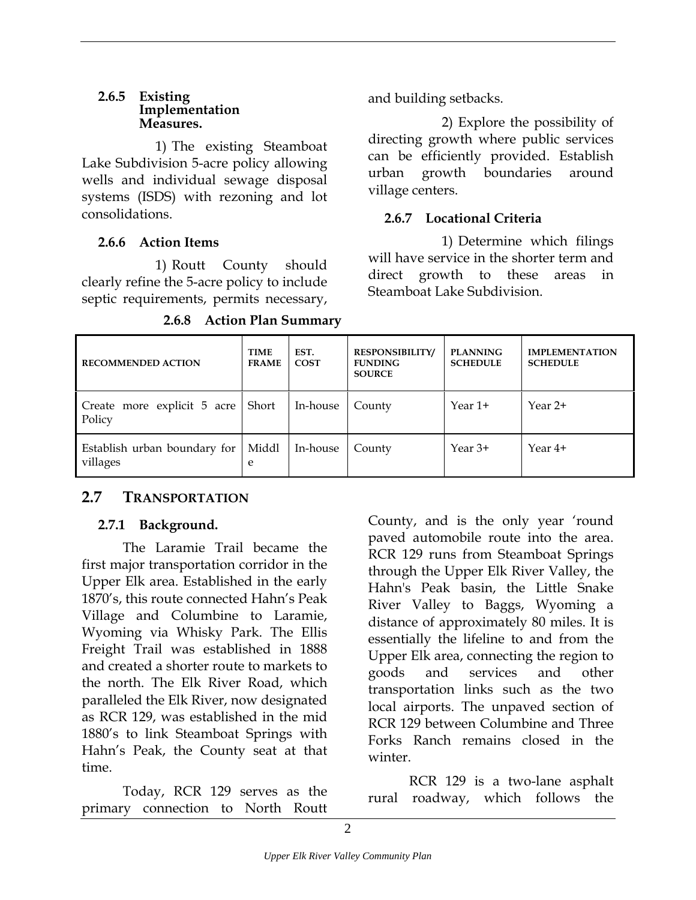#### 2.6.5 Existing Implementation Measures.

1) The existing Steamboat Lake Subdivision 5-acre policy allowing wells and individual sewage disposal systems (ISDS) with rezoning and lot consolidations.

#### 2.6.6 Action Items

1) Routt County should clearly refine the 5-acre policy to include septic requirements, permits necessary, and building setbacks.

2) Explore the possibility of directing growth where public services can be efficiently provided. Establish urban growth boundaries around village centers.

#### 2.6.7 Locational Criteria

1) Determine which filings will have service in the shorter term and direct growth to these areas in Steamboat Lake Subdivision.

#### 2.6.8 Action Plan Summary

| RECOMMENDED ACTION | TIME FRAME | EST. COST | RESPONSIBILITY/ FUNDING SOURCE | PLANNING SCHEDULE | IMPLEMENTATION SCHEDULE |
|---|---|---|---|---|---|
| Create more explicit 5 acre Policy | Short | In-house | County | Year 1+ | Year 2+ |
| Establish urban boundary for villages | Middle | In-house | County | Year 3+ | Year 4+ |

## 2.7 TRANSPORTATION

#### 2.7.1 Background.

The Laramie Trail became the first major transportation corridor in the Upper Elk area. Established in the early 1870's, this route connected Hahn's Peak Village and Columbine to Laramie, Wyoming via Whisky Park. The Ellis Freight Trail was established in 1888 and created a shorter route to markets to the north. The Elk River Road, which paralleled the Elk River, now designated as RCR 129, was established in the mid 1880's to link Steamboat Springs with Hahn's Peak, the County seat at that time.

Today, RCR 129 serves as the primary connection to North Routt County, and is the only year 'round paved automobile route into the area. RCR 129 runs from Steamboat Springs through the Upper Elk River Valley, the Hahn's Peak basin, the Little Snake River Valley to Baggs, Wyoming a distance of approximately 80 miles. It is essentially the lifeline to and from the Upper Elk area, connecting the region to goods and services and other transportation links such as the two local airports. The unpaved section of RCR 129 between Columbine and Three Forks Ranch remains closed in the winter.

RCR 129 is a two-lane asphalt rural roadway, which follows the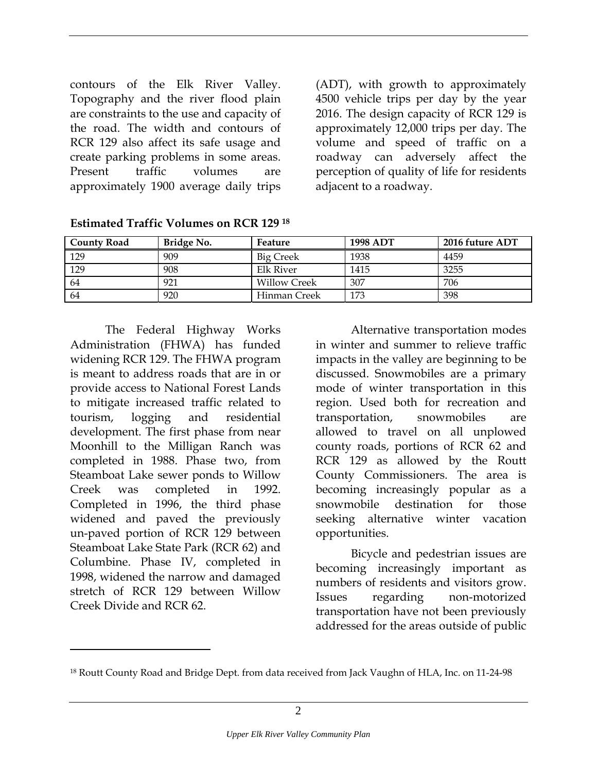contours of the Elk River Valley. Topography and the river flood plain are constraints to the use and capacity of the road. The width and contours of RCR 129 also affect its safe usage and create parking problems in some areas. Present traffic volumes are approximately 1900 average daily trips (ADT), with growth to approximately 4500 vehicle trips per day by the year 2016. The design capacity of RCR 129 is approximately 12,000 trips per day. The volume and speed of traffic on a roadway can adversely affect the perception of quality of life for residents adjacent to a roadway.

**Estimated Traffic Volumes on RCR 129** [18]

| County Road | Bridge No. | Feature | 1998 ADT | 2016 future ADT |
|---|---|---|---|---|
| 129 | 909 | Big Creek | 1938 | 4459 |
| 129 | 908 | Elk River | 1415 | 3255 |
| 64 | 921 | Willow Creek | 307 | 706 |
| 64 | 920 | Hinman Creek | 173 | 398 |

The Federal Highway Works Administration (FHWA) has funded widening RCR 129. The FHWA program is meant to address roads that are in or provide access to National Forest Lands to mitigate increased traffic related to tourism, logging and residential development. The first phase from near Moonhill to the Milligan Ranch was completed in 1988. Phase two, from Steamboat Lake sewer ponds to Willow Creek was completed in 1992. Completed in 1996, the third phase widened and paved the previously un-paved portion of RCR 129 between Steamboat Lake State Park (RCR 62) and Columbine. Phase IV, completed in 1998, widened the narrow and damaged stretch of RCR 129 between Willow Creek Divide and RCR 62.

Alternative transportation modes in winter and summer to relieve traffic impacts in the valley are beginning to be discussed. Snowmobiles are a primary mode of winter transportation in this region. Used both for recreation and transportation, snowmobiles are allowed to travel on all unplowed county roads, portions of RCR 62 and RCR 129 as allowed by the Routt County Commissioners. The area is becoming increasingly popular as a snowmobile destination for those seeking alternative winter vacation opportunities.

Bicycle and pedestrian issues are becoming increasingly important as numbers of residents and visitors grow. Issues regarding non-motorized transportation have not been previously addressed for the areas outside of public

[18] Routt County Road and Bridge Dept. from data received from Jack Vaughn of HLA, Inc. on 11-24-98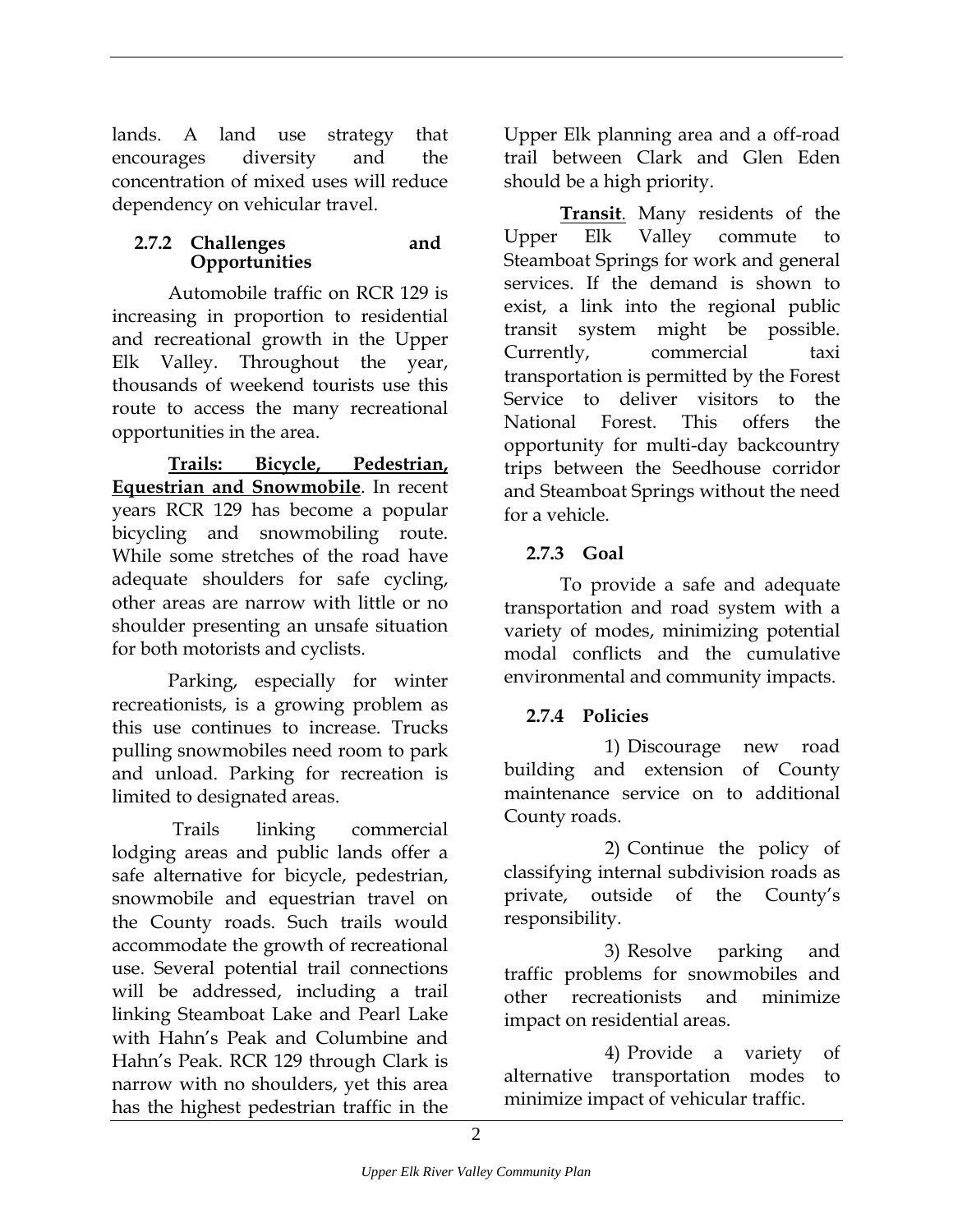lands. A land use strategy that encourages diversity and the concentration of mixed uses will reduce dependency on vehicular travel.

### 2.7.2 Challenges and Opportunities

Automobile traffic on RCR 129 is increasing in proportion to residential and recreational growth in the Upper Elk Valley. Throughout the year, thousands of weekend tourists use this route to access the many recreational opportunities in the area.

**Trails: Bicycle, Pedestrian, Equestrian and Snowmobile**. In recent years RCR 129 has become a popular bicycling and snowmobiling route. While some stretches of the road have adequate shoulders for safe cycling, other areas are narrow with little or no shoulder presenting an unsafe situation for both motorists and cyclists.

Parking, especially for winter recreationists, is a growing problem as this use continues to increase. Trucks pulling snowmobiles need room to park and unload. Parking for recreation is limited to designated areas.

Trails linking commercial lodging areas and public lands offer a safe alternative for bicycle, pedestrian, snowmobile and equestrian travel on the County roads. Such trails would accommodate the growth of recreational use. Several potential trail connections will be addressed, including a trail linking Steamboat Lake and Pearl Lake with Hahn's Peak and Columbine and Hahn's Peak. RCR 129 through Clark is narrow with no shoulders, yet this area has the highest pedestrian traffic in the Upper Elk planning area and a off-road trail between Clark and Glen Eden should be a high priority.

**Transit**. Many residents of the Upper Elk Valley commute to Steamboat Springs for work and general services. If the demand is shown to exist, a link into the regional public transit system might be possible. Currently, commercial taxi transportation is permitted by the Forest Service to deliver visitors to the National Forest. This offers the opportunity for multi-day backcountry trips between the Seedhouse corridor and Steamboat Springs without the need for a vehicle.

### 2.7.3 Goal

To provide a safe and adequate transportation and road system with a variety of modes, minimizing potential modal conflicts and the cumulative environmental and community impacts.

### 2.7.4 Policies

1) Discourage new road building and extension of County maintenance service on to additional County roads.

2) Continue the policy of classifying internal subdivision roads as private, outside of the County's responsibility.

3) Resolve parking and traffic problems for snowmobiles and other recreationists and minimize impact on residential areas.

4) Provide a variety of alternative transportation modes to minimize impact of vehicular traffic.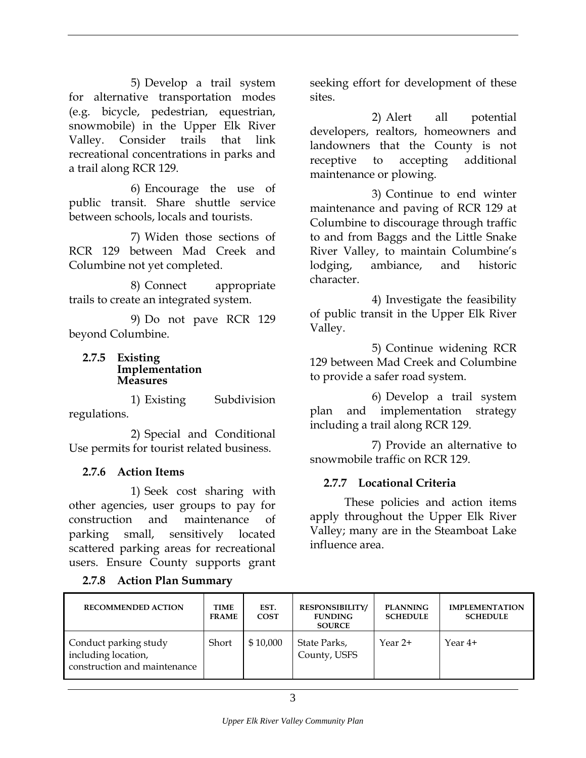5) Develop a trail system for alternative transportation modes (e.g. bicycle, pedestrian, equestrian, snowmobile) in the Upper Elk River Valley. Consider trails that link recreational concentrations in parks and a trail along RCR 129.

6) Encourage the use of public transit. Share shuttle service between schools, locals and tourists.

7) Widen those sections of RCR 129 between Mad Creek and Columbine not yet completed.

8) Connect appropriate trails to create an integrated system.

9) Do not pave RCR 129 beyond Columbine.

### 2.7.5 Existing Implementation Measures

1) Existing Subdivision regulations.

2) Special and Conditional Use permits for tourist related business.

### 2.7.6 Action Items

1) Seek cost sharing with other agencies, user groups to pay for construction and maintenance of parking small, sensitively located scattered parking areas for recreational users. Ensure County supports grant seeking effort for development of these sites.

2) Alert all potential developers, realtors, homeowners and landowners that the County is not receptive to accepting additional maintenance or plowing.

3) Continue to end winter maintenance and paving of RCR 129 at Columbine to discourage through traffic to and from Baggs and the Little Snake River Valley, to maintain Columbine's lodging, ambiance, and historic character.

4) Investigate the feasibility of public transit in the Upper Elk River Valley.

5) Continue widening RCR 129 between Mad Creek and Columbine to provide a safer road system.

6) Develop a trail system plan and implementation strategy including a trail along RCR 129.

7) Provide an alternative to snowmobile traffic on RCR 129.

### 2.7.7 Locational Criteria

These policies and action items apply throughout the Upper Elk River Valley; many are in the Steamboat Lake influence area.

### 2.7.8 Action Plan Summary

| RECOMMENDED ACTION | TIME FRAME | EST. COST | RESPONSIBILITY/ FUNDING SOURCE | PLANNING SCHEDULE | IMPLEMENTATION SCHEDULE |
|---|---|---|---|---|---|
| Conduct parking study including location, construction and maintenance | Short | $ 10,000 | State Parks, County, USFS | Year 2+ | Year 4+ |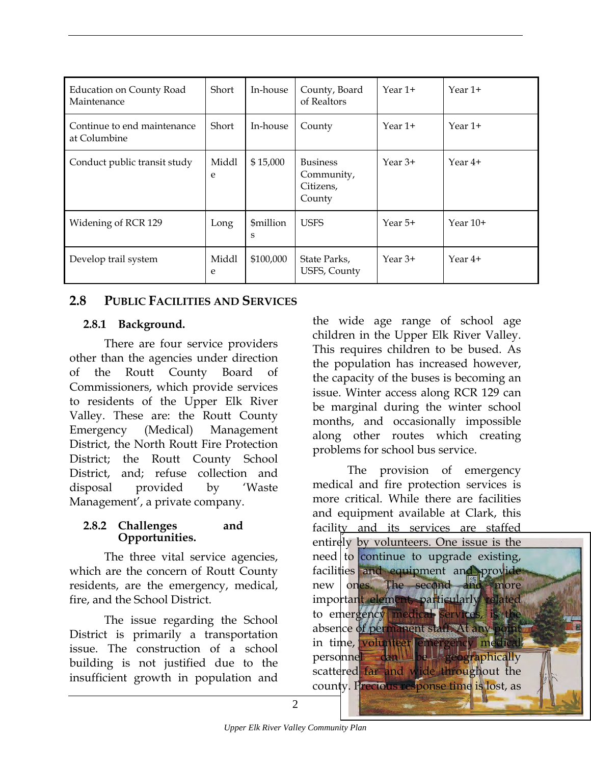| | | | | | |
|---|---|---|---|---|---|
| Education on County Road Maintenance | Short | In-house | County, Board of Realtors | Year 1+ | Year 1+ |
| Continue to end maintenance at Columbine | Short | In-house | County | Year 1+ | Year 1+ |
| Conduct public transit study | Middle | $ 15,000 | Business Community, Citizens, County | Year 3+ | Year 4+ |
| Widening of RCR 129 | Long | $millions | USFS | Year 5+ | Year 10+ |
| Develop trail system | Middle | $100,000 | State Parks, USFS, County | Year 3+ | Year 4+ |

## 2.8 PUBLIC FACILITIES AND SERVICES

### 2.8.1 Background.

There are four service providers other than the agencies under direction of the Routt County Board of Commissioners, which provide services to residents of the Upper Elk River Valley. These are: the Routt County Emergency (Medical) Management District, the North Routt Fire Protection District; the Routt County School District, and; refuse collection and disposal provided by 'Waste Management', a private company.

### 2.8.2 Challenges and Opportunities.

The three vital service agencies, which are the concern of Routt County residents, are the emergency, medical, fire, and the School District.

The issue regarding the School District is primarily a transportation issue. The construction of a school building is not justified due to the insufficient growth in population and the wide age range of school age children in the Upper Elk River Valley. This requires children to be bused. As the population has increased however, the capacity of the buses is becoming an issue. Winter access along RCR 129 can be marginal during the winter school months, and occasionally impossible along other routes which creating problems for school bus service.

The provision of emergency medical and fire protection services is more critical. While there are facilities and equipment available at Clark, this facility and its services are staffed entirely by volunteers. One issue is the need to continue to upgrade existing, facilities and equipment and provide new ones. The second and more important element, particularly related to emergency medical services, is the absence of permanent staff. At any point in time, volunteer emergency medical personnel can be geographically scattered far and wide throughout the county. Precious response time is lost, as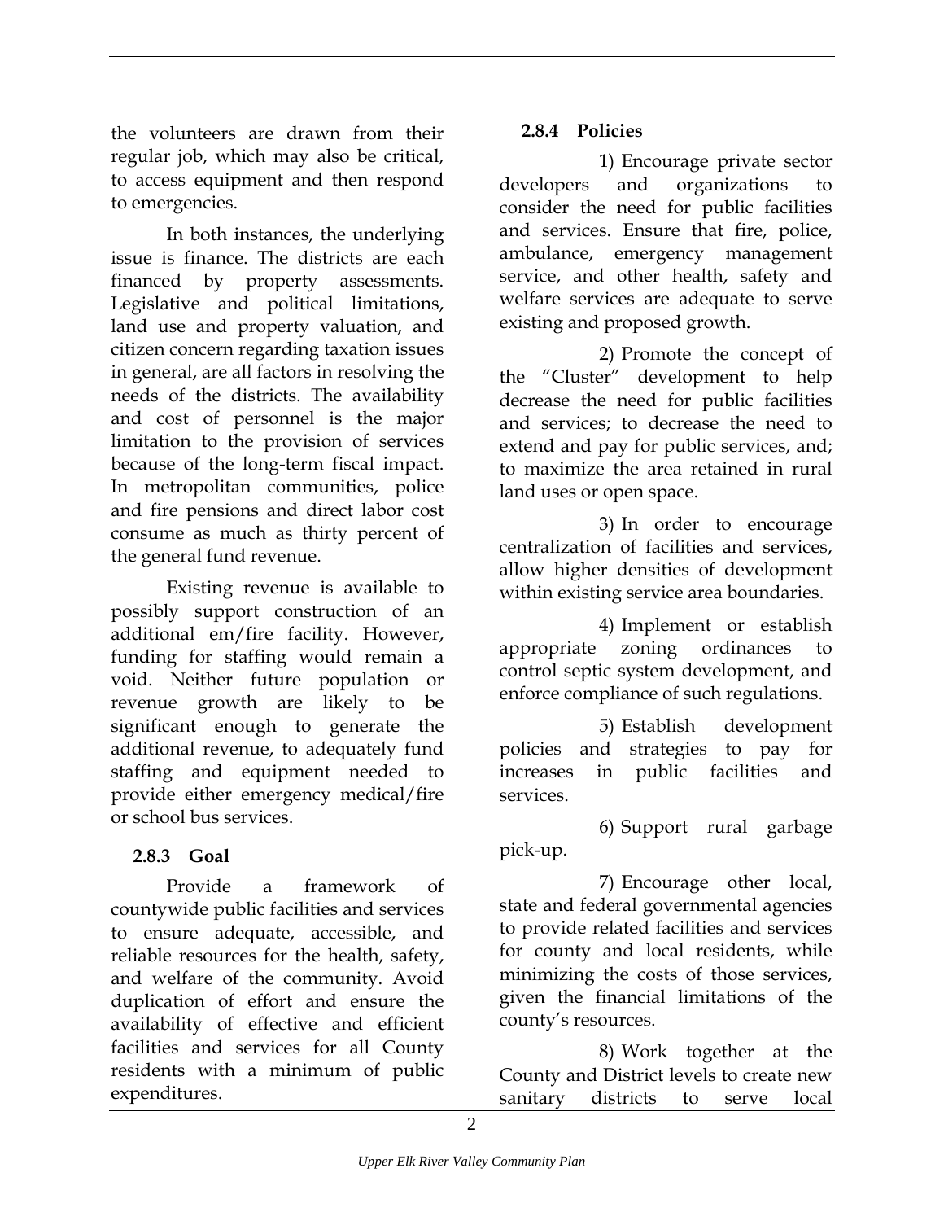the volunteers are drawn from their regular job, which may also be critical, to access equipment and then respond to emergencies.

In both instances, the underlying issue is finance. The districts are each financed by property assessments. Legislative and political limitations, land use and property valuation, and citizen concern regarding taxation issues in general, are all factors in resolving the needs of the districts. The availability and cost of personnel is the major limitation to the provision of services because of the long-term fiscal impact. In metropolitan communities, police and fire pensions and direct labor cost consume as much as thirty percent of the general fund revenue.

Existing revenue is available to possibly support construction of an additional em/fire facility. However, funding for staffing would remain a void. Neither future population or revenue growth are likely to be significant enough to generate the additional revenue, to adequately fund staffing and equipment needed to provide either emergency medical/fire or school bus services.

### 2.8.3 Goal

Provide a framework of countywide public facilities and services to ensure adequate, accessible, and reliable resources for the health, safety, and welfare of the community. Avoid duplication of effort and ensure the availability of effective and efficient facilities and services for all County residents with a minimum of public expenditures.

### 2.8.4 Policies

1) Encourage private sector developers and organizations to consider the need for public facilities and services. Ensure that fire, police, ambulance, emergency management service, and other health, safety and welfare services are adequate to serve existing and proposed growth.

2) Promote the concept of the "Cluster" development to help decrease the need for public facilities and services; to decrease the need to extend and pay for public services, and; to maximize the area retained in rural land uses or open space.

3) In order to encourage centralization of facilities and services, allow higher densities of development within existing service area boundaries.

4) Implement or establish appropriate zoning ordinances to control septic system development, and enforce compliance of such regulations.

5) Establish development policies and strategies to pay for increases in public facilities and services.

6) Support rural garbage pick-up.

7) Encourage other local, state and federal governmental agencies to provide related facilities and services for county and local residents, while minimizing the costs of those services, given the financial limitations of the county's resources.

8) Work together at the County and District levels to create new sanitary districts to serve local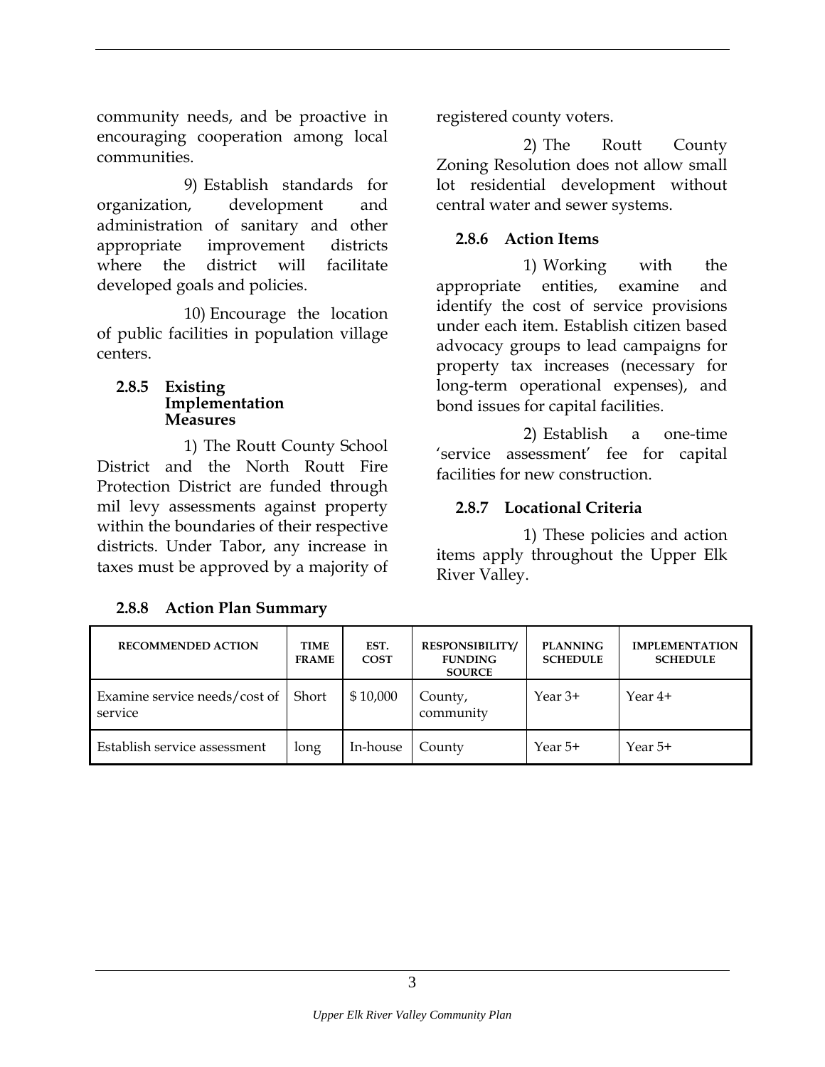community needs, and be proactive in encouraging cooperation among local communities.

9) Establish standards for organization, development and administration of sanitary and other appropriate improvement districts where the district will facilitate developed goals and policies.

10) Encourage the location of public facilities in population village centers.

### 2.8.5 Existing Implementation Measures

1) The Routt County School District and the North Routt Fire Protection District are funded through mil levy assessments against property within the boundaries of their respective districts. Under Tabor, any increase in taxes must be approved by a majority of registered county voters.

2) The Routt County Zoning Resolution does not allow small lot residential development without central water and sewer systems.

### 2.8.6 Action Items

1) Working with the appropriate entities, examine and identify the cost of service provisions under each item. Establish citizen based advocacy groups to lead campaigns for property tax increases (necessary for long-term operational expenses), and bond issues for capital facilities.

2) Establish a one-time 'service assessment' fee for capital facilities for new construction.

### 2.8.7 Locational Criteria

1) These policies and action items apply throughout the Upper Elk River Valley.

### 2.8.8 Action Plan Summary

| RECOMMENDED ACTION | TIME FRAME | EST. COST | RESPONSIBILITY/ FUNDING SOURCE | PLANNING SCHEDULE | IMPLEMENTATION SCHEDULE |
|---|---|---|---|---|---|
| Examine service needs/cost of service | Short | $ 10,000 | County, community | Year 3+ | Year 4+ |
| Establish service assessment | long | In-house | County | Year 5+ | Year 5+ |